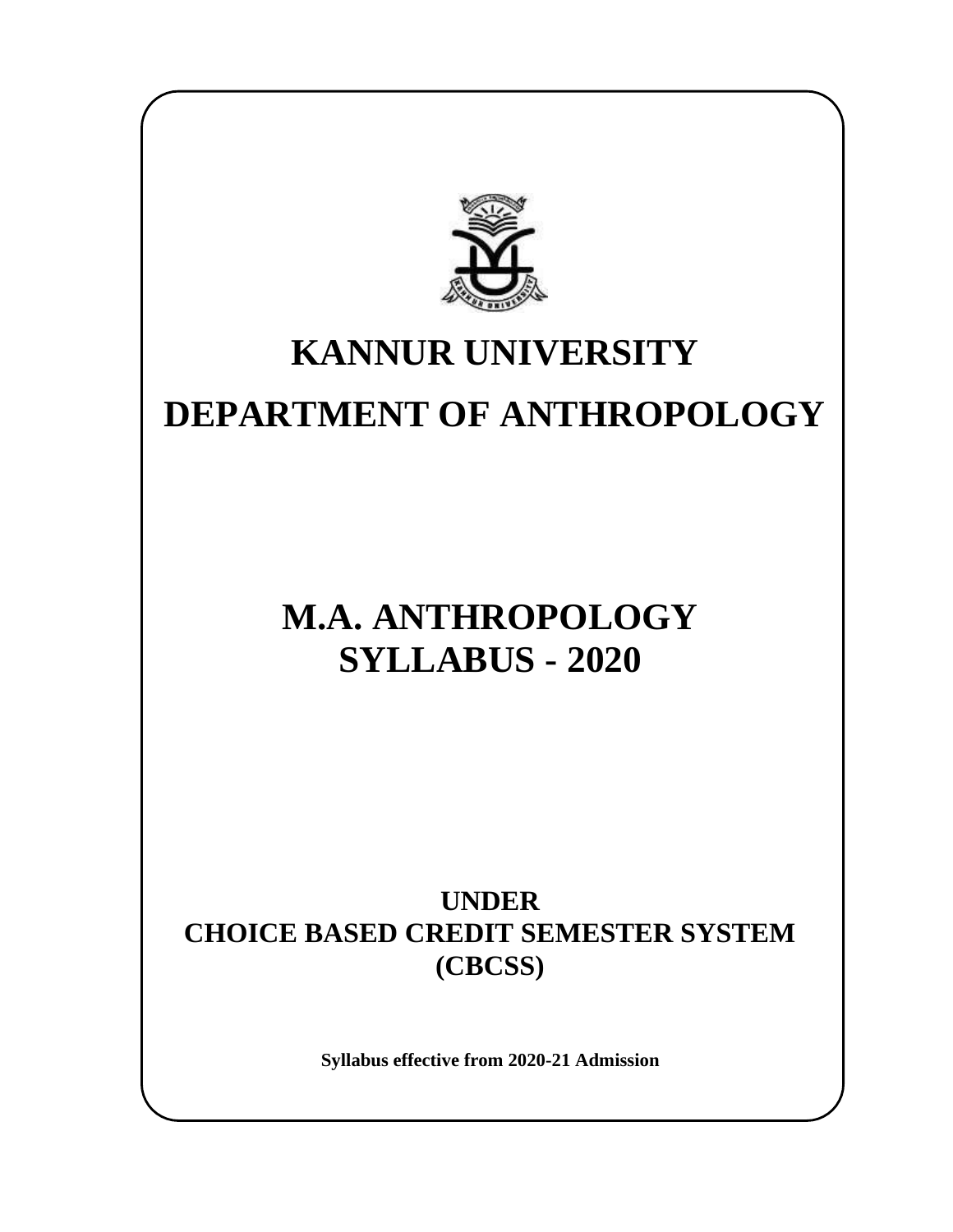# KANNUR UNIVERSITY

# DEPARTMENT OF ANTHROPOLOGY

# M.A. ANTHROPOLOGY
# SYLLABUS - 2020

## UNDER
## CHOICE BASED CREDIT SEMESTER SYSTEM
## (CBCSS)

**Syllabus effective from 2020-21 Admission**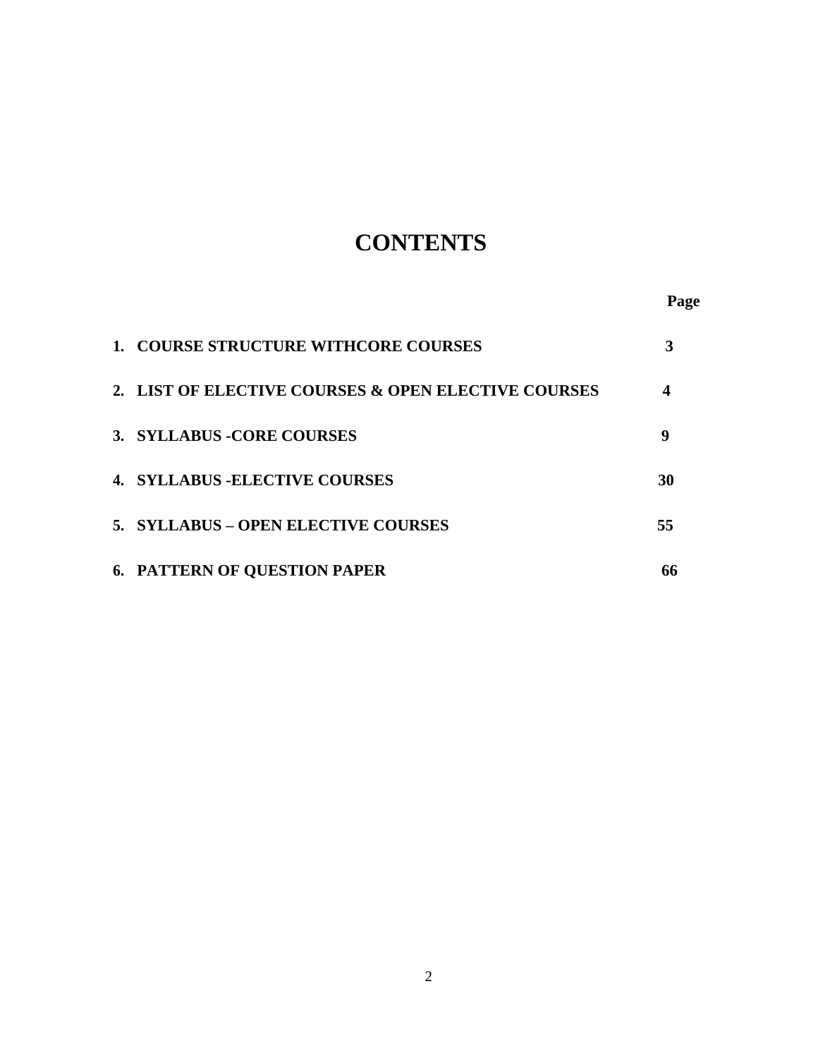# CONTENTS

| | Page |
|---|---|
| 1. COURSE STRUCTURE WITHCORE COURSES | 3 |
| 2. LIST OF ELECTIVE COURSES & OPEN ELECTIVE COURSES | 4 |
| 3. SYLLABUS -CORE COURSES | 9 |
| 4. SYLLABUS -ELECTIVE COURSES | 30 |
| 5. SYLLABUS – OPEN ELECTIVE COURSES | 55 |
| 6. PATTERN OF QUESTION PAPER | 66 |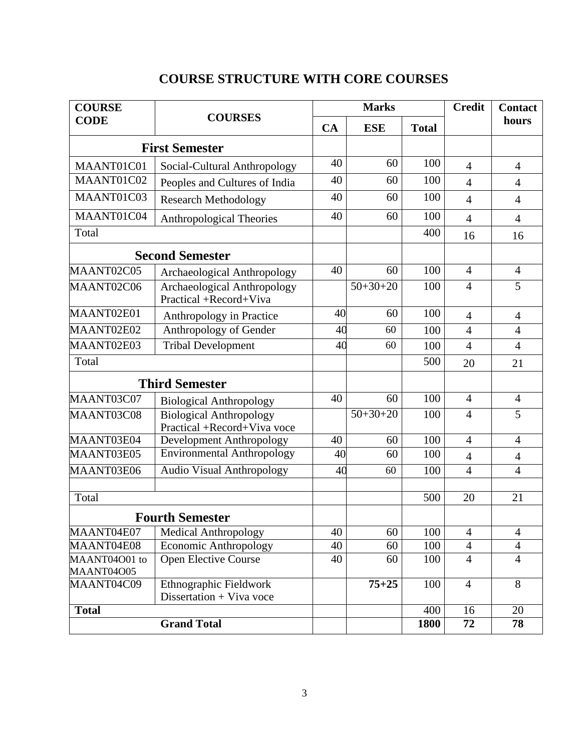# COURSE STRUCTURE WITH CORE COURSES

| COURSE CODE | COURSES | Marks | | | Credit | Contact hours |
|---|---|---|---|---|---|---|
| | | CA | ESE | Total | | |
| **First Semester** | | | | | | |
| MAANT01C01 | Social-Cultural Anthropology | 40 | 60 | 100 | 4 | 4 |
| MAANT01C02 | Peoples and Cultures of India | 40 | 60 | 100 | 4 | 4 |
| MAANT01C03 | Research Methodology | 40 | 60 | 100 | 4 | 4 |
| MAANT01C04 | Anthropological Theories | 40 | 60 | 100 | 4 | 4 |
| Total | | | | 400 | 16 | 16 |
| **Second Semester** | | | | | | |
| MAANT02C05 | Archaeological Anthropology | 40 | 60 | 100 | 4 | 4 |
| MAANT02C06 | Archaeological Anthropology Practical +Record+Viva | | 50+30+20 | 100 | 4 | 5 |
| MAANT02E01 | Anthropology in Practice | 40 | 60 | 100 | 4 | 4 |
| MAANT02E02 | Anthropology of Gender | 40 | 60 | 100 | 4 | 4 |
| MAANT02E03 | Tribal Development | 40 | 60 | 100 | 4 | 4 |
| Total | | | | 500 | 20 | 21 |
| **Third Semester** | | | | | | |
| MAANT03C07 | Biological Anthropology | 40 | 60 | 100 | 4 | 4 |
| MAANT03C08 | Biological Anthropology Practical +Record+Viva voce | | 50+30+20 | 100 | 4 | 5 |
| MAANT03E04 | Development Anthropology | 40 | 60 | 100 | 4 | 4 |
| MAANT03E05 | Environmental Anthropology | 40 | 60 | 100 | 4 | 4 |
| MAANT03E06 | Audio Visual Anthropology | 40 | 60 | 100 | 4 | 4 |
| | | | | | | |
| Total | | | | 500 | 20 | 21 |
| **Fourth Semester** | | | | | | |
| MAANT04E07 | Medical Anthropology | 40 | 60 | 100 | 4 | 4 |
| MAANT04E08 | Economic Anthropology | 40 | 60 | 100 | 4 | 4 |
| MAANT04O01 to MAANT04O05 | Open Elective Course | 40 | 60 | 100 | 4 | 4 |
| MAANT04C09 | Ethnographic Fieldwork Dissertation + Viva voce | | **75+25** | 100 | 4 | 8 |
| **Total** | | | | 400 | 16 | 20 |
| **Grand Total** | | | | **1800** | **72** | **78** |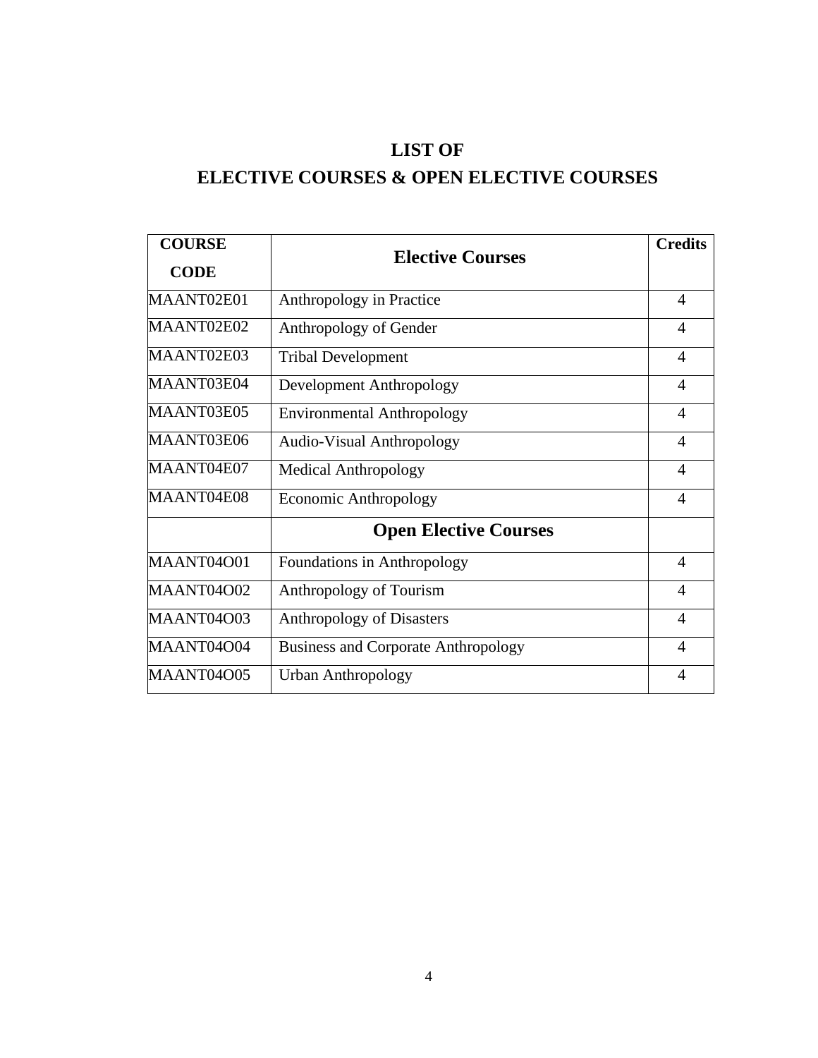# LIST OF
# ELECTIVE COURSES & OPEN ELECTIVE COURSES

| COURSE CODE | Elective Courses | Credits |
|---|---|---|
| MAANT02E01 | Anthropology in Practice | 4 |
| MAANT02E02 | Anthropology of Gender | 4 |
| MAANT02E03 | Tribal Development | 4 |
| MAANT03E04 | Development Anthropology | 4 |
| MAANT03E05 | Environmental Anthropology | 4 |
| MAANT03E06 | Audio-Visual Anthropology | 4 |
| MAANT04E07 | Medical Anthropology | 4 |
| MAANT04E08 | Economic Anthropology | 4 |
| | **Open Elective Courses** | |
| MAANT04O01 | Foundations in Anthropology | 4 |
| MAANT04O02 | Anthropology of Tourism | 4 |
| MAANT04O03 | Anthropology of Disasters | 4 |
| MAANT04O04 | Business and Corporate Anthropology | 4 |
| MAANT04O05 | Urban Anthropology | 4 |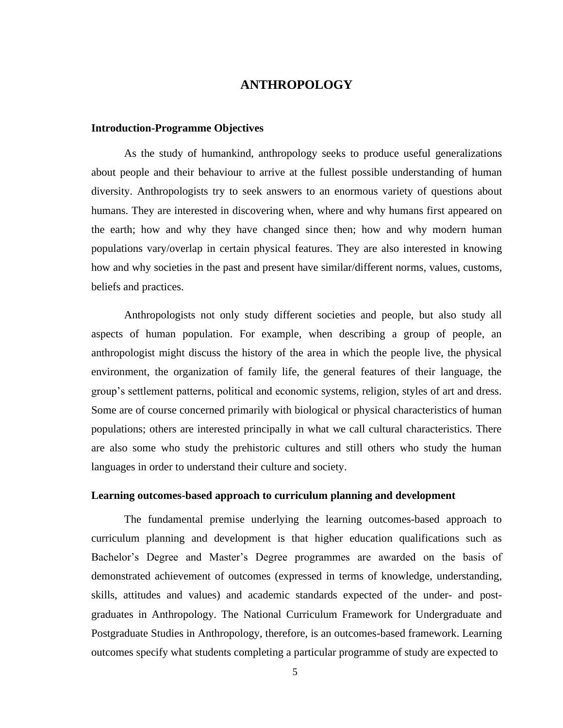# ANTHROPOLOGY

## Introduction-Programme Objectives

As the study of humankind, anthropology seeks to produce useful generalizations about people and their behaviour to arrive at the fullest possible understanding of human diversity. Anthropologists try to seek answers to an enormous variety of questions about humans. They are interested in discovering when, where and why humans first appeared on the earth; how and why they have changed since then; how and why modern human populations vary/overlap in certain physical features. They are also interested in knowing how and why societies in the past and present have similar/different norms, values, customs, beliefs and practices.

Anthropologists not only study different societies and people, but also study all aspects of human population. For example, when describing a group of people, an anthropologist might discuss the history of the area in which the people live, the physical environment, the organization of family life, the general features of their language, the group's settlement patterns, political and economic systems, religion, styles of art and dress. Some are of course concerned primarily with biological or physical characteristics of human populations; others are interested principally in what we call cultural characteristics. There are also some who study the prehistoric cultures and still others who study the human languages in order to understand their culture and society.

## Learning outcomes-based approach to curriculum planning and development

The fundamental premise underlying the learning outcomes-based approach to curriculum planning and development is that higher education qualifications such as Bachelor's Degree and Master's Degree programmes are awarded on the basis of demonstrated achievement of outcomes (expressed in terms of knowledge, understanding, skills, attitudes and values) and academic standards expected of the under- and post-graduates in Anthropology. The National Curriculum Framework for Undergraduate and Postgraduate Studies in Anthropology, therefore, is an outcomes-based framework. Learning outcomes specify what students completing a particular programme of study are expected to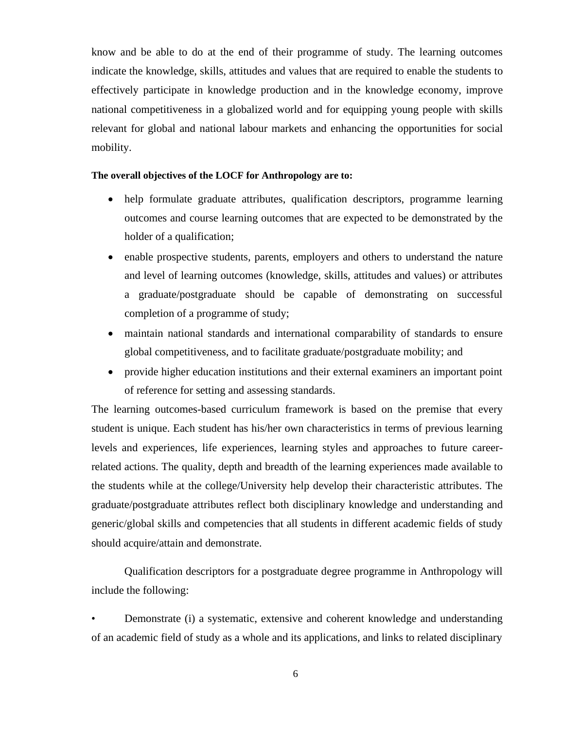know and be able to do at the end of their programme of study. The learning outcomes indicate the knowledge, skills, attitudes and values that are required to enable the students to effectively participate in knowledge production and in the knowledge economy, improve national competitiveness in a globalized world and for equipping young people with skills relevant for global and national labour markets and enhancing the opportunities for social mobility.

**The overall objectives of the LOCF for Anthropology are to:**

- help formulate graduate attributes, qualification descriptors, programme learning outcomes and course learning outcomes that are expected to be demonstrated by the holder of a qualification;
- enable prospective students, parents, employers and others to understand the nature and level of learning outcomes (knowledge, skills, attitudes and values) or attributes a graduate/postgraduate should be capable of demonstrating on successful completion of a programme of study;
- maintain national standards and international comparability of standards to ensure global competitiveness, and to facilitate graduate/postgraduate mobility; and
- provide higher education institutions and their external examiners an important point of reference for setting and assessing standards.

The learning outcomes-based curriculum framework is based on the premise that every student is unique. Each student has his/her own characteristics in terms of previous learning levels and experiences, life experiences, learning styles and approaches to future career-related actions. The quality, depth and breadth of the learning experiences made available to the students while at the college/University help develop their characteristic attributes. The graduate/postgraduate attributes reflect both disciplinary knowledge and understanding and generic/global skills and competencies that all students in different academic fields of study should acquire/attain and demonstrate.

Qualification descriptors for a postgraduate degree programme in Anthropology will include the following:

- Demonstrate (i) a systematic, extensive and coherent knowledge and understanding of an academic field of study as a whole and its applications, and links to related disciplinary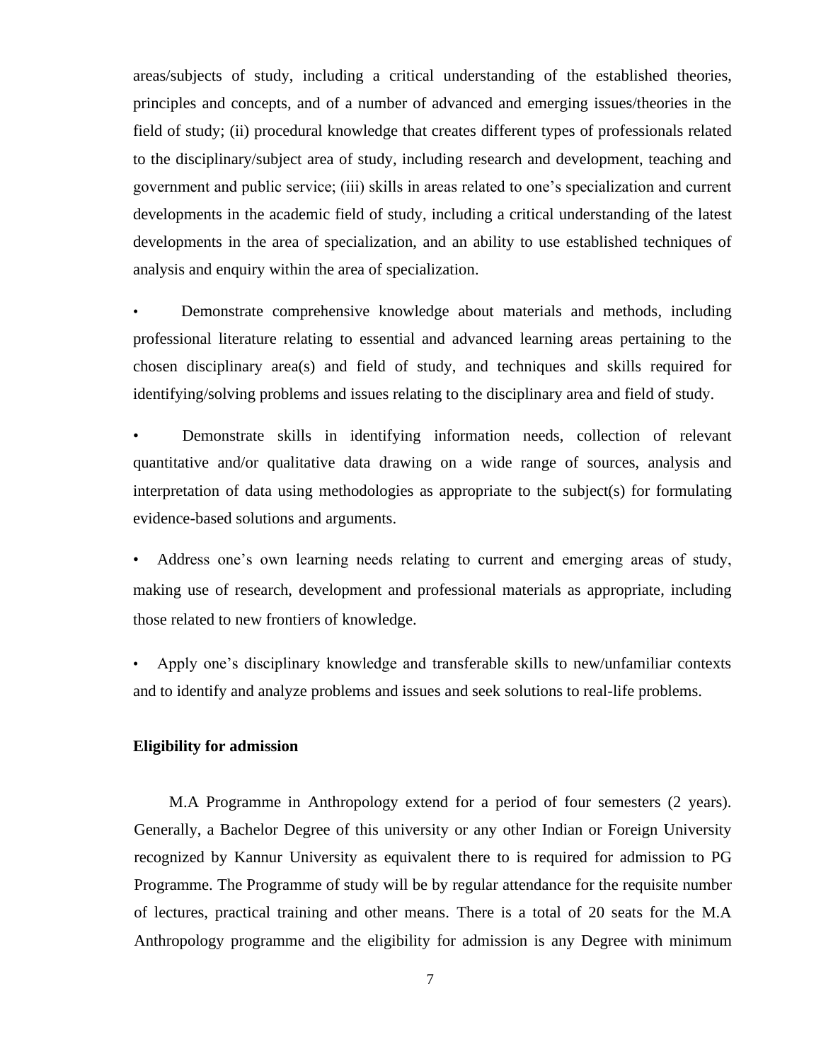areas/subjects of study, including a critical understanding of the established theories, principles and concepts, and of a number of advanced and emerging issues/theories in the field of study; (ii) procedural knowledge that creates different types of professionals related to the disciplinary/subject area of study, including research and development, teaching and government and public service; (iii) skills in areas related to one's specialization and current developments in the academic field of study, including a critical understanding of the latest developments in the area of specialization, and an ability to use established techniques of analysis and enquiry within the area of specialization.

- Demonstrate comprehensive knowledge about materials and methods, including professional literature relating to essential and advanced learning areas pertaining to the chosen disciplinary area(s) and field of study, and techniques and skills required for identifying/solving problems and issues relating to the disciplinary area and field of study.

- Demonstrate skills in identifying information needs, collection of relevant quantitative and/or qualitative data drawing on a wide range of sources, analysis and interpretation of data using methodologies as appropriate to the subject(s) for formulating evidence-based solutions and arguments.

- Address one's own learning needs relating to current and emerging areas of study, making use of research, development and professional materials as appropriate, including those related to new frontiers of knowledge.

- Apply one's disciplinary knowledge and transferable skills to new/unfamiliar contexts and to identify and analyze problems and issues and seek solutions to real-life problems.

**Eligibility for admission**

M.A Programme in Anthropology extend for a period of four semesters (2 years). Generally, a Bachelor Degree of this university or any other Indian or Foreign University recognized by Kannur University as equivalent there to is required for admission to PG Programme. The Programme of study will be by regular attendance for the requisite number of lectures, practical training and other means. There is a total of 20 seats for the M.A Anthropology programme and the eligibility for admission is any Degree with minimum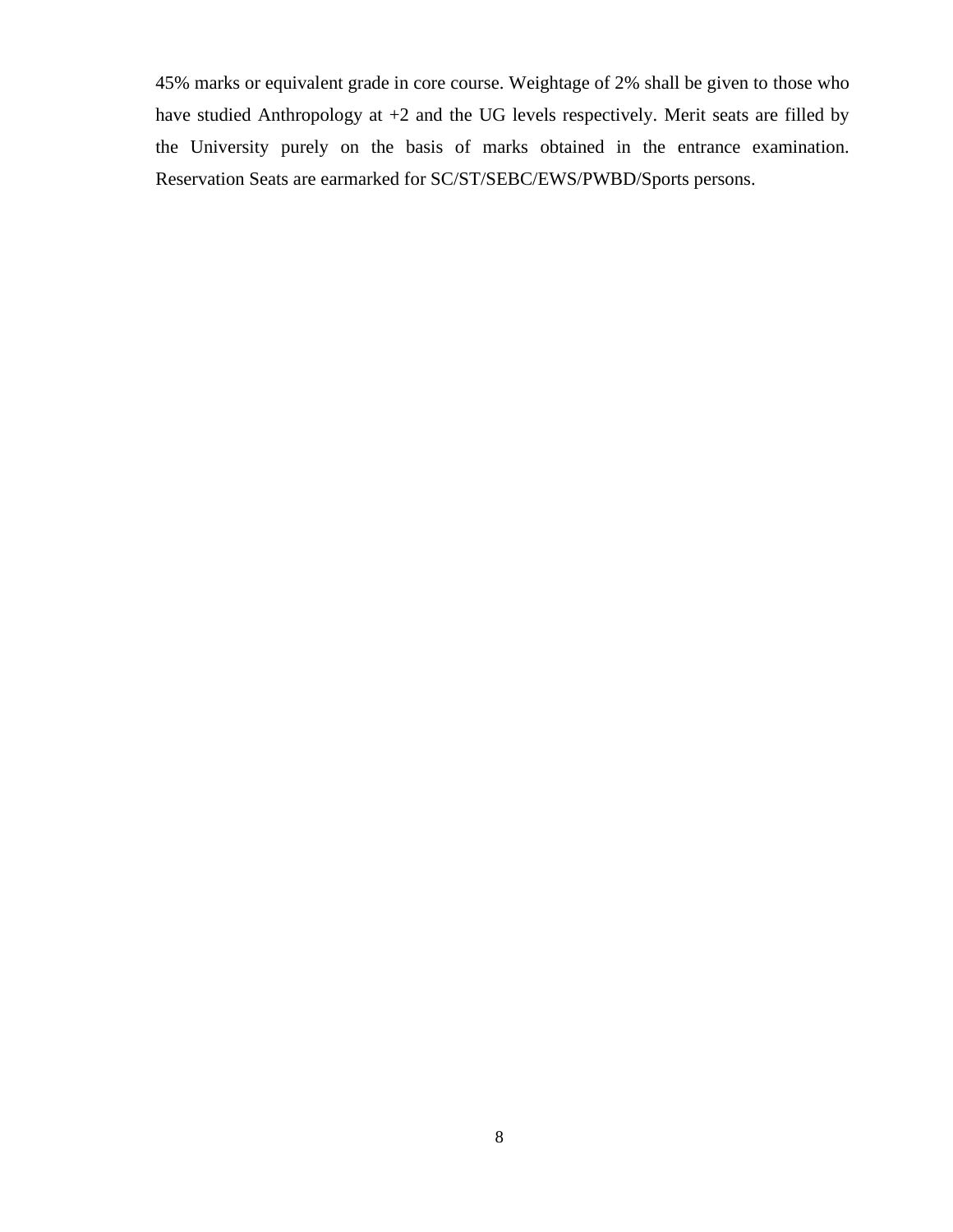45% marks or equivalent grade in core course. Weightage of 2% shall be given to those who have studied Anthropology at +2 and the UG levels respectively. Merit seats are filled by the University purely on the basis of marks obtained in the entrance examination. Reservation Seats are earmarked for SC/ST/SEBC/EWS/PWBD/Sports persons.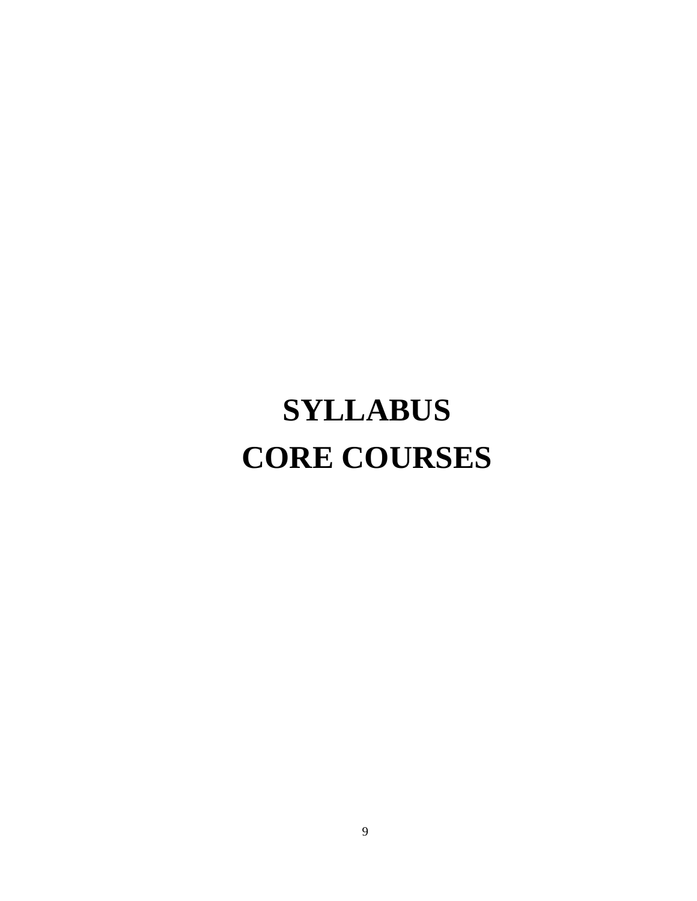# SYLLABUS
# CORE COURSES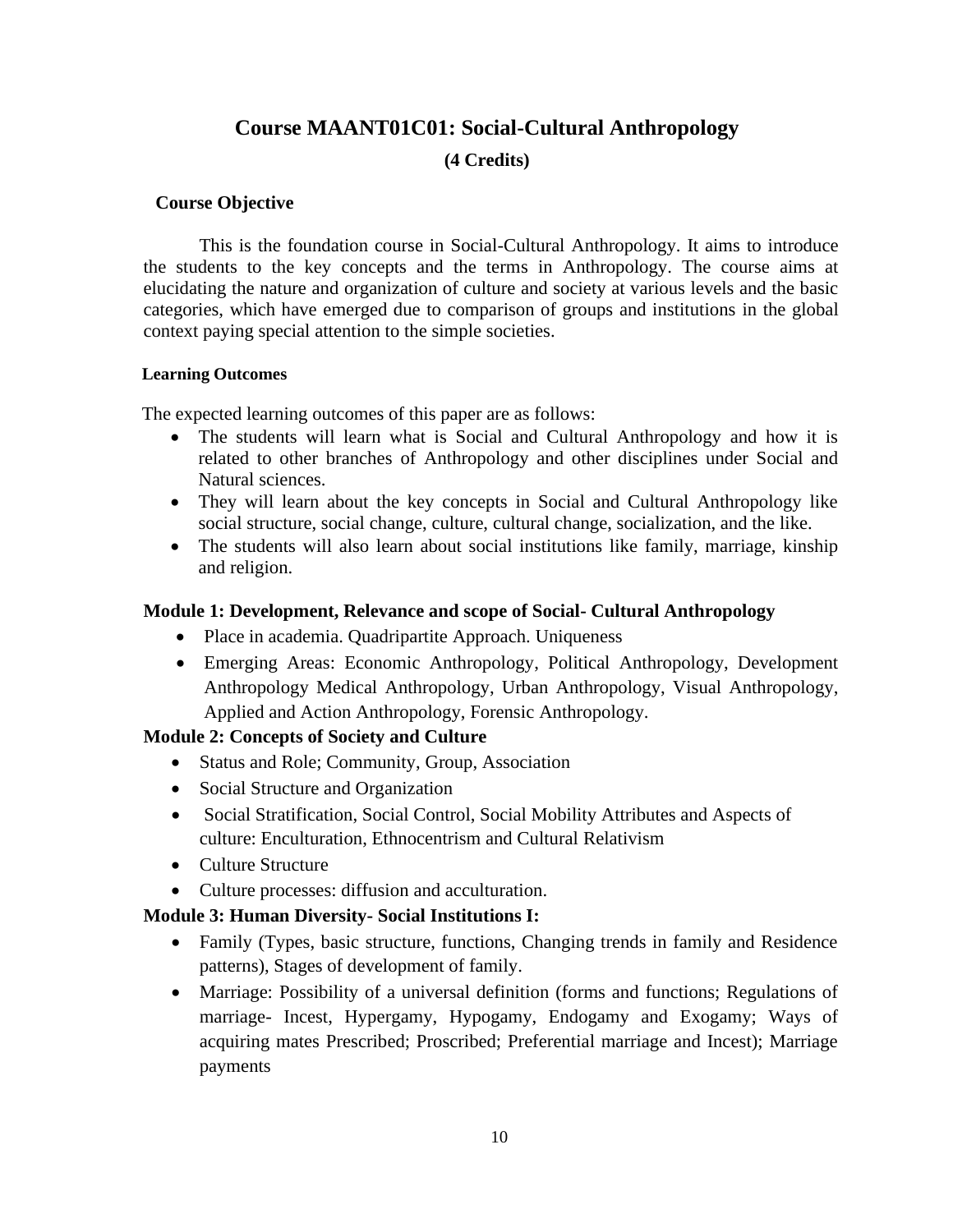# Course MAANT01C01: Social-Cultural Anthropology

**(4 Credits)**

**Course Objective**

This is the foundation course in Social-Cultural Anthropology. It aims to introduce the students to the key concepts and the terms in Anthropology. The course aims at elucidating the nature and organization of culture and society at various levels and the basic categories, which have emerged due to comparison of groups and institutions in the global context paying special attention to the simple societies.

**Learning Outcomes**

The expected learning outcomes of this paper are as follows:

- The students will learn what is Social and Cultural Anthropology and how it is related to other branches of Anthropology and other disciplines under Social and Natural sciences.
- They will learn about the key concepts in Social and Cultural Anthropology like social structure, social change, culture, cultural change, socialization, and the like.
- The students will also learn about social institutions like family, marriage, kinship and religion.

**Module 1: Development, Relevance and scope of Social- Cultural Anthropology**

- Place in academia. Quadripartite Approach. Uniqueness
- Emerging Areas: Economic Anthropology, Political Anthropology, Development Anthropology Medical Anthropology, Urban Anthropology, Visual Anthropology, Applied and Action Anthropology, Forensic Anthropology.

**Module 2: Concepts of Society and Culture**

- Status and Role; Community, Group, Association
- Social Structure and Organization
- Social Stratification, Social Control, Social Mobility Attributes and Aspects of culture: Enculturation, Ethnocentrism and Cultural Relativism
- Culture Structure
- Culture processes: diffusion and acculturation.

**Module 3: Human Diversity- Social Institutions I:**

- Family (Types, basic structure, functions, Changing trends in family and Residence patterns), Stages of development of family.
- Marriage: Possibility of a universal definition (forms and functions; Regulations of marriage- Incest, Hypergamy, Hypogamy, Endogamy and Exogamy; Ways of acquiring mates Prescribed; Proscribed; Preferential marriage and Incest); Marriage payments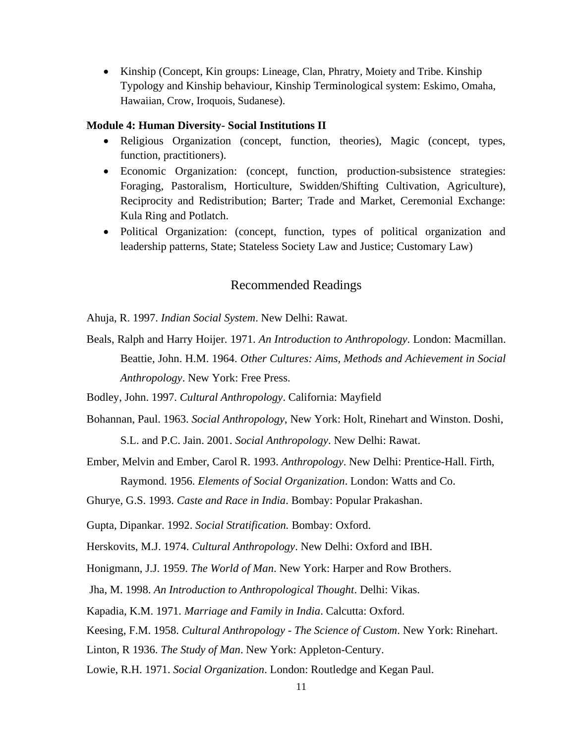- Kinship (Concept, Kin groups: Lineage, Clan, Phratry, Moiety and Tribe. Kinship Typology and Kinship behaviour, Kinship Terminological system: Eskimo, Omaha, Hawaiian, Crow, Iroquois, Sudanese).

**Module 4: Human Diversity- Social Institutions II**

- Religious Organization (concept, function, theories), Magic (concept, types, function, practitioners).
- Economic Organization: (concept, function, production-subsistence strategies: Foraging, Pastoralism, Horticulture, Swidden/Shifting Cultivation, Agriculture), Reciprocity and Redistribution; Barter; Trade and Market, Ceremonial Exchange: Kula Ring and Potlatch.
- Political Organization: (concept, function, types of political organization and leadership patterns, State; Stateless Society Law and Justice; Customary Law)

## Recommended Readings

Ahuja, R. 1997. *Indian Social System*. New Delhi: Rawat.

Beals, Ralph and Harry Hoijer. 1971. *An Introduction to Anthropology*. London: Macmillan.

Beattie, John. H.M. 1964. *Other Cultures: Aims, Methods and Achievement in Social Anthropology*. New York: Free Press.

Bodley, John. 1997. *Cultural Anthropology*. California: Mayfield

Bohannan, Paul. 1963. *Social Anthropology*, New York: Holt, Rinehart and Winston.

Doshi, S.L. and P.C. Jain. 2001. *Social Anthropology*. New Delhi: Rawat.

Ember, Melvin and Ember, Carol R. 1993. *Anthropology*. New Delhi: Prentice-Hall.

Firth, Raymond. 1956. *Elements of Social Organization*. London: Watts and Co.

Ghurye, G.S. 1993. *Caste and Race in India*. Bombay: Popular Prakashan.

Gupta, Dipankar. 1992. *Social Stratification.* Bombay: Oxford.

Herskovits, M.J. 1974. *Cultural Anthropology*. New Delhi: Oxford and IBH.

Honigmann, J.J. 1959. *The World of Man*. New York: Harper and Row Brothers.

Jha, M. 1998. *An Introduction to Anthropological Thought*. Delhi: Vikas.

Kapadia, K.M. 1971. *Marriage and Family in India*. Calcutta: Oxford.

Keesing, F.M. 1958. *Cultural Anthropology - The Science of Custom*. New York: Rinehart.

Linton, R 1936. *The Study of Man*. New York: Appleton-Century.

Lowie, R.H. 1971. *Social Organization*. London: Routledge and Kegan Paul.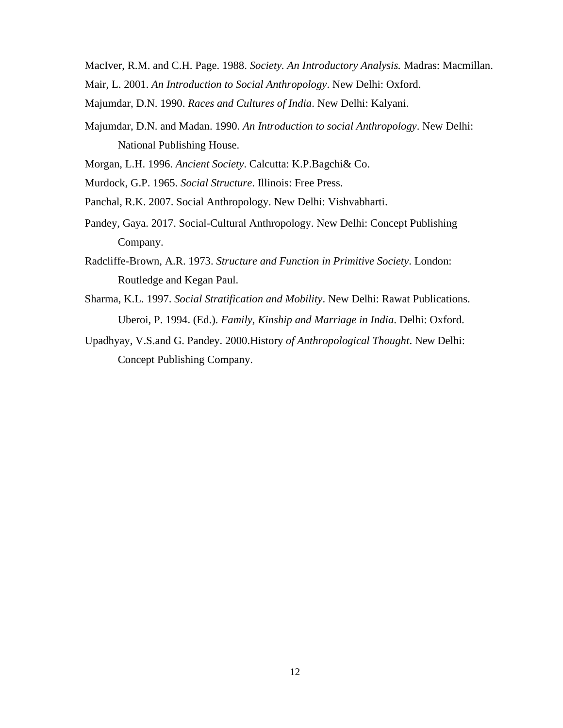MacIver, R.M. and C.H. Page. 1988. *Society. An Introductory Analysis.* Madras: Macmillan.

Mair, L. 2001. *An Introduction to Social Anthropology*. New Delhi: Oxford.

Majumdar, D.N. 1990. *Races and Cultures of India*. New Delhi: Kalyani.

Majumdar, D.N. and Madan. 1990. *An Introduction to social Anthropology*. New Delhi: National Publishing House.

Morgan, L.H. 1996. *Ancient Society*. Calcutta: K.P.Bagchi& Co.

Murdock, G.P. 1965. *Social Structure*. Illinois: Free Press.

Panchal, R.K. 2007. Social Anthropology. New Delhi: Vishvabharti.

Pandey, Gaya. 2017. Social-Cultural Anthropology. New Delhi: Concept Publishing Company.

Radcliffe-Brown, A.R. 1973. *Structure and Function in Primitive Society*. London: Routledge and Kegan Paul.

Sharma, K.L. 1997. *Social Stratification and Mobility*. New Delhi: Rawat Publications.

Uberoi, P. 1994. (Ed.). *Family, Kinship and Marriage in India*. Delhi: Oxford.

Upadhyay, V.S.and G. Pandey. 2000.History *of Anthropological Thought*. New Delhi: Concept Publishing Company.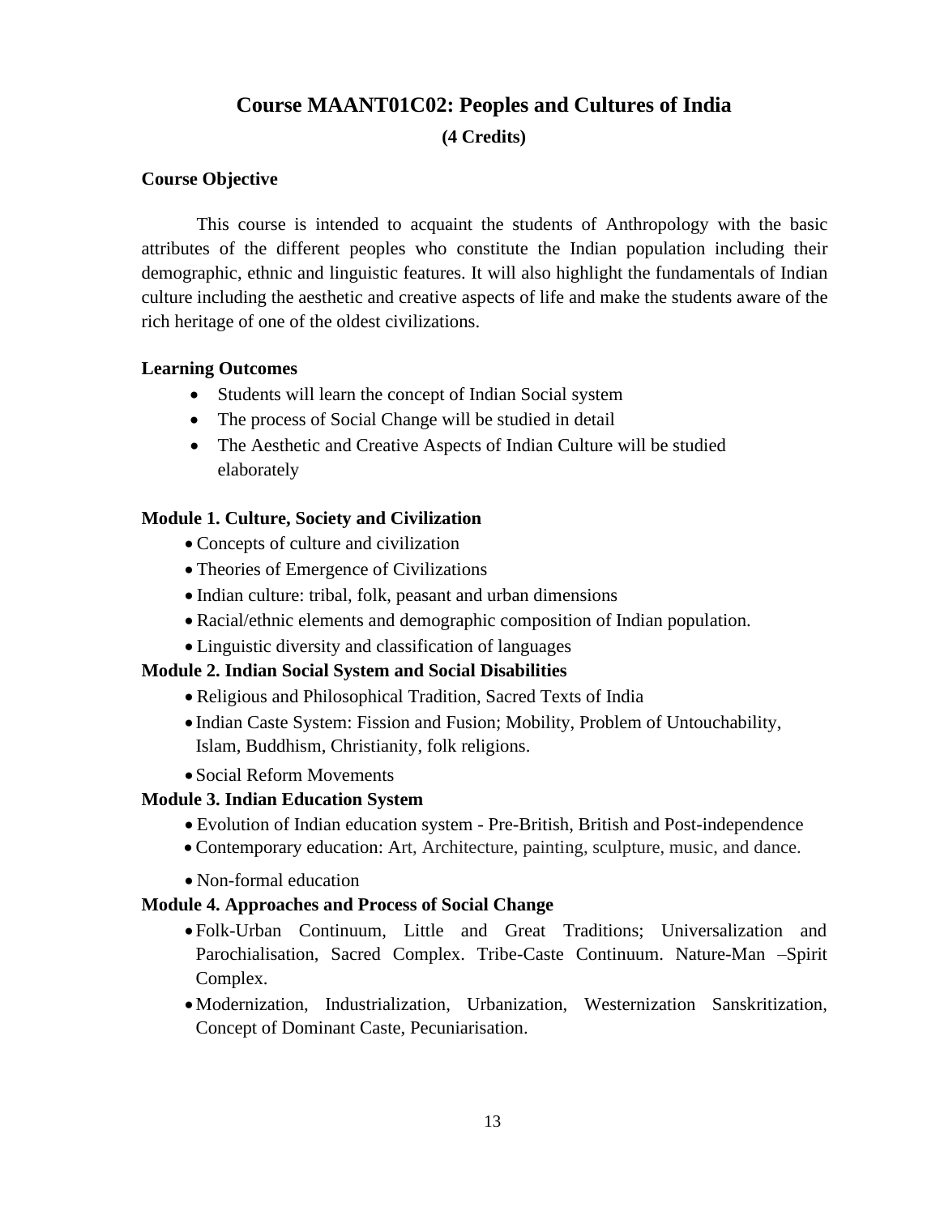# Course MAANT01C02: Peoples and Cultures of India

**(4 Credits)**

**Course Objective**

This course is intended to acquaint the students of Anthropology with the basic attributes of the different peoples who constitute the Indian population including their demographic, ethnic and linguistic features. It will also highlight the fundamentals of Indian culture including the aesthetic and creative aspects of life and make the students aware of the rich heritage of one of the oldest civilizations.

**Learning Outcomes**

- Students will learn the concept of Indian Social system
- The process of Social Change will be studied in detail
- The Aesthetic and Creative Aspects of Indian Culture will be studied elaborately

**Module 1. Culture, Society and Civilization**

- Concepts of culture and civilization
- Theories of Emergence of Civilizations
- Indian culture: tribal, folk, peasant and urban dimensions
- Racial/ethnic elements and demographic composition of Indian population.
- Linguistic diversity and classification of languages

**Module 2. Indian Social System and Social Disabilities**

- Religious and Philosophical Tradition, Sacred Texts of India
- Indian Caste System: Fission and Fusion; Mobility, Problem of Untouchability, Islam, Buddhism, Christianity, folk religions.
- Social Reform Movements

**Module 3. Indian Education System**

- Evolution of Indian education system - Pre-British, British and Post-independence
- Contemporary education: Art, Architecture, painting, sculpture, music, and dance.
- Non-formal education

**Module 4. Approaches and Process of Social Change**

- Folk-Urban Continuum, Little and Great Traditions; Universalization and Parochialisation, Sacred Complex. Tribe-Caste Continuum. Nature-Man –Spirit Complex.
- Modernization, Industrialization, Urbanization, Westernization Sanskritization, Concept of Dominant Caste, Pecuniarisation.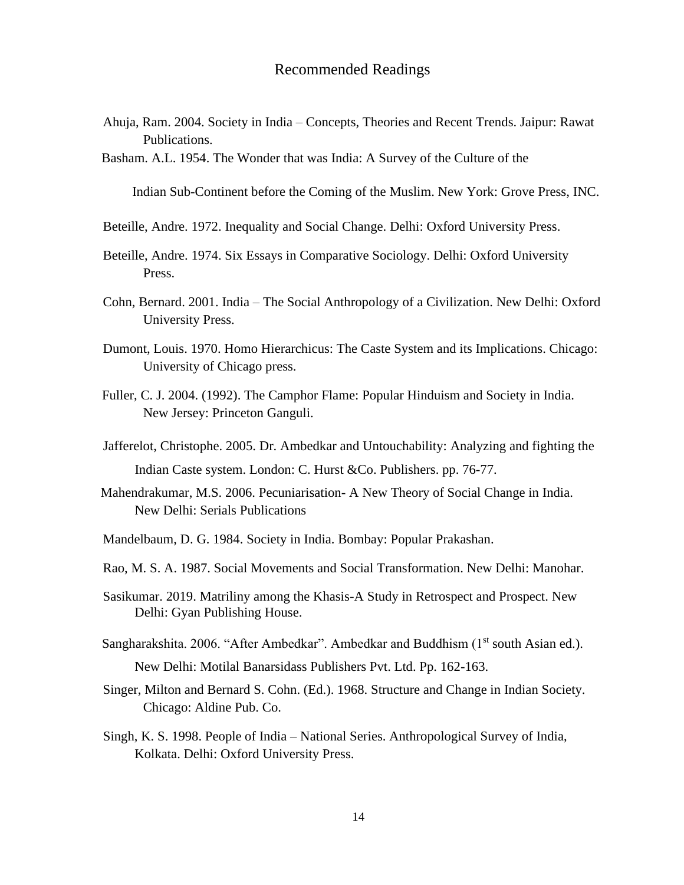## Recommended Readings

Ahuja, Ram. 2004. Society in India – Concepts, Theories and Recent Trends. Jaipur: Rawat Publications.

Basham. A.L. 1954. The Wonder that was India: A Survey of the Culture of the Indian Sub-Continent before the Coming of the Muslim. New York: Grove Press, INC.

Beteille, Andre. 1972. Inequality and Social Change. Delhi: Oxford University Press.

Beteille, Andre. 1974. Six Essays in Comparative Sociology. Delhi: Oxford University Press.

Cohn, Bernard. 2001. India – The Social Anthropology of a Civilization. New Delhi: Oxford University Press.

Dumont, Louis. 1970. Homo Hierarchicus: The Caste System and its Implications. Chicago: University of Chicago press.

Fuller, C. J. 2004. (1992). The Camphor Flame: Popular Hinduism and Society in India. New Jersey: Princeton Ganguli.

Jafferelot, Christophe. 2005. Dr. Ambedkar and Untouchability: Analyzing and fighting the Indian Caste system. London: C. Hurst &Co. Publishers. pp. 76-77.

Mahendrakumar, M.S. 2006. Pecuniarisation- A New Theory of Social Change in India. New Delhi: Serials Publications

Mandelbaum, D. G. 1984. Society in India. Bombay: Popular Prakashan.

Rao, M. S. A. 1987. Social Movements and Social Transformation. New Delhi: Manohar.

Sasikumar. 2019. Matriliny among the Khasis-A Study in Retrospect and Prospect. New Delhi: Gyan Publishing House.

Sangharakshita. 2006. "After Ambedkar". Ambedkar and Buddhism (1st south Asian ed.). New Delhi: Motilal Banarsidass Publishers Pvt. Ltd. Pp. 162-163.

Singer, Milton and Bernard S. Cohn. (Ed.). 1968. Structure and Change in Indian Society. Chicago: Aldine Pub. Co.

Singh, K. S. 1998. People of India – National Series. Anthropological Survey of India, Kolkata. Delhi: Oxford University Press.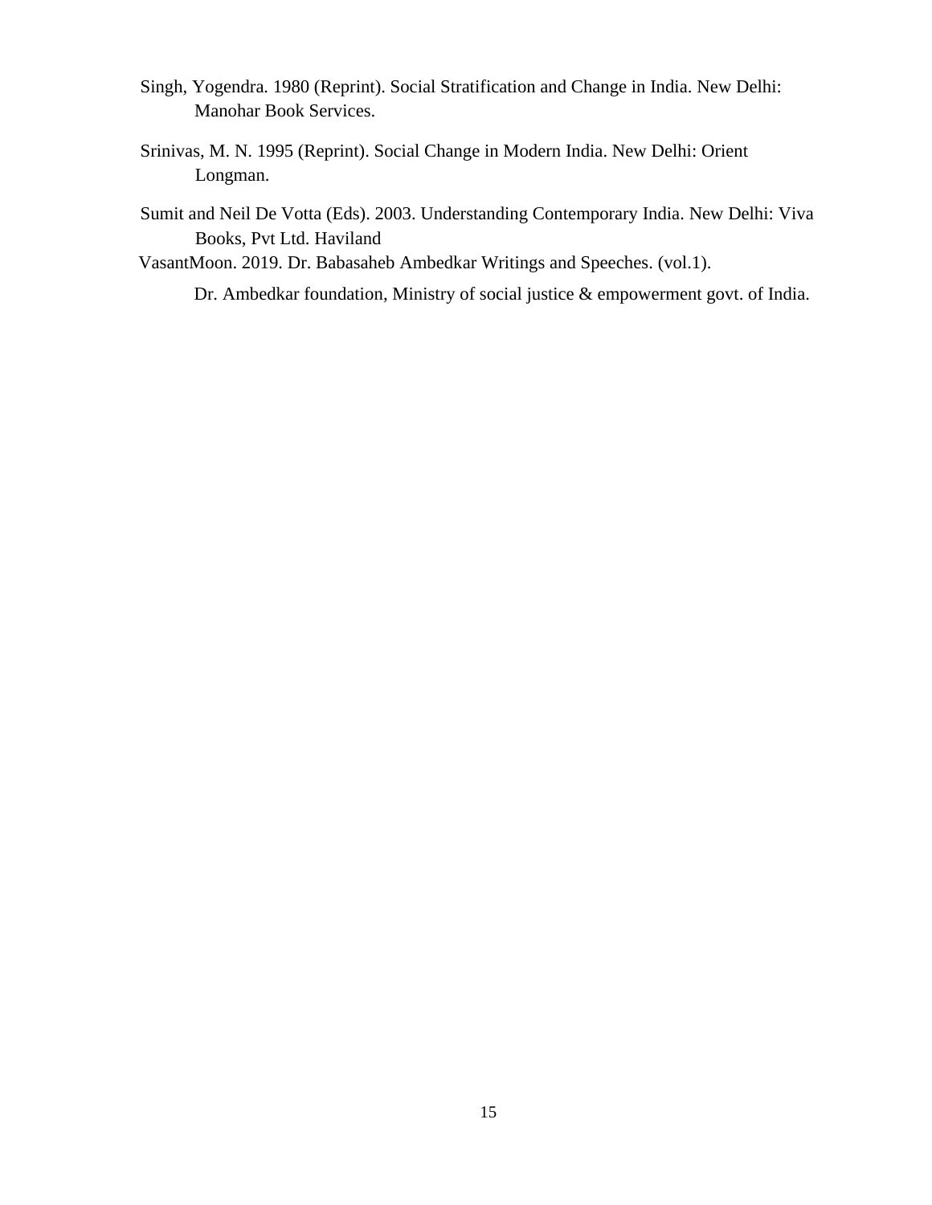Singh, Yogendra. 1980 (Reprint). Social Stratification and Change in India. New Delhi: Manohar Book Services.

Srinivas, M. N. 1995 (Reprint). Social Change in Modern India. New Delhi: Orient Longman.

Sumit and Neil De Votta (Eds). 2003. Understanding Contemporary India. New Delhi: Viva Books, Pvt Ltd. Haviland

VasantMoon. 2019. Dr. Babasaheb Ambedkar Writings and Speeches. (vol.1). Dr. Ambedkar foundation, Ministry of social justice & empowerment govt. of India.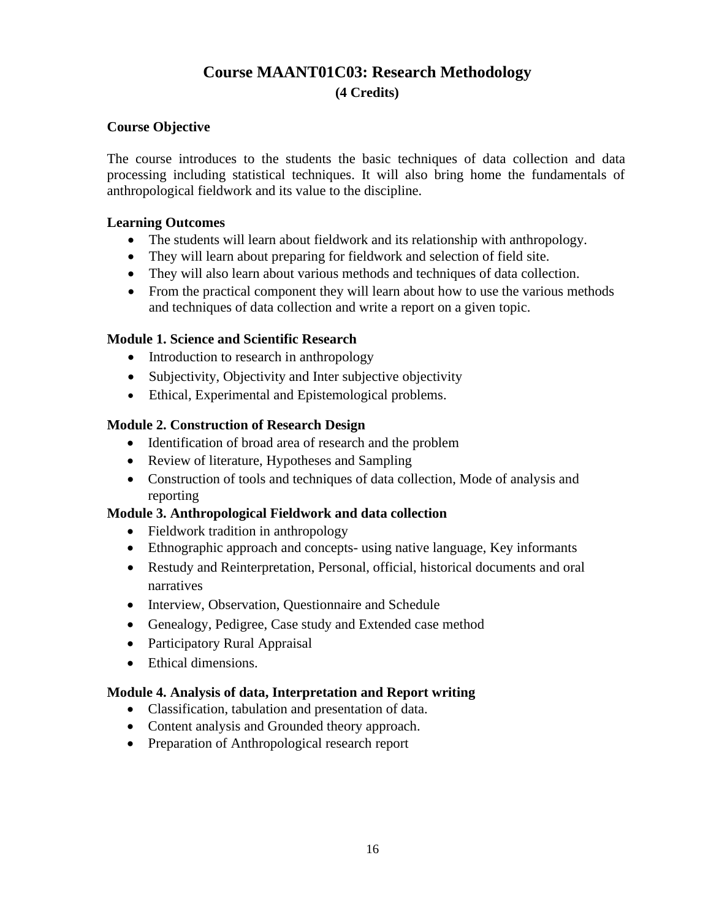# Course MAANT01C03: Research Methodology

**(4 Credits)**

### Course Objective

The course introduces to the students the basic techniques of data collection and data processing including statistical techniques. It will also bring home the fundamentals of anthropological fieldwork and its value to the discipline.

### Learning Outcomes

- The students will learn about fieldwork and its relationship with anthropology.
- They will learn about preparing for fieldwork and selection of field site.
- They will also learn about various methods and techniques of data collection.
- From the practical component they will learn about how to use the various methods and techniques of data collection and write a report on a given topic.

### Module 1. Science and Scientific Research

- Introduction to research in anthropology
- Subjectivity, Objectivity and Inter subjective objectivity
- Ethical, Experimental and Epistemological problems.

### Module 2. Construction of Research Design

- Identification of broad area of research and the problem
- Review of literature, Hypotheses and Sampling
- Construction of tools and techniques of data collection, Mode of analysis and reporting

### Module 3. Anthropological Fieldwork and data collection

- Fieldwork tradition in anthropology
- Ethnographic approach and concepts- using native language, Key informants
- Restudy and Reinterpretation, Personal, official, historical documents and oral narratives
- Interview, Observation, Questionnaire and Schedule
- Genealogy, Pedigree, Case study and Extended case method
- Participatory Rural Appraisal
- Ethical dimensions.

### Module 4. Analysis of data, Interpretation and Report writing

- Classification, tabulation and presentation of data.
- Content analysis and Grounded theory approach.
- Preparation of Anthropological research report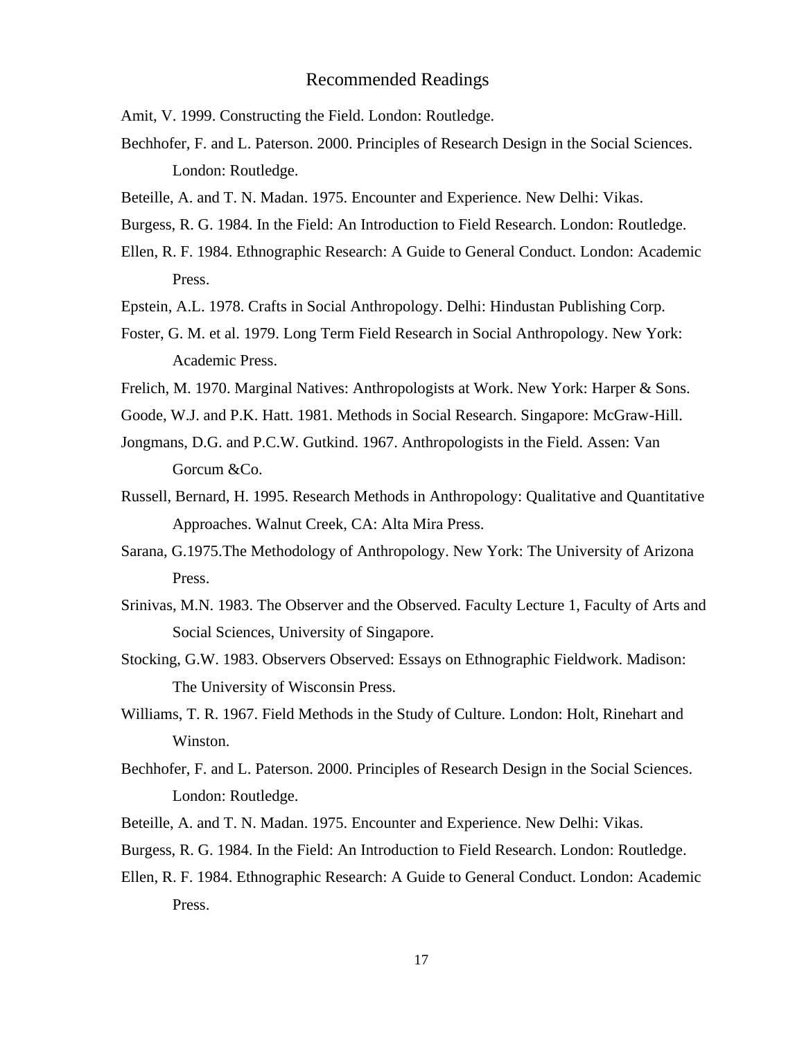## Recommended Readings

Amit, V. 1999. Constructing the Field. London: Routledge.

Bechhofer, F. and L. Paterson. 2000. Principles of Research Design in the Social Sciences. London: Routledge.

Beteille, A. and T. N. Madan. 1975. Encounter and Experience. New Delhi: Vikas.

Burgess, R. G. 1984. In the Field: An Introduction to Field Research. London: Routledge.

Ellen, R. F. 1984. Ethnographic Research: A Guide to General Conduct. London: Academic Press.

Epstein, A.L. 1978. Crafts in Social Anthropology. Delhi: Hindustan Publishing Corp.

Foster, G. M. et al. 1979. Long Term Field Research in Social Anthropology. New York: Academic Press.

Frelich, M. 1970. Marginal Natives: Anthropologists at Work. New York: Harper & Sons.

Goode, W.J. and P.K. Hatt. 1981. Methods in Social Research. Singapore: McGraw-Hill.

Jongmans, D.G. and P.C.W. Gutkind. 1967. Anthropologists in the Field. Assen: Van Gorcum &Co.

Russell, Bernard, H. 1995. Research Methods in Anthropology: Qualitative and Quantitative Approaches. Walnut Creek, CA: Alta Mira Press.

Sarana, G.1975.The Methodology of Anthropology. New York: The University of Arizona Press.

Srinivas, M.N. 1983. The Observer and the Observed. Faculty Lecture 1, Faculty of Arts and Social Sciences, University of Singapore.

Stocking, G.W. 1983. Observers Observed: Essays on Ethnographic Fieldwork. Madison: The University of Wisconsin Press.

Williams, T. R. 1967. Field Methods in the Study of Culture. London: Holt, Rinehart and Winston.

Bechhofer, F. and L. Paterson. 2000. Principles of Research Design in the Social Sciences. London: Routledge.

Beteille, A. and T. N. Madan. 1975. Encounter and Experience. New Delhi: Vikas.

Burgess, R. G. 1984. In the Field: An Introduction to Field Research. London: Routledge.

Ellen, R. F. 1984. Ethnographic Research: A Guide to General Conduct. London: Academic Press.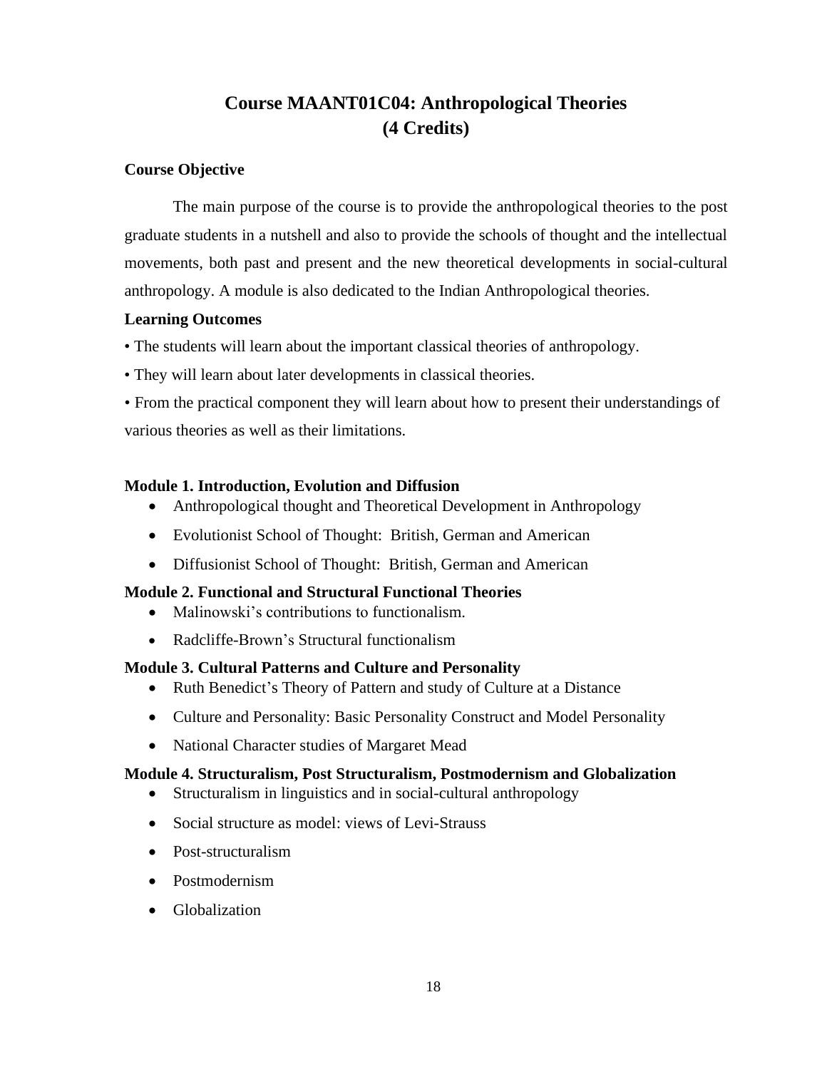# Course MAANT01C04: Anthropological Theories (4 Credits)

**Course Objective**

The main purpose of the course is to provide the anthropological theories to the post graduate students in a nutshell and also to provide the schools of thought and the intellectual movements, both past and present and the new theoretical developments in social-cultural anthropology. A module is also dedicated to the Indian Anthropological theories.

**Learning Outcomes**

• The students will learn about the important classical theories of anthropology.

• They will learn about later developments in classical theories.

• From the practical component they will learn about how to present their understandings of various theories as well as their limitations.

**Module 1. Introduction, Evolution and Diffusion**

- Anthropological thought and Theoretical Development in Anthropology
- Evolutionist School of Thought: British, German and American
- Diffusionist School of Thought: British, German and American

**Module 2. Functional and Structural Functional Theories**

- Malinowski's contributions to functionalism.
- Radcliffe-Brown's Structural functionalism

**Module 3. Cultural Patterns and Culture and Personality**

- Ruth Benedict's Theory of Pattern and study of Culture at a Distance
- Culture and Personality: Basic Personality Construct and Model Personality
- National Character studies of Margaret Mead

**Module 4. Structuralism, Post Structuralism, Postmodernism and Globalization**

- Structuralism in linguistics and in social-cultural anthropology
- Social structure as model: views of Levi-Strauss
- Post-structuralism
- Postmodernism
- Globalization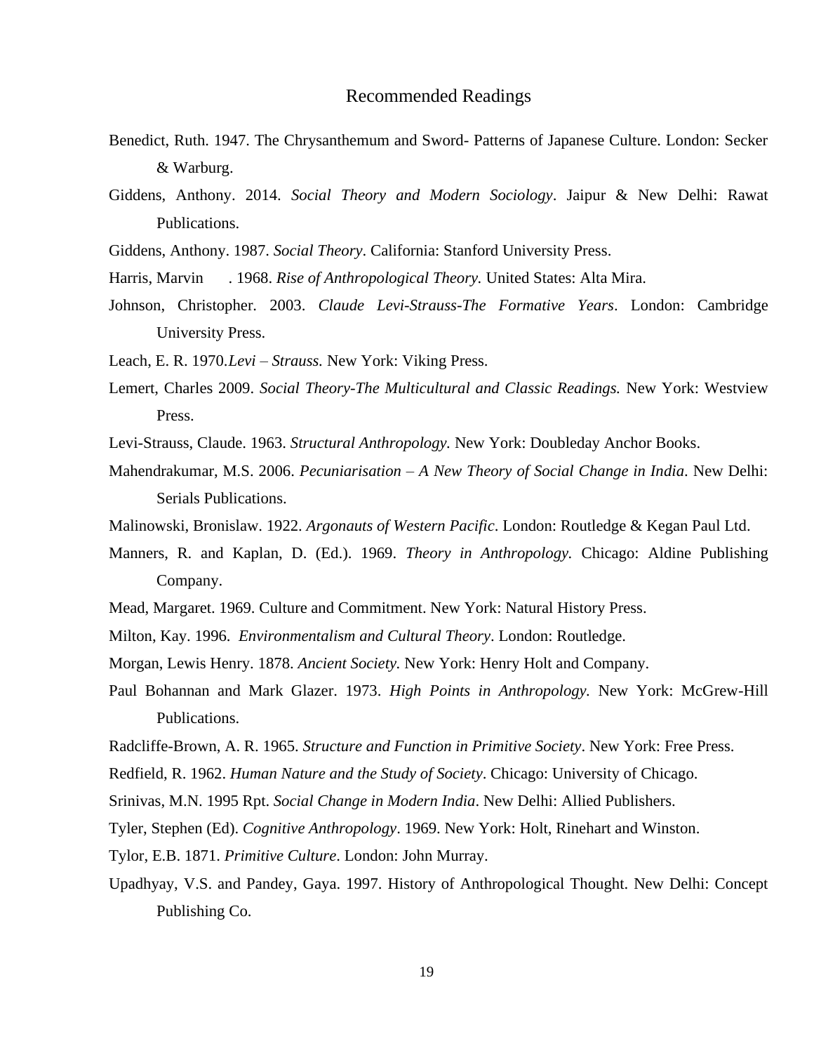## Recommended Readings

Benedict, Ruth. 1947. The Chrysanthemum and Sword- Patterns of Japanese Culture. London: Secker & Warburg.

Giddens, Anthony. 2014. *Social Theory and Modern Sociology*. Jaipur & New Delhi: Rawat Publications.

Giddens, Anthony. 1987. *Social Theory*. California: Stanford University Press.

Harris, Marvin . 1968. *Rise of Anthropological Theory.* United States: Alta Mira.

Johnson, Christopher. 2003. *Claude Levi-Strauss-The Formative Years*. London: Cambridge University Press.

Leach, E. R. 1970.*Levi – Strauss.* New York: Viking Press.

Lemert, Charles 2009. *Social Theory-The Multicultural and Classic Readings.* New York: Westview Press.

Levi-Strauss, Claude. 1963. *Structural Anthropology.* New York: Doubleday Anchor Books.

Mahendrakumar, M.S. 2006. *Pecuniarisation – A New Theory of Social Change in India*. New Delhi: Serials Publications.

Malinowski, Bronislaw. 1922. *Argonauts of Western Pacific*. London: Routledge & Kegan Paul Ltd.

Manners, R. and Kaplan, D. (Ed.). 1969. *Theory in Anthropology.* Chicago: Aldine Publishing Company.

Mead, Margaret. 1969. Culture and Commitment. New York: Natural History Press.

Milton, Kay. 1996. *Environmentalism and Cultural Theory*. London: Routledge.

Morgan, Lewis Henry. 1878. *Ancient Society.* New York: Henry Holt and Company.

Paul Bohannan and Mark Glazer. 1973. *High Points in Anthropology.* New York: McGrew-Hill Publications.

Radcliffe-Brown, A. R. 1965. *Structure and Function in Primitive Society*. New York: Free Press.

Redfield, R. 1962. *Human Nature and the Study of Society*. Chicago: University of Chicago.

Srinivas, M.N. 1995 Rpt. *Social Change in Modern India*. New Delhi: Allied Publishers.

Tyler, Stephen (Ed). *Cognitive Anthropology*. 1969. New York: Holt, Rinehart and Winston.

Tylor, E.B. 1871. *Primitive Culture*. London: John Murray.

Upadhyay, V.S. and Pandey, Gaya. 1997. History of Anthropological Thought. New Delhi: Concept Publishing Co.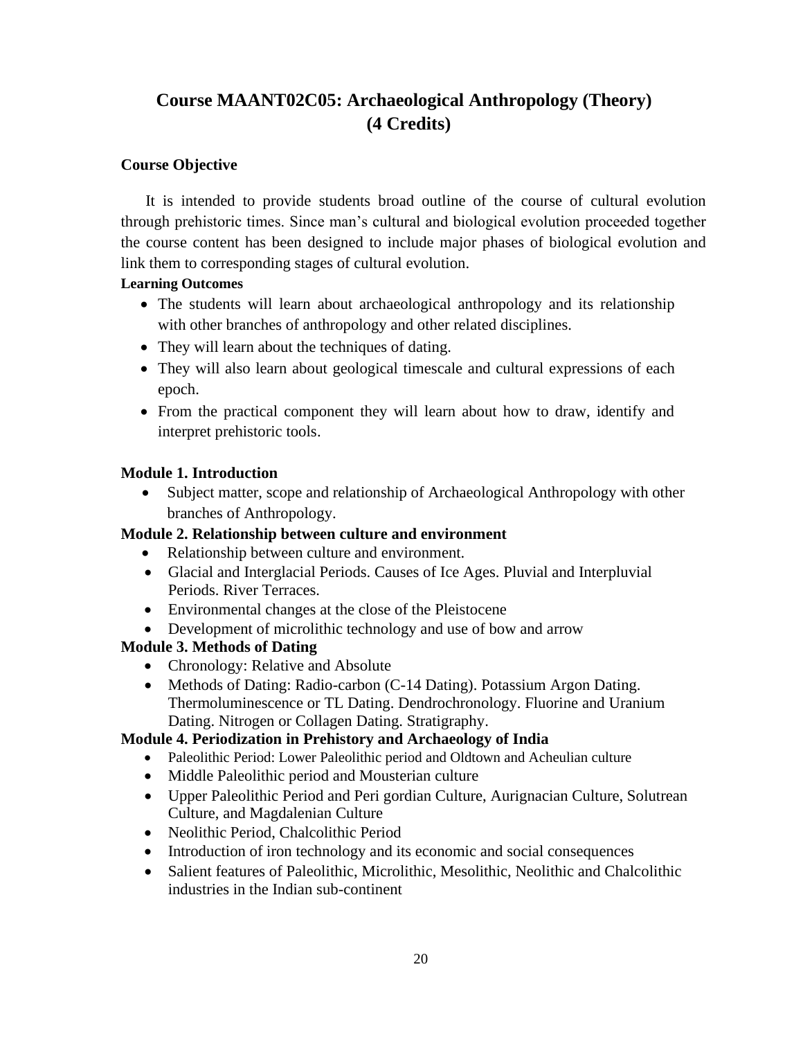# Course MAANT02C05: Archaeological Anthropology (Theory) (4 Credits)

**Course Objective**

It is intended to provide students broad outline of the course of cultural evolution through prehistoric times. Since man's cultural and biological evolution proceeded together the course content has been designed to include major phases of biological evolution and link them to corresponding stages of cultural evolution.

**Learning Outcomes**

- The students will learn about archaeological anthropology and its relationship with other branches of anthropology and other related disciplines.
- They will learn about the techniques of dating.
- They will also learn about geological timescale and cultural expressions of each epoch.
- From the practical component they will learn about how to draw, identify and interpret prehistoric tools.

**Module 1. Introduction**

- Subject matter, scope and relationship of Archaeological Anthropology with other branches of Anthropology.

**Module 2. Relationship between culture and environment**

- Relationship between culture and environment.
- Glacial and Interglacial Periods. Causes of Ice Ages. Pluvial and Interpluvial Periods. River Terraces.
- Environmental changes at the close of the Pleistocene
- Development of microlithic technology and use of bow and arrow

**Module 3. Methods of Dating**

- Chronology: Relative and Absolute
- Methods of Dating: Radio-carbon (C-14 Dating). Potassium Argon Dating. Thermoluminescence or TL Dating. Dendrochronology. Fluorine and Uranium Dating. Nitrogen or Collagen Dating. Stratigraphy.

**Module 4. Periodization in Prehistory and Archaeology of India**

- Paleolithic Period: Lower Paleolithic period and Oldtown and Acheulian culture
- Middle Paleolithic period and Mousterian culture
- Upper Paleolithic Period and Peri gordian Culture, Aurignacian Culture, Solutrean Culture, and Magdalenian Culture
- Neolithic Period, Chalcolithic Period
- Introduction of iron technology and its economic and social consequences
- Salient features of Paleolithic, Microlithic, Mesolithic, Neolithic and Chalcolithic industries in the Indian sub-continent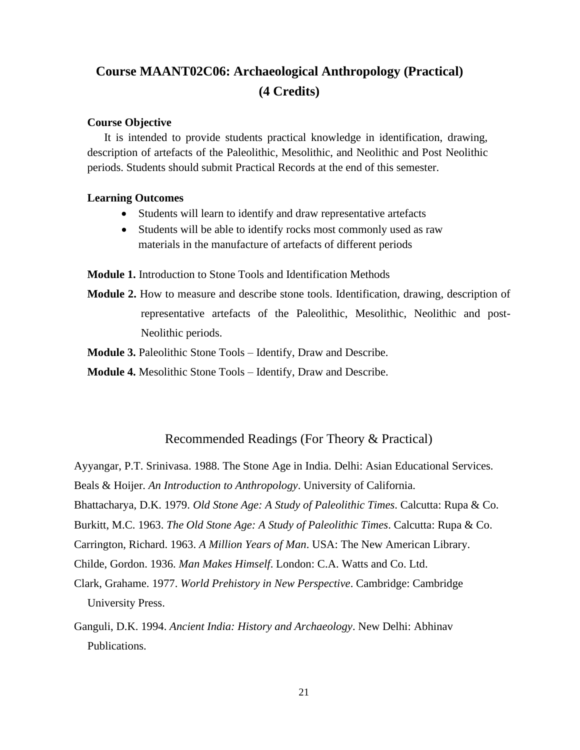## Course MAANT02C06: Archaeological Anthropology (Practical) (4 Credits)

**Course Objective**

It is intended to provide students practical knowledge in identification, drawing, description of artefacts of the Paleolithic, Mesolithic, and Neolithic and Post Neolithic periods. Students should submit Practical Records at the end of this semester.

**Learning Outcomes**

- Students will learn to identify and draw representative artefacts
- Students will be able to identify rocks most commonly used as raw materials in the manufacture of artefacts of different periods

**Module 1.** Introduction to Stone Tools and Identification Methods

**Module 2.** How to measure and describe stone tools. Identification, drawing, description of representative artefacts of the Paleolithic, Mesolithic, Neolithic and post-Neolithic periods.

**Module 3.** Paleolithic Stone Tools – Identify, Draw and Describe.

**Module 4.** Mesolithic Stone Tools – Identify, Draw and Describe.

### Recommended Readings (For Theory & Practical)

Ayyangar, P.T. Srinivasa. 1988. The Stone Age in India. Delhi: Asian Educational Services.

Beals & Hoijer. *An Introduction to Anthropology*. University of California.

Bhattacharya, D.K. 1979. *Old Stone Age: A Study of Paleolithic Times*. Calcutta: Rupa & Co.

Burkitt, M.C. 1963. *The Old Stone Age: A Study of Paleolithic Times*. Calcutta: Rupa & Co.

Carrington, Richard. 1963. *A Million Years of Man*. USA: The New American Library.

Childe, Gordon. 1936. *Man Makes Himself*. London: C.A. Watts and Co. Ltd.

Clark, Grahame. 1977. *World Prehistory in New Perspective*. Cambridge: Cambridge University Press.

Ganguli, D.K. 1994. *Ancient India: History and Archaeology*. New Delhi: Abhinav Publications.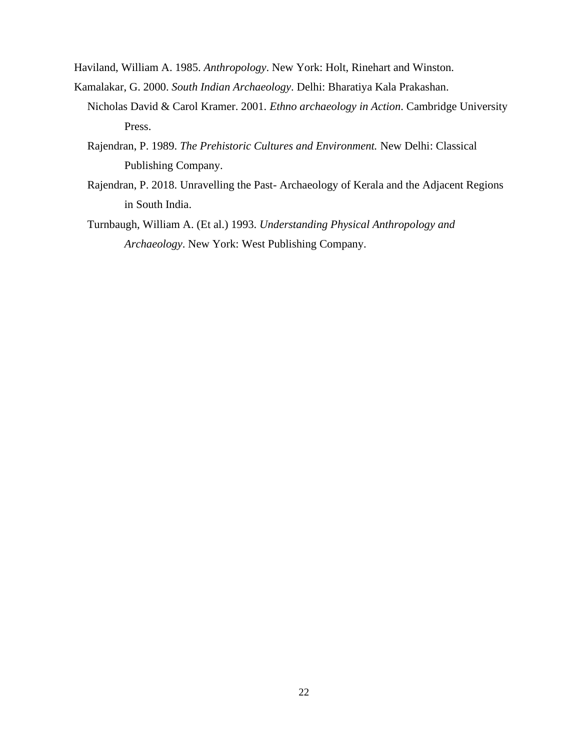Haviland, William A. 1985. *Anthropology*. New York: Holt, Rinehart and Winston.

Kamalakar, G. 2000. *South Indian Archaeology*. Delhi: Bharatiya Kala Prakashan.

Nicholas David & Carol Kramer. 2001. *Ethno archaeology in Action*. Cambridge University Press.

Rajendran, P. 1989. *The Prehistoric Cultures and Environment.* New Delhi: Classical Publishing Company.

Rajendran, P. 2018. Unravelling the Past- Archaeology of Kerala and the Adjacent Regions in South India.

Turnbaugh, William A. (Et al.) 1993. *Understanding Physical Anthropology and Archaeology*. New York: West Publishing Company.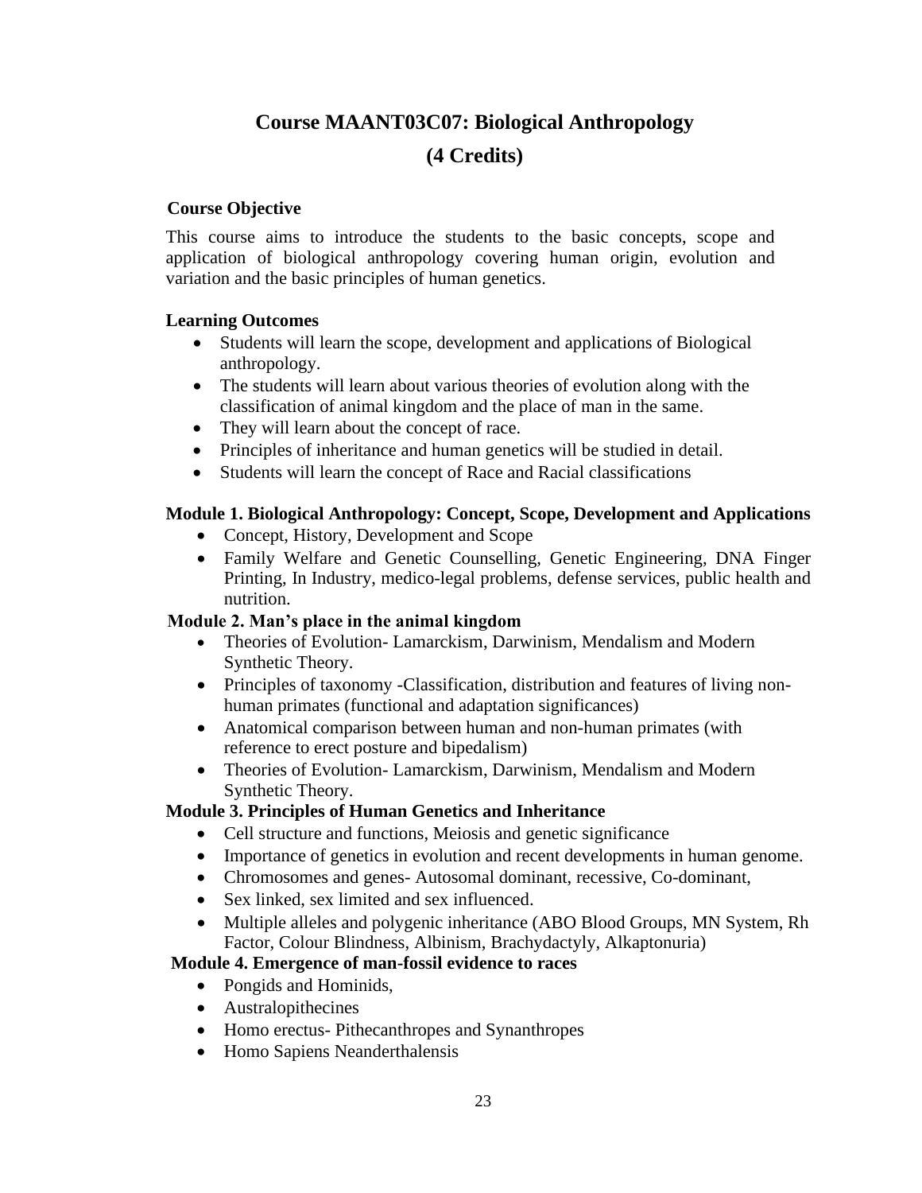# Course MAANT03C07: Biological Anthropology

## (4 Credits)

### Course Objective

This course aims to introduce the students to the basic concepts, scope and application of biological anthropology covering human origin, evolution and variation and the basic principles of human genetics.

### Learning Outcomes

- Students will learn the scope, development and applications of Biological anthropology.
- The students will learn about various theories of evolution along with the classification of animal kingdom and the place of man in the same.
- They will learn about the concept of race.
- Principles of inheritance and human genetics will be studied in detail.
- Students will learn the concept of Race and Racial classifications

### Module 1. Biological Anthropology: Concept, Scope, Development and Applications

- Concept, History, Development and Scope
- Family Welfare and Genetic Counselling, Genetic Engineering, DNA Finger Printing, In Industry, medico-legal problems, defense services, public health and nutrition.

### Module 2. Man's place in the animal kingdom

- Theories of Evolution- Lamarckism, Darwinism, Mendalism and Modern Synthetic Theory.
- Principles of taxonomy -Classification, distribution and features of living non-human primates (functional and adaptation significances)
- Anatomical comparison between human and non-human primates (with reference to erect posture and bipedalism)
- Theories of Evolution- Lamarckism, Darwinism, Mendalism and Modern Synthetic Theory.

### Module 3. Principles of Human Genetics and Inheritance

- Cell structure and functions, Meiosis and genetic significance
- Importance of genetics in evolution and recent developments in human genome.
- Chromosomes and genes- Autosomal dominant, recessive, Co-dominant,
- Sex linked, sex limited and sex influenced.
- Multiple alleles and polygenic inheritance (ABO Blood Groups, MN System, Rh Factor, Colour Blindness, Albinism, Brachydactyly, Alkaptonuria)

### Module 4. Emergence of man-fossil evidence to races

- Pongids and Hominids,
- Australopithecines
- Homo erectus- Pithecanthropes and Synanthropes
- Homo Sapiens Neanderthalensis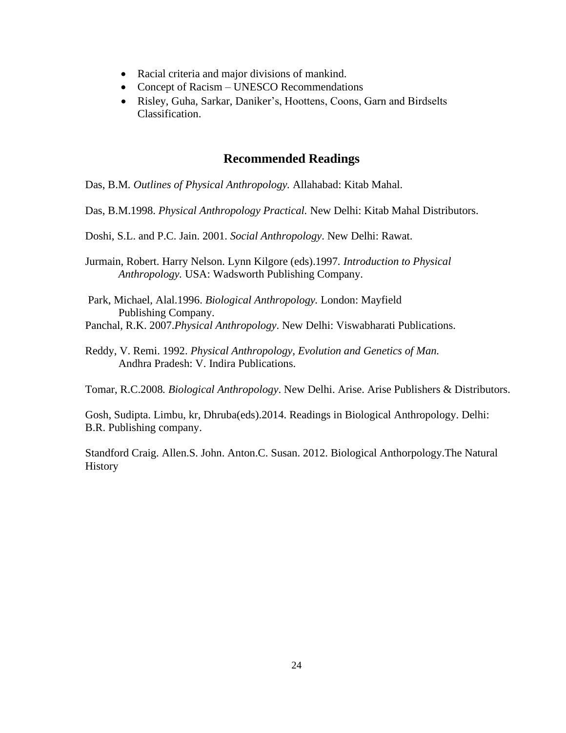- Racial criteria and major divisions of mankind.
- Concept of Racism – UNESCO Recommendations
- Risley, Guha, Sarkar, Daniker's, Hoottens, Coons, Garn and Birdselts Classification.

## Recommended Readings

Das, B.M. *Outlines of Physical Anthropology.* Allahabad: Kitab Mahal.

Das, B.M.1998. *Physical Anthropology Practical.* New Delhi: Kitab Mahal Distributors.

Doshi, S.L. and P.C. Jain. 2001. *Social Anthropology*. New Delhi: Rawat.

Jurmain, Robert. Harry Nelson. Lynn Kilgore (eds).1997. *Introduction to Physical Anthropology.* USA: Wadsworth Publishing Company.

Park, Michael, Alal.1996. *Biological Anthropology.* London: Mayfield Publishing Company.

Panchal, R.K. 2007.*Physical Anthropology*. New Delhi: Viswabharati Publications.

Reddy, V. Remi. 1992. *Physical Anthropology, Evolution and Genetics of Man.* Andhra Pradesh: V. Indira Publications.

Tomar, R.C.2008. *Biological Anthropology*. New Delhi. Arise. Arise Publishers & Distributors.

Gosh, Sudipta. Limbu, kr, Dhruba(eds).2014. Readings in Biological Anthropology. Delhi: B.R. Publishing company.

Standford Craig. Allen.S. John. Anton.C. Susan. 2012. Biological Anthorpology.The Natural History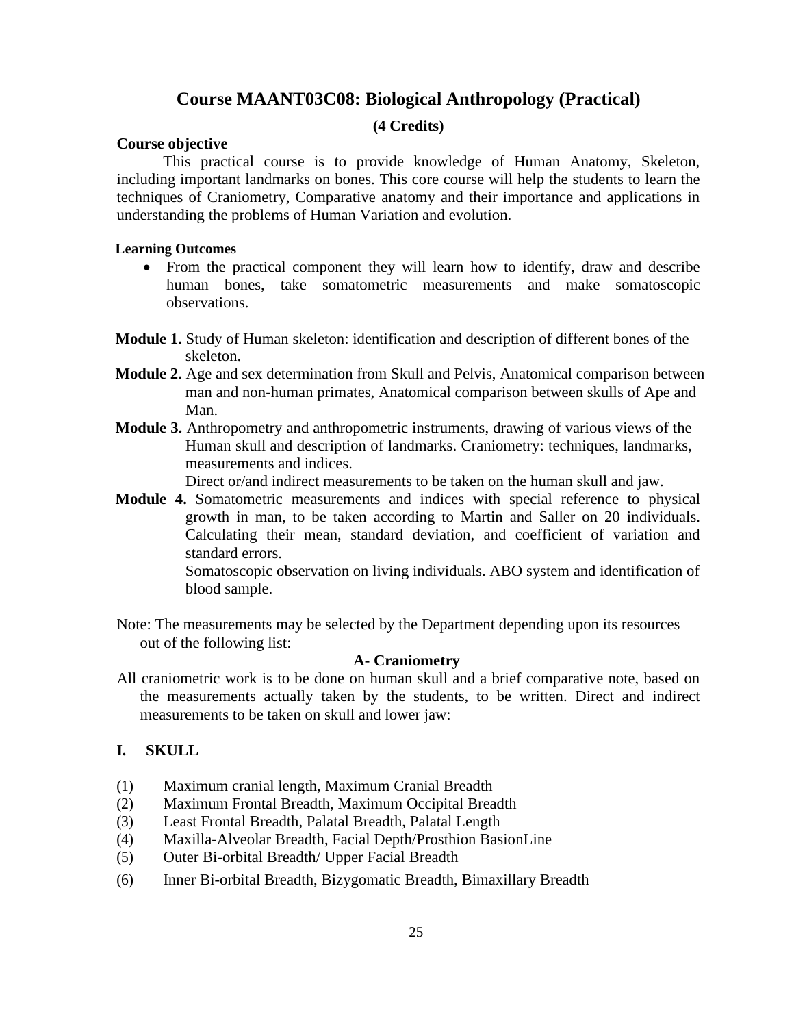# Course MAANT03C08: Biological Anthropology (Practical)

**(4 Credits)**

**Course objective**

This practical course is to provide knowledge of Human Anatomy, Skeleton, including important landmarks on bones. This core course will help the students to learn the techniques of Craniometry, Comparative anatomy and their importance and applications in understanding the problems of Human Variation and evolution.

**Learning Outcomes**

- From the practical component they will learn how to identify, draw and describe human bones, take somatometric measurements and make somatoscopic observations.

**Module 1.** Study of Human skeleton: identification and description of different bones of the skeleton.

**Module 2.** Age and sex determination from Skull and Pelvis, Anatomical comparison between man and non-human primates, Anatomical comparison between skulls of Ape and Man.

**Module 3.** Anthropometry and anthropometric instruments, drawing of various views of the Human skull and description of landmarks. Craniometry: techniques, landmarks, measurements and indices.

Direct or/and indirect measurements to be taken on the human skull and jaw.

**Module 4.** Somatometric measurements and indices with special reference to physical growth in man, to be taken according to Martin and Saller on 20 individuals. Calculating their mean, standard deviation, and coefficient of variation and standard errors.

Somatoscopic observation on living individuals. ABO system and identification of blood sample.

Note: The measurements may be selected by the Department depending upon its resources out of the following list:

**A- Craniometry**

All craniometric work is to be done on human skull and a brief comparative note, based on the measurements actually taken by the students, to be written. Direct and indirect measurements to be taken on skull and lower jaw:

**I. SKULL**

(1) Maximum cranial length, Maximum Cranial Breadth
(2) Maximum Frontal Breadth, Maximum Occipital Breadth
(3) Least Frontal Breadth, Palatal Breadth, Palatal Length
(4) Maxilla-Alveolar Breadth, Facial Depth/Prosthion BasionLine
(5) Outer Bi-orbital Breadth/ Upper Facial Breadth
(6) Inner Bi-orbital Breadth, Bizygomatic Breadth, Bimaxillary Breadth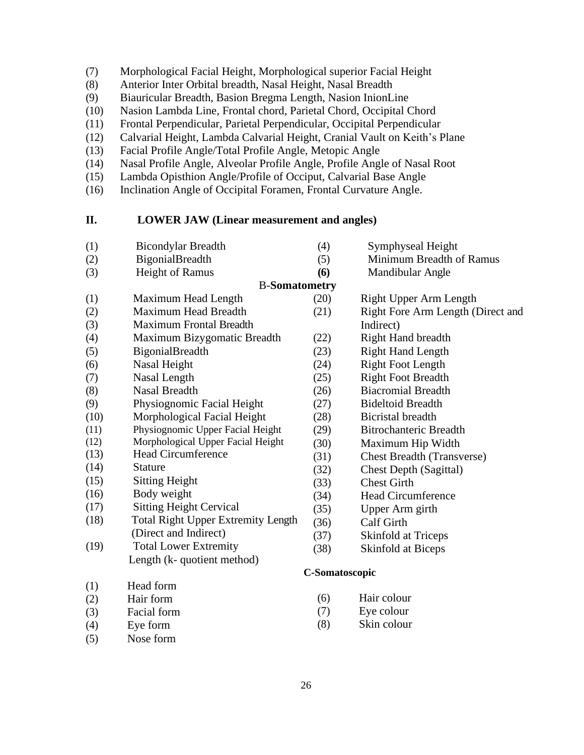(7) Morphological Facial Height, Morphological superior Facial Height
(8) Anterior Inter Orbital breadth, Nasal Height, Nasal Breadth
(9) Biauricular Breadth, Basion Bregma Length, Nasion InionLine
(10) Nasion Lambda Line, Frontal chord, Parietal Chord, Occipital Chord
(11) Frontal Perpendicular, Parietal Perpendicular, Occipital Perpendicular
(12) Calvarial Height, Lambda Calvarial Height, Cranial Vault on Keith's Plane
(13) Facial Profile Angle/Total Profile Angle, Metopic Angle
(14) Nasal Profile Angle, Alveolar Profile Angle, Profile Angle of Nasal Root
(15) Lambda Opisthion Angle/Profile of Occiput, Calvarial Base Angle
(16) Inclination Angle of Occipital Foramen, Frontal Curvature Angle.

## II. LOWER JAW (Linear measurement and angles)

(1) Bicondylar Breadth
(2) BigonialBreadth
(3) Height of Ramus
(4) Symphyseal Height
(5) Minimum Breadth of Ramus
**(6)** Mandibular Angle

## B-**Somatometry**

(1) Maximum Head Length
(2) Maximum Head Breadth
(3) Maximum Frontal Breadth
(4) Maximum Bizygomatic Breadth
(5) BigonialBreadth
(6) Nasal Height
(7) Nasal Length
(8) Nasal Breadth
(9) Physiognomic Facial Height
(10) Morphological Facial Height
(11) Physiognomic Upper Facial Height
(12) Morphological Upper Facial Height
(13) Head Circumference
(14) Stature
(15) Sitting Height
(16) Body weight
(17) Sitting Height Cervical
(18) Total Right Upper Extremity Length (Direct and Indirect)
(19) Total Lower Extremity Length (k- quotient method)
(20) Right Upper Arm Length
(21) Right Fore Arm Length (Direct and Indirect)
(22) Right Hand breadth
(23) Right Hand Length
(24) Right Foot Length
(25) Right Foot Breadth
(26) Biacromial Breadth
(27) Bideltoid Breadth
(28) Bicristal breadth
(29) Bitrochanteric Breadth
(30) Maximum Hip Width
(31) Chest Breadth (Transverse)
(32) Chest Depth (Sagittal)
(33) Chest Girth
(34) Head Circumference
(35) Upper Arm girth
(36) Calf Girth
(37) Skinfold at Triceps
(38) Skinfold at Biceps

## C-Somatoscopic

(1) Head form
(2) Hair form
(3) Facial form
(4) Eye form
(5) Nose form
(6) Hair colour
(7) Eye colour
(8) Skin colour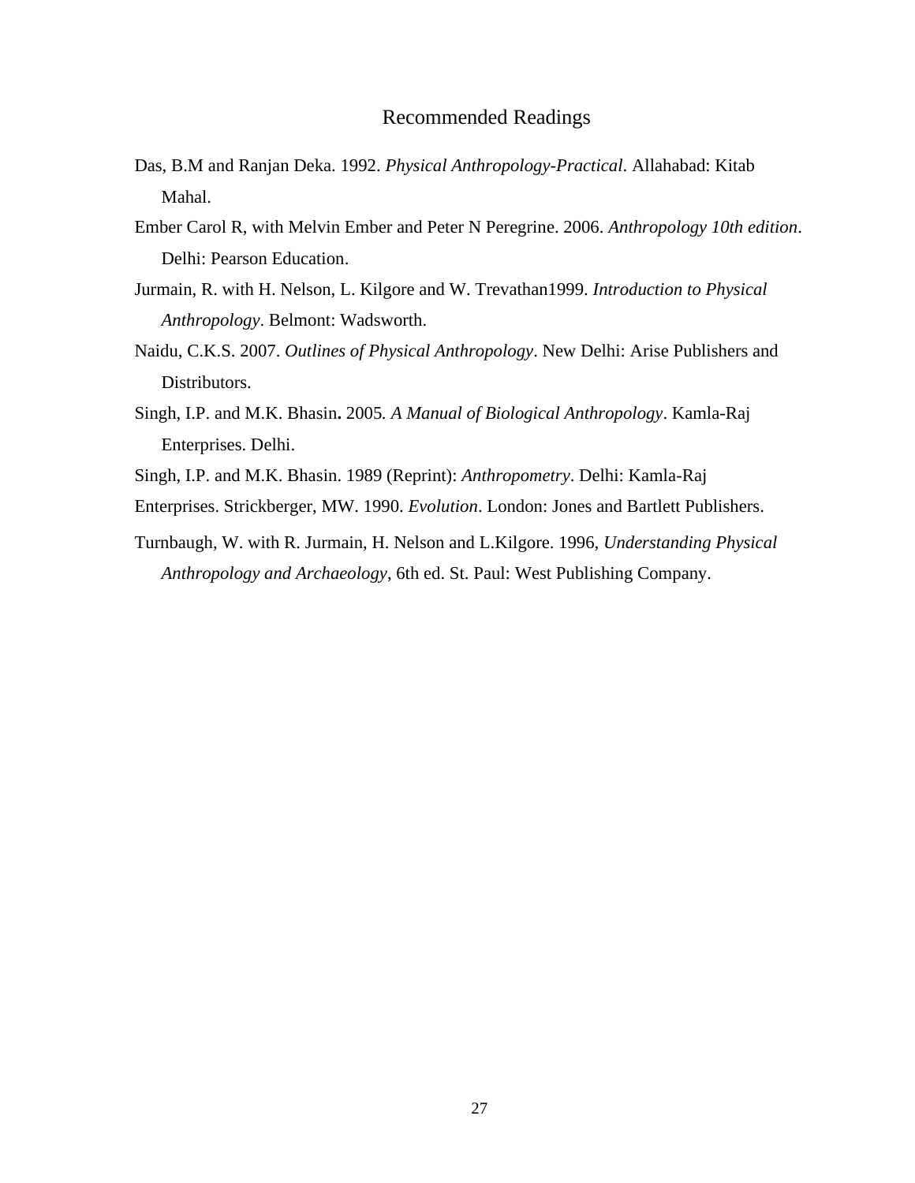## Recommended Readings

Das, B.M and Ranjan Deka. 1992. *Physical Anthropology-Practical*. Allahabad: Kitab Mahal.

Ember Carol R, with Melvin Ember and Peter N Peregrine. 2006. *Anthropology 10th edition*. Delhi: Pearson Education.

Jurmain, R. with H. Nelson, L. Kilgore and W. Trevathan1999. *Introduction to Physical Anthropology*. Belmont: Wadsworth.

Naidu, C.K.S. 2007. *Outlines of Physical Anthropology*. New Delhi: Arise Publishers and Distributors.

Singh, I.P. and M.K. Bhasin**.** 2005*. A Manual of Biological Anthropology*. Kamla-Raj Enterprises. Delhi.

Singh, I.P. and M.K. Bhasin. 1989 (Reprint): *Anthropometry*. Delhi: Kamla-Raj

Enterprises. Strickberger, MW. 1990. *Evolution*. London: Jones and Bartlett Publishers.

Turnbaugh, W. with R. Jurmain, H. Nelson and L.Kilgore. 1996, *Understanding Physical Anthropology and Archaeology*, 6th ed. St. Paul: West Publishing Company.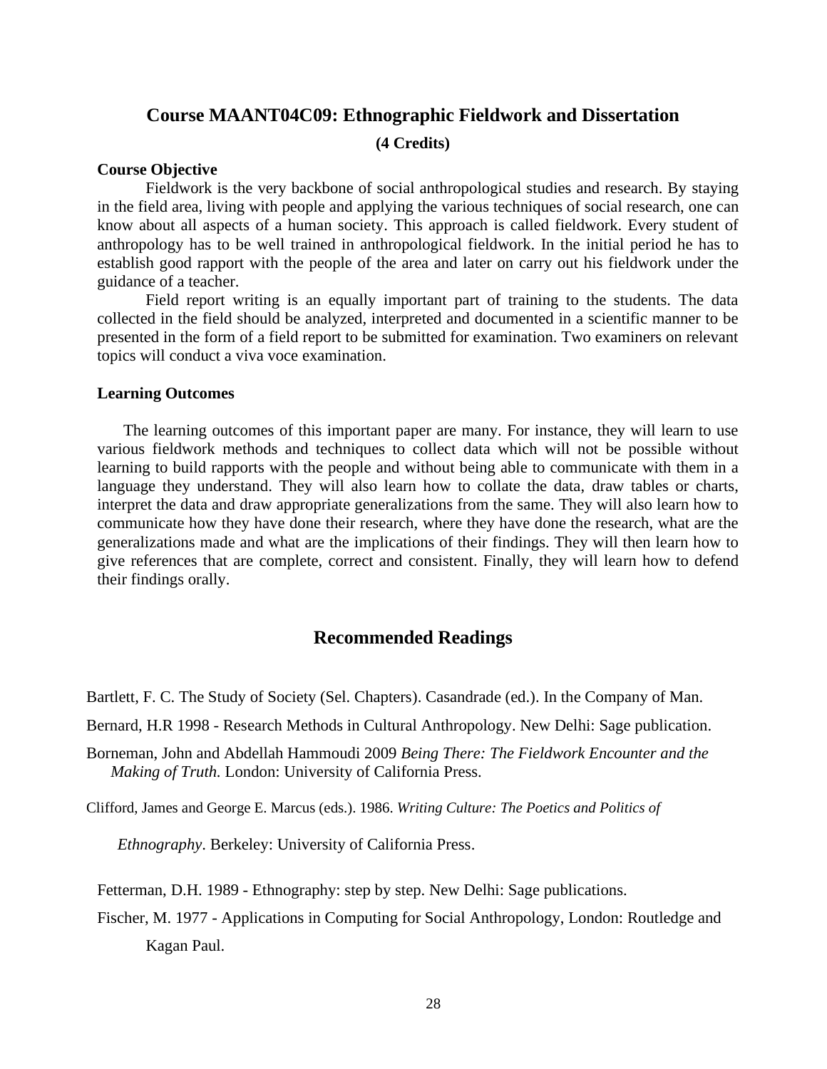## Course MAANT04C09: Ethnographic Fieldwork and Dissertation

**(4 Credits)**

**Course Objective**

Fieldwork is the very backbone of social anthropological studies and research. By staying in the field area, living with people and applying the various techniques of social research, one can know about all aspects of a human society. This approach is called fieldwork. Every student of anthropology has to be well trained in anthropological fieldwork. In the initial period he has to establish good rapport with the people of the area and later on carry out his fieldwork under the guidance of a teacher.

Field report writing is an equally important part of training to the students. The data collected in the field should be analyzed, interpreted and documented in a scientific manner to be presented in the form of a field report to be submitted for examination. Two examiners on relevant topics will conduct a viva voce examination.

**Learning Outcomes**

The learning outcomes of this important paper are many. For instance, they will learn to use various fieldwork methods and techniques to collect data which will not be possible without learning to build rapports with the people and without being able to communicate with them in a language they understand. They will also learn how to collate the data, draw tables or charts, interpret the data and draw appropriate generalizations from the same. They will also learn how to communicate how they have done their research, where they have done the research, what are the generalizations made and what are the implications of their findings. They will then learn how to give references that are complete, correct and consistent. Finally, they will learn how to defend their findings orally.

## Recommended Readings

Bartlett, F. C. The Study of Society (Sel. Chapters). Casandrade (ed.). In the Company of Man.

Bernard, H.R 1998 - Research Methods in Cultural Anthropology. New Delhi: Sage publication.

Borneman, John and Abdellah Hammoudi 2009 *Being There: The Fieldwork Encounter and the Making of Truth.* London: University of California Press.

Clifford, James and George E. Marcus (eds.). 1986. *Writing Culture: The Poetics and Politics of Ethnography*. Berkeley: University of California Press.

Fetterman, D.H. 1989 - Ethnography: step by step. New Delhi: Sage publications.

Fischer, M. 1977 - Applications in Computing for Social Anthropology, London: Routledge and Kagan Paul.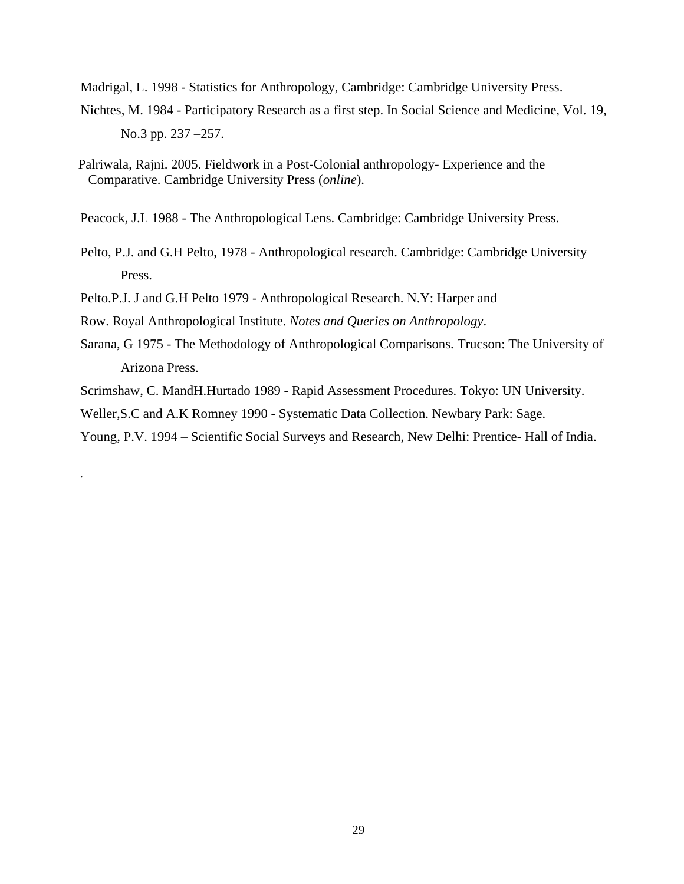Madrigal, L. 1998 - Statistics for Anthropology, Cambridge: Cambridge University Press.

Nichtes, M. 1984 - Participatory Research as a first step. In Social Science and Medicine, Vol. 19, No.3 pp. 237 –257.

Palriwala, Rajni. 2005. Fieldwork in a Post-Colonial anthropology- Experience and the Comparative. Cambridge University Press (*online*).

Peacock, J.L 1988 - The Anthropological Lens. Cambridge: Cambridge University Press.

Pelto, P.J. and G.H Pelto, 1978 - Anthropological research. Cambridge: Cambridge University Press.

Pelto.P.J. J and G.H Pelto 1979 - Anthropological Research. N.Y: Harper and

Row. Royal Anthropological Institute. *Notes and Queries on Anthropology*.

Sarana, G 1975 - The Methodology of Anthropological Comparisons. Trucson: The University of Arizona Press.

Scrimshaw, C. MandH.Hurtado 1989 - Rapid Assessment Procedures. Tokyo: UN University.

Weller,S.C and A.K Romney 1990 - Systematic Data Collection. Newbary Park: Sage.

Young, P.V. 1994 – Scientific Social Surveys and Research, New Delhi: Prentice- Hall of India.

.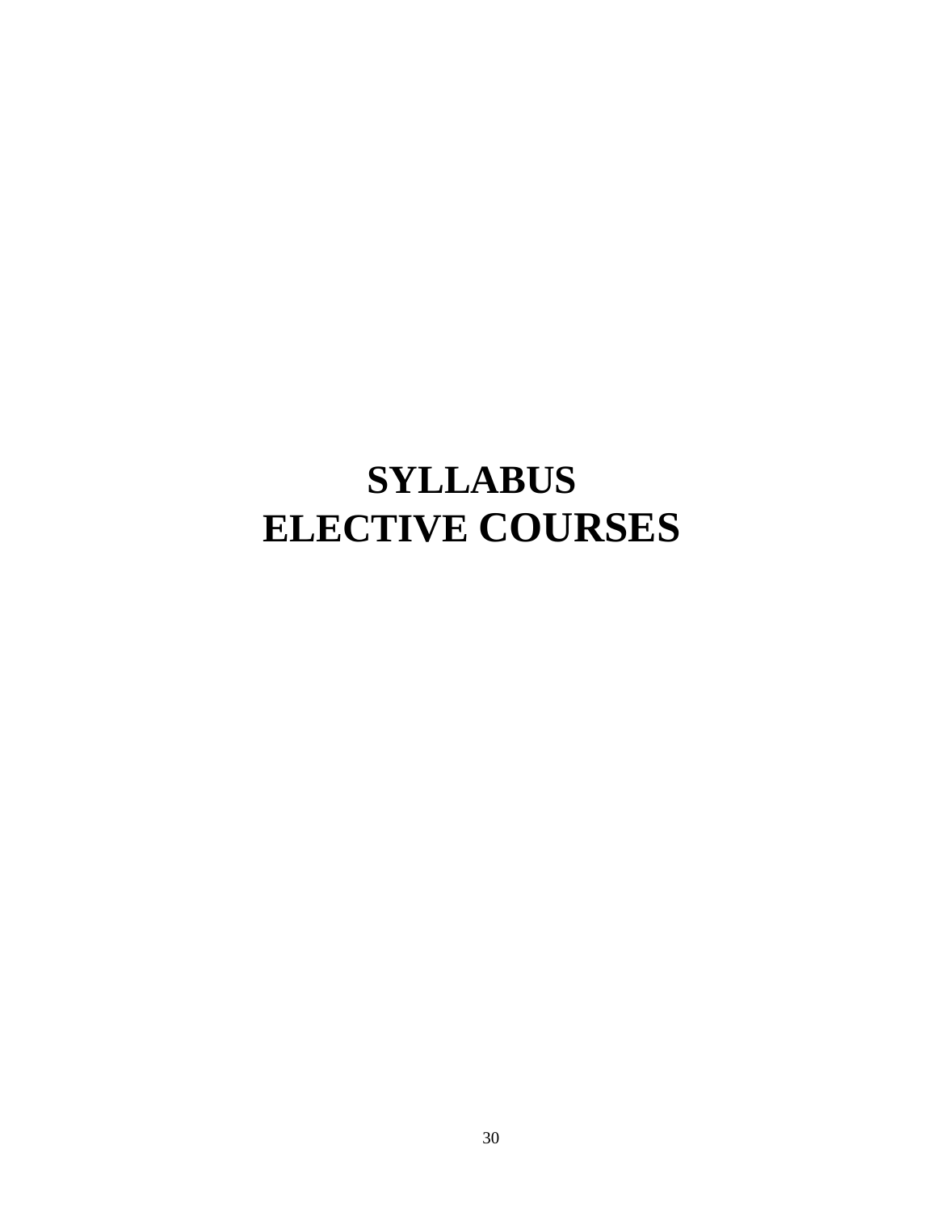# SYLLABUS
# ELECTIVE COURSES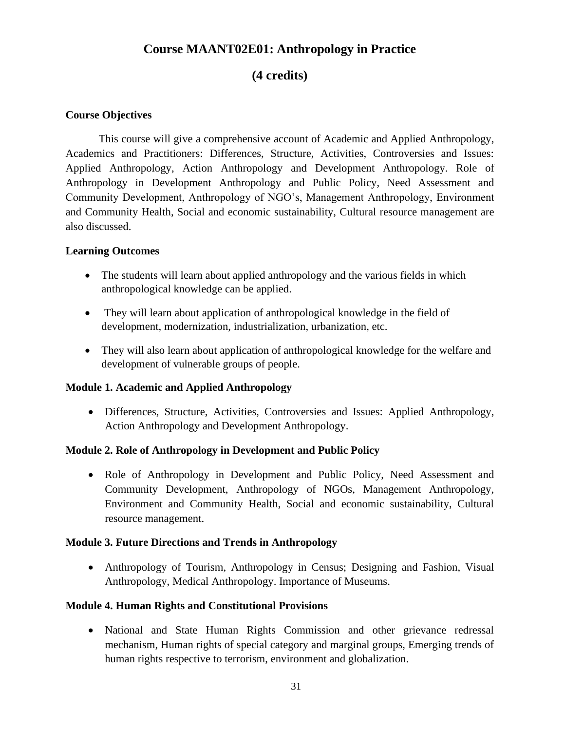# Course MAANT02E01: Anthropology in Practice

## (4 credits)

**Course Objectives**

This course will give a comprehensive account of Academic and Applied Anthropology, Academics and Practitioners: Differences, Structure, Activities, Controversies and Issues: Applied Anthropology, Action Anthropology and Development Anthropology. Role of Anthropology in Development Anthropology and Public Policy, Need Assessment and Community Development, Anthropology of NGO's, Management Anthropology, Environment and Community Health, Social and economic sustainability, Cultural resource management are also discussed.

**Learning Outcomes**

- The students will learn about applied anthropology and the various fields in which anthropological knowledge can be applied.
- They will learn about application of anthropological knowledge in the field of development, modernization, industrialization, urbanization, etc.
- They will also learn about application of anthropological knowledge for the welfare and development of vulnerable groups of people.

**Module 1. Academic and Applied Anthropology**

- Differences, Structure, Activities, Controversies and Issues: Applied Anthropology, Action Anthropology and Development Anthropology.

**Module 2. Role of Anthropology in Development and Public Policy**

- Role of Anthropology in Development and Public Policy, Need Assessment and Community Development, Anthropology of NGOs, Management Anthropology, Environment and Community Health, Social and economic sustainability, Cultural resource management.

**Module 3. Future Directions and Trends in Anthropology**

- Anthropology of Tourism, Anthropology in Census; Designing and Fashion, Visual Anthropology, Medical Anthropology. Importance of Museums.

**Module 4. Human Rights and Constitutional Provisions**

- National and State Human Rights Commission and other grievance redressal mechanism, Human rights of special category and marginal groups, Emerging trends of human rights respective to terrorism, environment and globalization.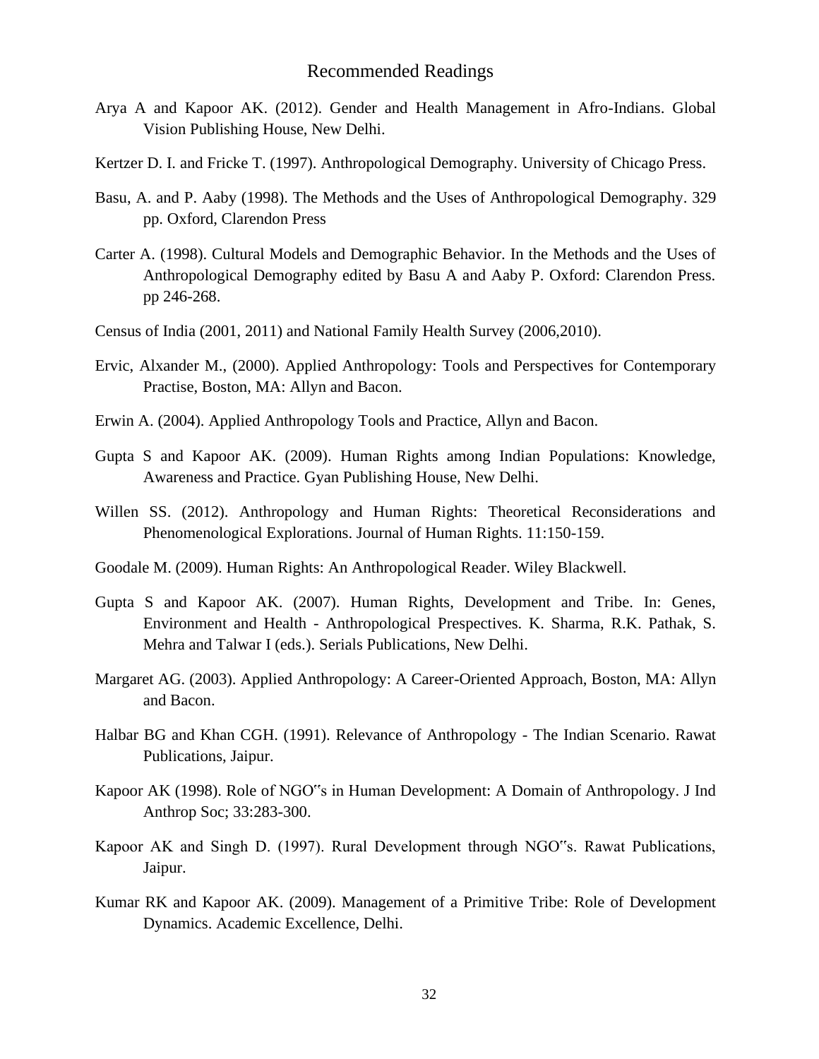# Recommended Readings

Arya A and Kapoor AK. (2012). Gender and Health Management in Afro-Indians. Global Vision Publishing House, New Delhi.

Kertzer D. I. and Fricke T. (1997). Anthropological Demography. University of Chicago Press.

Basu, A. and P. Aaby (1998). The Methods and the Uses of Anthropological Demography. 329 pp. Oxford, Clarendon Press

Carter A. (1998). Cultural Models and Demographic Behavior. In the Methods and the Uses of Anthropological Demography edited by Basu A and Aaby P. Oxford: Clarendon Press. pp 246-268.

Census of India (2001, 2011) and National Family Health Survey (2006,2010).

Ervic, Alxander M., (2000). Applied Anthropology: Tools and Perspectives for Contemporary Practise, Boston, MA: Allyn and Bacon.

Erwin A. (2004). Applied Anthropology Tools and Practice, Allyn and Bacon.

Gupta S and Kapoor AK. (2009). Human Rights among Indian Populations: Knowledge, Awareness and Practice. Gyan Publishing House, New Delhi.

Willen SS. (2012). Anthropology and Human Rights: Theoretical Reconsiderations and Phenomenological Explorations. Journal of Human Rights. 11:150-159.

Goodale M. (2009). Human Rights: An Anthropological Reader. Wiley Blackwell.

Gupta S and Kapoor AK. (2007). Human Rights, Development and Tribe. In: Genes, Environment and Health - Anthropological Prespectives. K. Sharma, R.K. Pathak, S. Mehra and Talwar I (eds.). Serials Publications, New Delhi.

Margaret AG. (2003). Applied Anthropology: A Career-Oriented Approach, Boston, MA: Allyn and Bacon.

Halbar BG and Khan CGH. (1991). Relevance of Anthropology - The Indian Scenario. Rawat Publications, Jaipur.

Kapoor AK (1998). Role of NGO‟s in Human Development: A Domain of Anthropology. J Ind Anthrop Soc; 33:283-300.

Kapoor AK and Singh D. (1997). Rural Development through NGO‟s. Rawat Publications, Jaipur.

Kumar RK and Kapoor AK. (2009). Management of a Primitive Tribe: Role of Development Dynamics. Academic Excellence, Delhi.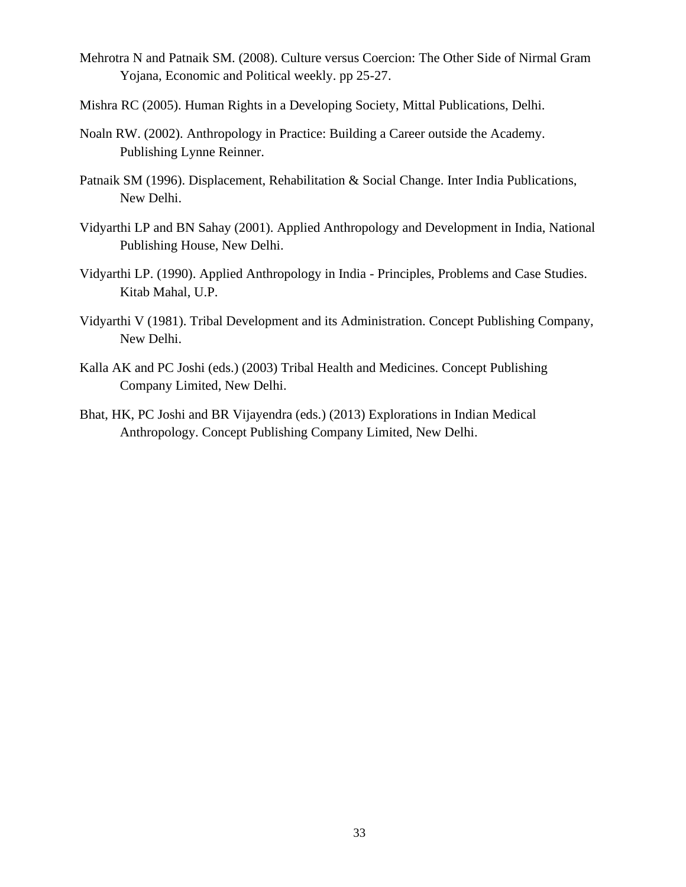Mehrotra N and Patnaik SM. (2008). Culture versus Coercion: The Other Side of Nirmal Gram Yojana, Economic and Political weekly. pp 25-27.

Mishra RC (2005). Human Rights in a Developing Society, Mittal Publications, Delhi.

Noaln RW. (2002). Anthropology in Practice: Building a Career outside the Academy. Publishing Lynne Reinner.

Patnaik SM (1996). Displacement, Rehabilitation & Social Change. Inter India Publications, New Delhi.

Vidyarthi LP and BN Sahay (2001). Applied Anthropology and Development in India, National Publishing House, New Delhi.

Vidyarthi LP. (1990). Applied Anthropology in India - Principles, Problems and Case Studies. Kitab Mahal, U.P.

Vidyarthi V (1981). Tribal Development and its Administration. Concept Publishing Company, New Delhi.

Kalla AK and PC Joshi (eds.) (2003) Tribal Health and Medicines. Concept Publishing Company Limited, New Delhi.

Bhat, HK, PC Joshi and BR Vijayendra (eds.) (2013) Explorations in Indian Medical Anthropology. Concept Publishing Company Limited, New Delhi.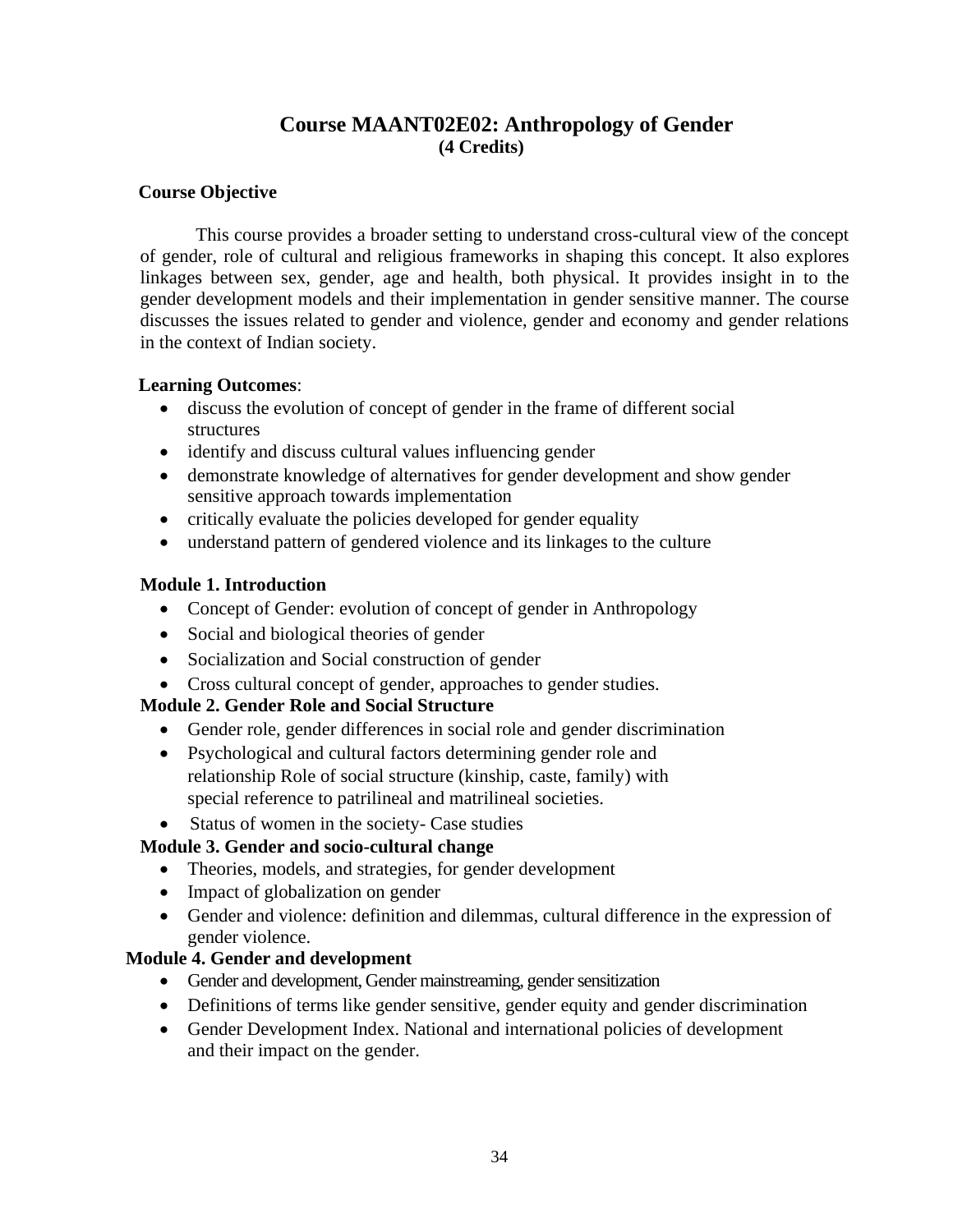# Course MAANT02E02: Anthropology of Gender
**(4 Credits)**

**Course Objective**

This course provides a broader setting to understand cross-cultural view of the concept of gender, role of cultural and religious frameworks in shaping this concept. It also explores linkages between sex, gender, age and health, both physical. It provides insight in to the gender development models and their implementation in gender sensitive manner. The course discusses the issues related to gender and violence, gender and economy and gender relations in the context of Indian society.

**Learning Outcomes**:

- discuss the evolution of concept of gender in the frame of different social structures
- identify and discuss cultural values influencing gender
- demonstrate knowledge of alternatives for gender development and show gender sensitive approach towards implementation
- critically evaluate the policies developed for gender equality
- understand pattern of gendered violence and its linkages to the culture

**Module 1. Introduction**

- Concept of Gender: evolution of concept of gender in Anthropology
- Social and biological theories of gender
- Socialization and Social construction of gender
- Cross cultural concept of gender, approaches to gender studies.

**Module 2. Gender Role and Social Structure**

- Gender role, gender differences in social role and gender discrimination
- Psychological and cultural factors determining gender role and relationship Role of social structure (kinship, caste, family) with special reference to patrilineal and matrilineal societies.
- Status of women in the society- Case studies

**Module 3. Gender and socio-cultural change**

- Theories, models, and strategies, for gender development
- Impact of globalization on gender
- Gender and violence: definition and dilemmas, cultural difference in the expression of gender violence.

**Module 4. Gender and development**

- Gender and development, Gender mainstreaming, gender sensitization
- Definitions of terms like gender sensitive, gender equity and gender discrimination
- Gender Development Index. National and international policies of development and their impact on the gender.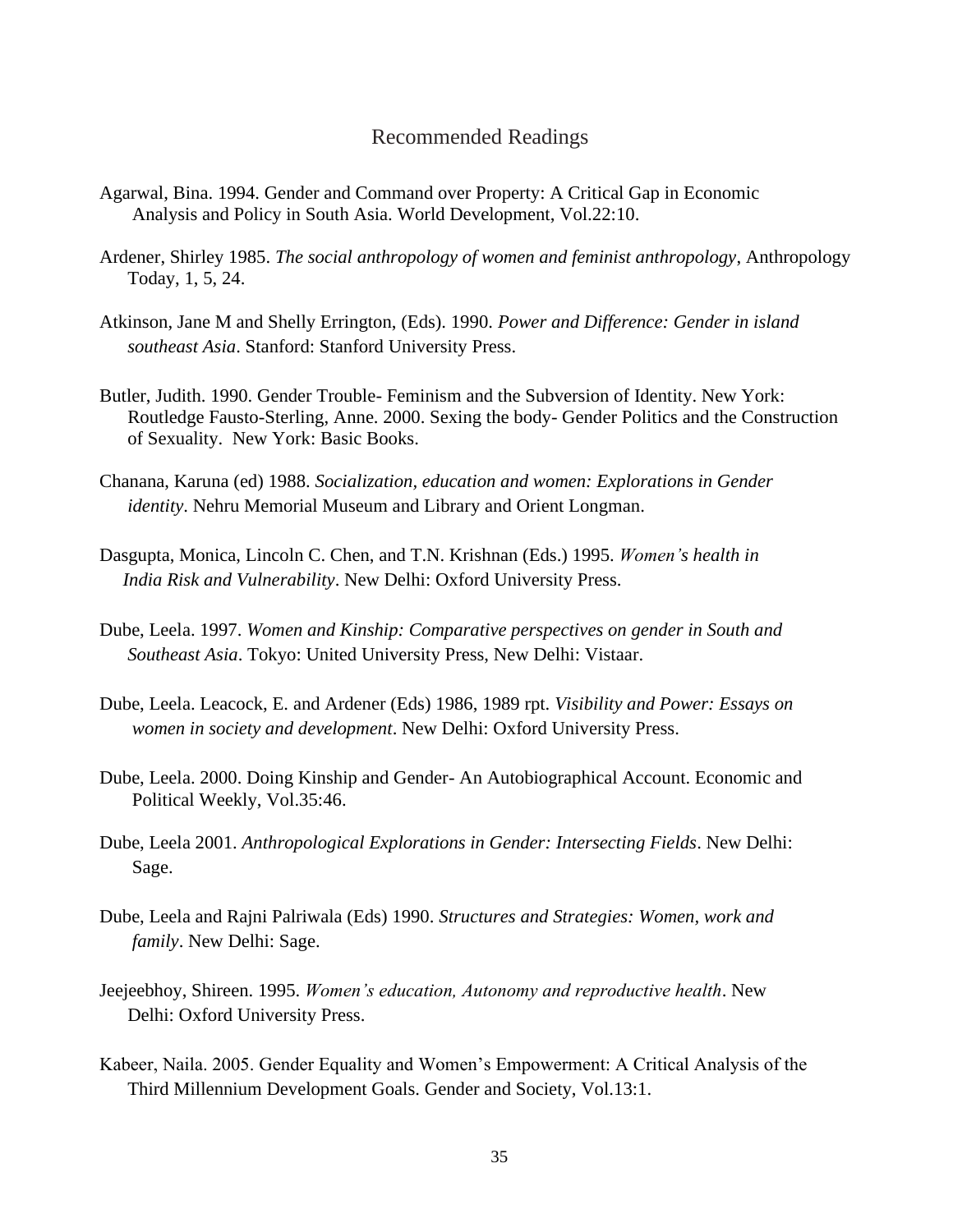## Recommended Readings

Agarwal, Bina. 1994. Gender and Command over Property: A Critical Gap in Economic Analysis and Policy in South Asia. World Development, Vol.22:10.

Ardener, Shirley 1985. *The social anthropology of women and feminist anthropology*, Anthropology Today, 1, 5, 24.

Atkinson, Jane M and Shelly Errington, (Eds). 1990. *Power and Difference: Gender in island southeast Asia*. Stanford: Stanford University Press.

Butler, Judith. 1990. Gender Trouble- Feminism and the Subversion of Identity. New York: Routledge Fausto-Sterling, Anne. 2000. Sexing the body- Gender Politics and the Construction of Sexuality. New York: Basic Books.

Chanana, Karuna (ed) 1988. *Socialization, education and women: Explorations in Gender identity*. Nehru Memorial Museum and Library and Orient Longman.

Dasgupta, Monica, Lincoln C. Chen, and T.N. Krishnan (Eds.) 1995. *Women's health in India Risk and Vulnerability*. New Delhi: Oxford University Press.

Dube, Leela. 1997. *Women and Kinship: Comparative perspectives on gender in South and Southeast Asia*. Tokyo: United University Press, New Delhi: Vistaar.

Dube, Leela. Leacock, E. and Ardener (Eds) 1986, 1989 rpt. *Visibility and Power: Essays on women in society and development*. New Delhi: Oxford University Press.

Dube, Leela. 2000. Doing Kinship and Gender- An Autobiographical Account. Economic and Political Weekly, Vol.35:46.

Dube, Leela 2001. *Anthropological Explorations in Gender: Intersecting Fields*. New Delhi: Sage.

Dube, Leela and Rajni Palriwala (Eds) 1990. *Structures and Strategies: Women, work and family*. New Delhi: Sage.

Jeejeebhoy, Shireen. 1995. *Women's education, Autonomy and reproductive health*. New Delhi: Oxford University Press.

Kabeer, Naila. 2005. Gender Equality and Women's Empowerment: A Critical Analysis of the Third Millennium Development Goals. Gender and Society, Vol.13:1.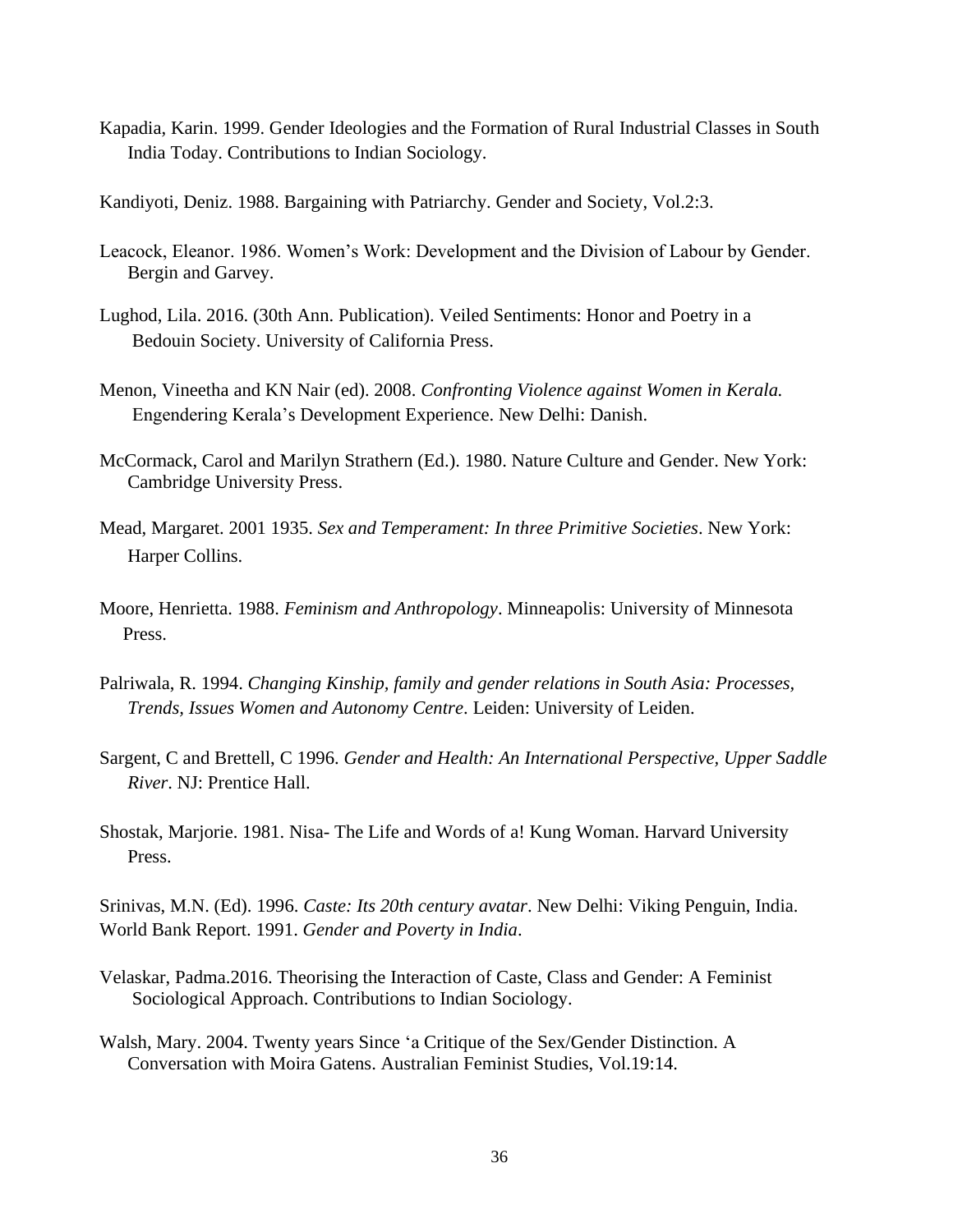Kapadia, Karin. 1999. Gender Ideologies and the Formation of Rural Industrial Classes in South India Today. Contributions to Indian Sociology.

Kandiyoti, Deniz. 1988. Bargaining with Patriarchy. Gender and Society, Vol.2:3.

Leacock, Eleanor. 1986. Women's Work: Development and the Division of Labour by Gender. Bergin and Garvey.

Lughod, Lila. 2016. (30th Ann. Publication). Veiled Sentiments: Honor and Poetry in a Bedouin Society. University of California Press.

Menon, Vineetha and KN Nair (ed). 2008. *Confronting Violence against Women in Kerala.* Engendering Kerala's Development Experience. New Delhi: Danish.

McCormack, Carol and Marilyn Strathern (Ed.). 1980. Nature Culture and Gender. New York: Cambridge University Press.

Mead, Margaret. 2001 1935. *Sex and Temperament: In three Primitive Societies*. New York: Harper Collins.

Moore, Henrietta. 1988. *Feminism and Anthropology*. Minneapolis: University of Minnesota Press.

Palriwala, R. 1994. *Changing Kinship, family and gender relations in South Asia: Processes, Trends, Issues Women and Autonomy Centre*. Leiden: University of Leiden.

Sargent, C and Brettell, C 1996. *Gender and Health: An International Perspective, Upper Saddle River*. NJ: Prentice Hall.

Shostak, Marjorie. 1981. Nisa- The Life and Words of a! Kung Woman. Harvard University Press.

Srinivas, M.N. (Ed). 1996. *Caste: Its 20th century avatar*. New Delhi: Viking Penguin, India.
World Bank Report. 1991. *Gender and Poverty in India*.

Velaskar, Padma.2016. Theorising the Interaction of Caste, Class and Gender: A Feminist Sociological Approach. Contributions to Indian Sociology.

Walsh, Mary. 2004. Twenty years Since 'a Critique of the Sex/Gender Distinction. A Conversation with Moira Gatens. Australian Feminist Studies, Vol.19:14.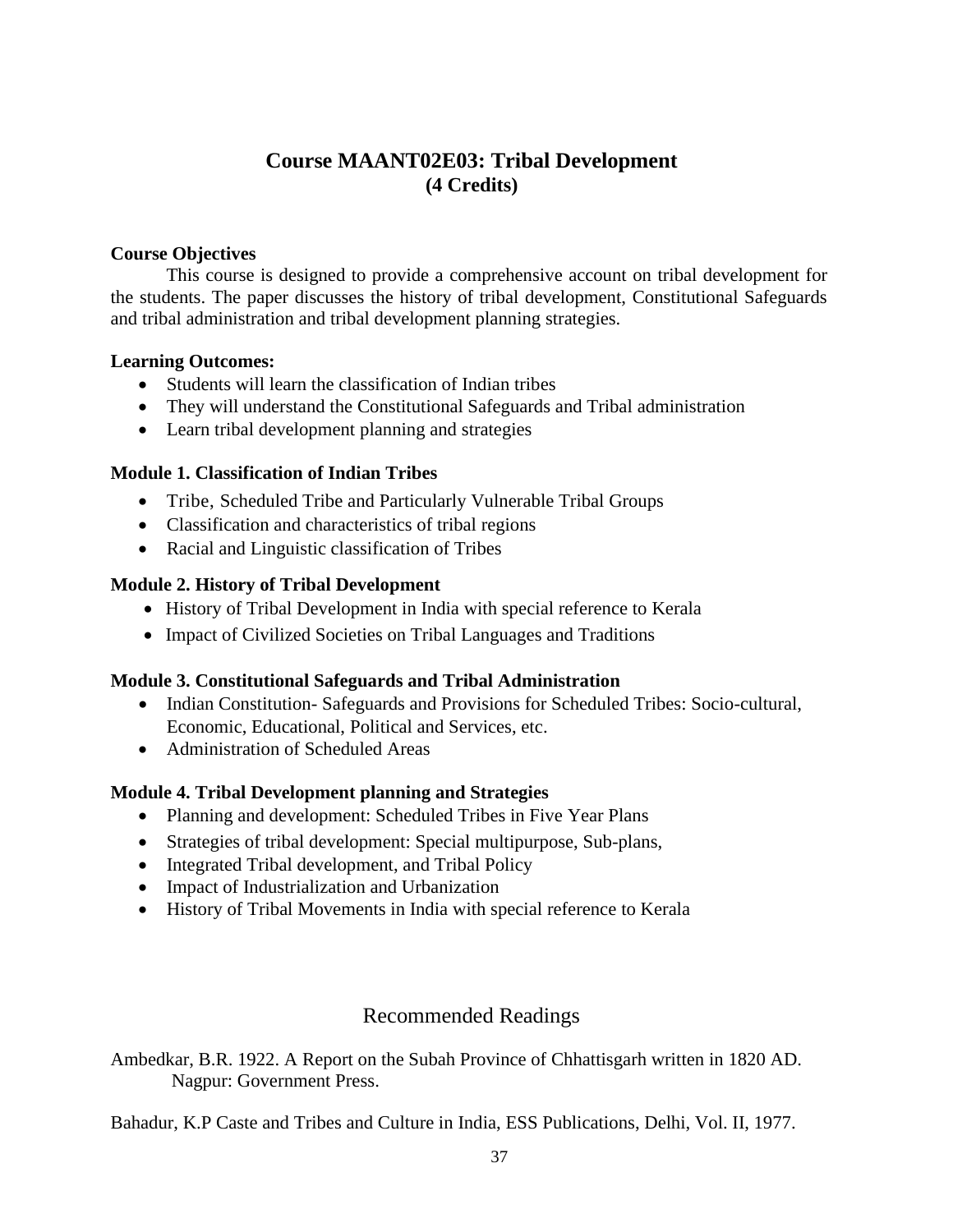## Course MAANT02E03: Tribal Development
**(4 Credits)**

**Course Objectives**

This course is designed to provide a comprehensive account on tribal development for the students. The paper discusses the history of tribal development, Constitutional Safeguards and tribal administration and tribal development planning strategies.

**Learning Outcomes:**

- Students will learn the classification of Indian tribes
- They will understand the Constitutional Safeguards and Tribal administration
- Learn tribal development planning and strategies

**Module 1. Classification of Indian Tribes**

- Tribe, Scheduled Tribe and Particularly Vulnerable Tribal Groups
- Classification and characteristics of tribal regions
- Racial and Linguistic classification of Tribes

**Module 2. History of Tribal Development**

- History of Tribal Development in India with special reference to Kerala
- Impact of Civilized Societies on Tribal Languages and Traditions

**Module 3. Constitutional Safeguards and Tribal Administration**

- Indian Constitution- Safeguards and Provisions for Scheduled Tribes: Socio-cultural, Economic, Educational, Political and Services, etc.
- Administration of Scheduled Areas

**Module 4. Tribal Development planning and Strategies**

- Planning and development: Scheduled Tribes in Five Year Plans
- Strategies of tribal development: Special multipurpose, Sub-plans,
- Integrated Tribal development, and Tribal Policy
- Impact of Industrialization and Urbanization
- History of Tribal Movements in India with special reference to Kerala

### Recommended Readings

Ambedkar, B.R. 1922. A Report on the Subah Province of Chhattisgarh written in 1820 AD. Nagpur: Government Press.

Bahadur, K.P Caste and Tribes and Culture in India, ESS Publications, Delhi, Vol. II, 1977.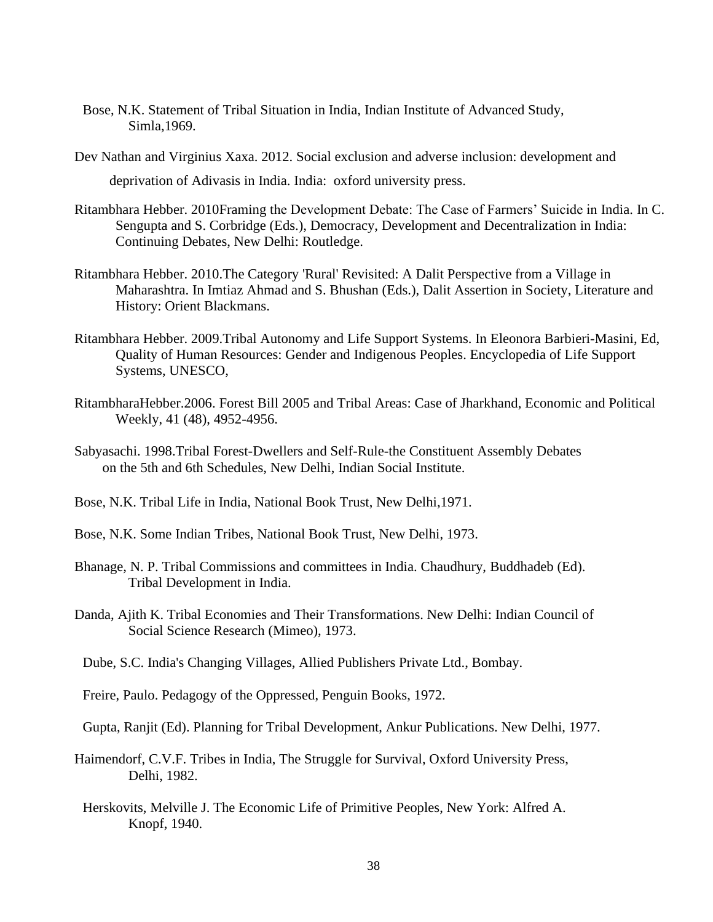Bose, N.K. Statement of Tribal Situation in India, Indian Institute of Advanced Study, Simla,1969.

Dev Nathan and Virginius Xaxa. 2012. Social exclusion and adverse inclusion: development and deprivation of Adivasis in India. India: oxford university press.

Ritambhara Hebber. 2010Framing the Development Debate: The Case of Farmers' Suicide in India. In C. Sengupta and S. Corbridge (Eds.), Democracy, Development and Decentralization in India: Continuing Debates, New Delhi: Routledge.

Ritambhara Hebber. 2010.The Category 'Rural' Revisited: A Dalit Perspective from a Village in Maharashtra. In Imtiaz Ahmad and S. Bhushan (Eds.), Dalit Assertion in Society, Literature and History: Orient Blackmans.

Ritambhara Hebber. 2009.Tribal Autonomy and Life Support Systems. In Eleonora Barbieri-Masini, Ed, Quality of Human Resources: Gender and Indigenous Peoples. Encyclopedia of Life Support Systems, UNESCO,

RitambharaHebber.2006. Forest Bill 2005 and Tribal Areas: Case of Jharkhand, Economic and Political Weekly, 41 (48), 4952-4956.

Sabyasachi. 1998.Tribal Forest-Dwellers and Self-Rule-the Constituent Assembly Debates on the 5th and 6th Schedules, New Delhi, Indian Social Institute.

Bose, N.K. Tribal Life in India, National Book Trust, New Delhi,1971.

Bose, N.K. Some Indian Tribes, National Book Trust, New Delhi, 1973.

Bhanage, N. P. Tribal Commissions and committees in India. Chaudhury, Buddhadeb (Ed). Tribal Development in India.

Danda, Ajith K. Tribal Economies and Their Transformations. New Delhi: Indian Council of Social Science Research (Mimeo), 1973.

Dube, S.C. India's Changing Villages, Allied Publishers Private Ltd., Bombay.

Freire, Paulo. Pedagogy of the Oppressed, Penguin Books, 1972.

Gupta, Ranjit (Ed). Planning for Tribal Development, Ankur Publications. New Delhi, 1977.

Haimendorf, C.V.F. Tribes in India, The Struggle for Survival, Oxford University Press, Delhi, 1982.

Herskovits, Melville J. The Economic Life of Primitive Peoples, New York: Alfred A. Knopf, 1940.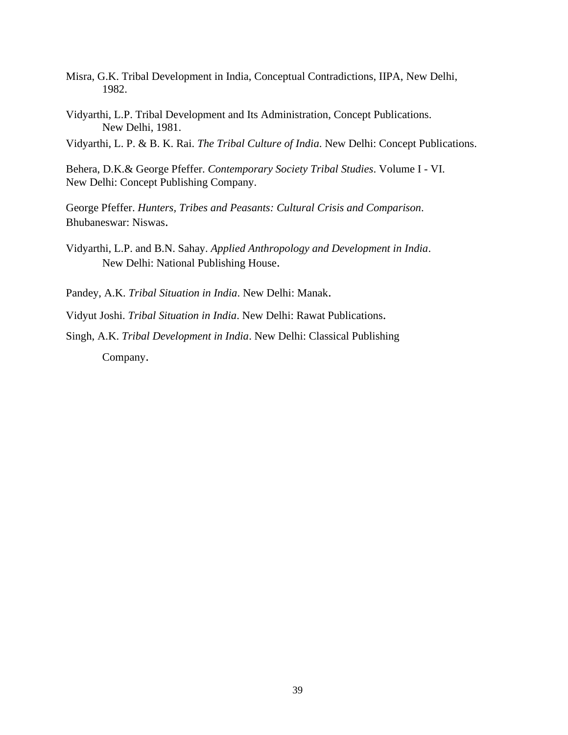Misra, G.K. Tribal Development in India, Conceptual Contradictions, IIPA, New Delhi, 1982.

Vidyarthi, L.P. Tribal Development and Its Administration, Concept Publications. New Delhi, 1981.

Vidyarthi, L. P. & B. K. Rai. *The Tribal Culture of India*. New Delhi: Concept Publications.

Behera, D.K.& George Pfeffer. *Contemporary Society Tribal Studies*. Volume I - VI. New Delhi: Concept Publishing Company.

George Pfeffer. *Hunters, Tribes and Peasants: Cultural Crisis and Comparison*. Bhubaneswar: Niswas.

Vidyarthi, L.P. and B.N. Sahay. *Applied Anthropology and Development in India*. New Delhi: National Publishing House.

Pandey, A.K. *Tribal Situation in India*. New Delhi: Manak.

Vidyut Joshi. *Tribal Situation in India*. New Delhi: Rawat Publications.

Singh, A.K. *Tribal Development in India*. New Delhi: Classical Publishing Company.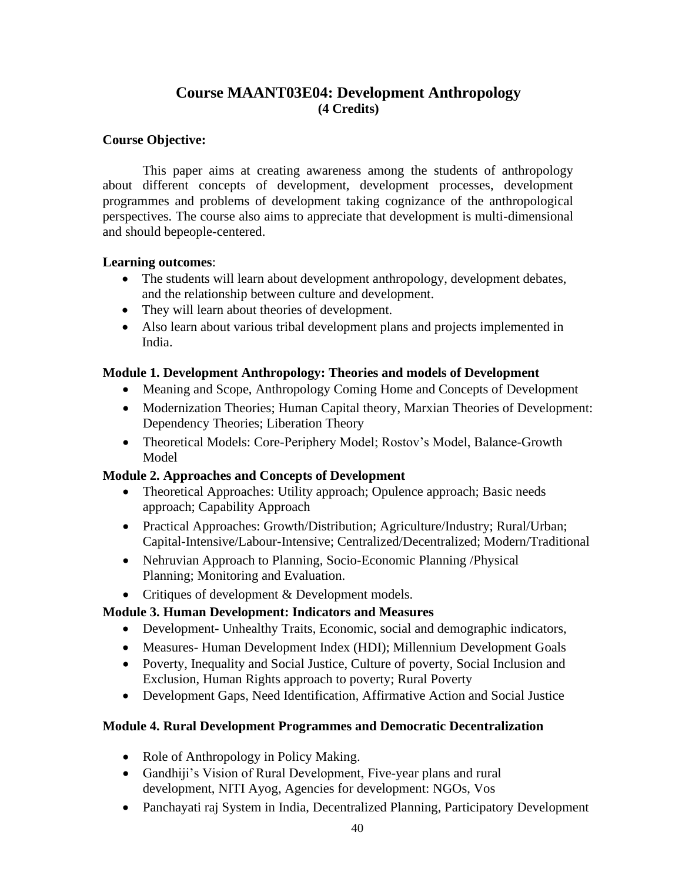## Course MAANT03E04: Development Anthropology
**(4 Credits)**

**Course Objective:**

This paper aims at creating awareness among the students of anthropology about different concepts of development, development processes, development programmes and problems of development taking cognizance of the anthropological perspectives. The course also aims to appreciate that development is multi-dimensional and should bepeople-centered.

**Learning outcomes**:

- The students will learn about development anthropology, development debates, and the relationship between culture and development.
- They will learn about theories of development.
- Also learn about various tribal development plans and projects implemented in India.

**Module 1. Development Anthropology: Theories and models of Development**

- Meaning and Scope, Anthropology Coming Home and Concepts of Development
- Modernization Theories; Human Capital theory, Marxian Theories of Development: Dependency Theories; Liberation Theory
- Theoretical Models: Core-Periphery Model; Rostov's Model, Balance-Growth Model

**Module 2. Approaches and Concepts of Development**

- Theoretical Approaches: Utility approach; Opulence approach; Basic needs approach; Capability Approach
- Practical Approaches: Growth/Distribution; Agriculture/Industry; Rural/Urban; Capital-Intensive/Labour-Intensive; Centralized/Decentralized; Modern/Traditional
- Nehruvian Approach to Planning, Socio-Economic Planning /Physical Planning; Monitoring and Evaluation.
- Critiques of development & Development models.

**Module 3. Human Development: Indicators and Measures**

- Development- Unhealthy Traits, Economic, social and demographic indicators,
- Measures- Human Development Index (HDI); Millennium Development Goals
- Poverty, Inequality and Social Justice, Culture of poverty, Social Inclusion and Exclusion, Human Rights approach to poverty; Rural Poverty
- Development Gaps, Need Identification, Affirmative Action and Social Justice

**Module 4. Rural Development Programmes and Democratic Decentralization**

- Role of Anthropology in Policy Making.
- Gandhiji's Vision of Rural Development, Five-year plans and rural development, NITI Ayog, Agencies for development: NGOs, Vos
- Panchayati raj System in India, Decentralized Planning, Participatory Development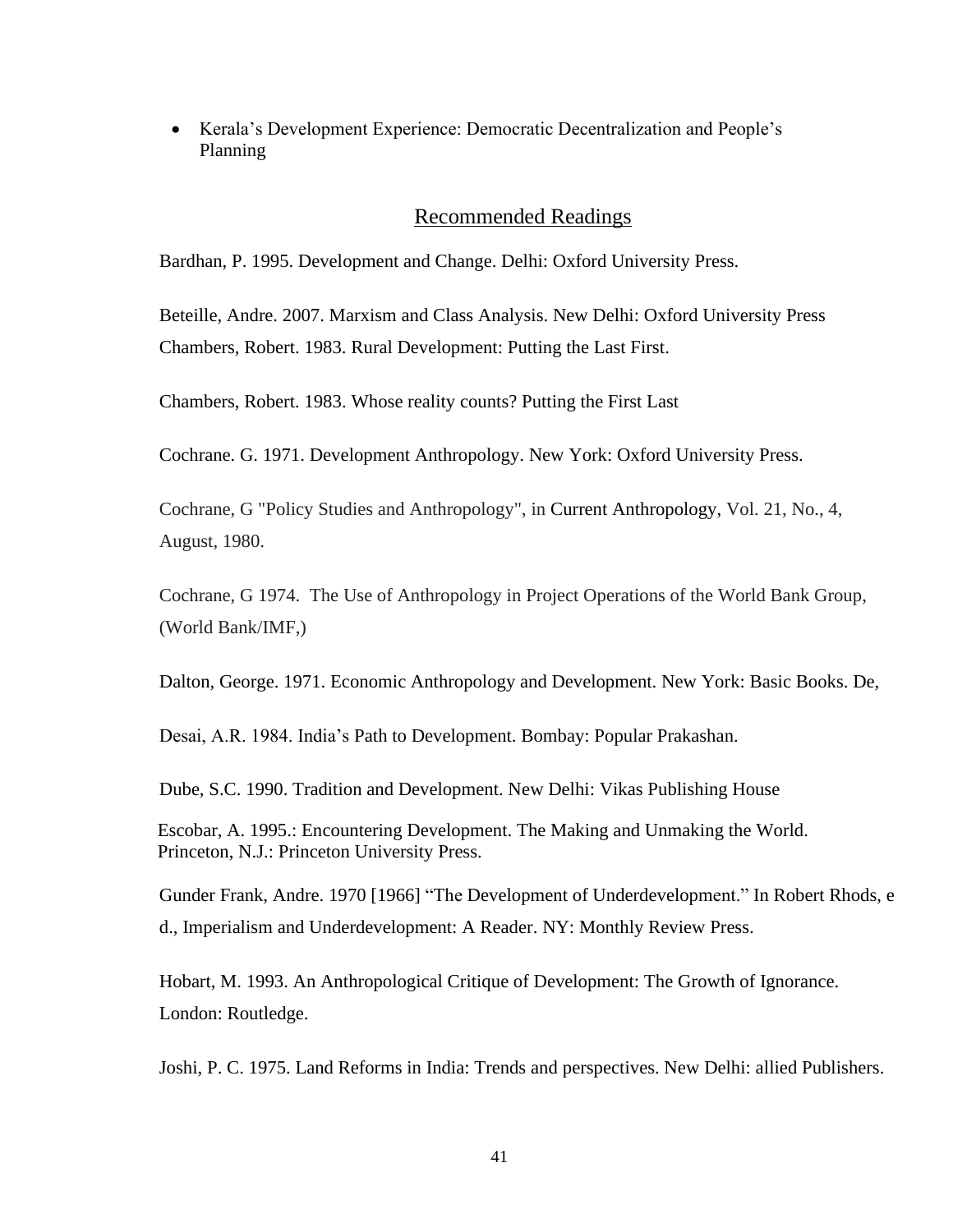- Kerala's Development Experience: Democratic Decentralization and People's Planning

## Recommended Readings

Bardhan, P. 1995. Development and Change. Delhi: Oxford University Press.

Beteille, Andre. 2007. Marxism and Class Analysis. New Delhi: Oxford University Press

Chambers, Robert. 1983. Rural Development: Putting the Last First.

Chambers, Robert. 1983. Whose reality counts? Putting the First Last

Cochrane. G. 1971. Development Anthropology. New York: Oxford University Press.

Cochrane, G "Policy Studies and Anthropology", in Current Anthropology, Vol. 21, No., 4, August, 1980.

Cochrane, G 1974. The Use of Anthropology in Project Operations of the World Bank Group, (World Bank/IMF,)

Dalton, George. 1971. Economic Anthropology and Development. New York: Basic Books. De,

Desai, A.R. 1984. India's Path to Development. Bombay: Popular Prakashan.

Dube, S.C. 1990. Tradition and Development. New Delhi: Vikas Publishing House

Escobar, A. 1995.: Encountering Development. The Making and Unmaking the World. Princeton, N.J.: Princeton University Press.

Gunder Frank, Andre. 1970 [1966] "The Development of Underdevelopment." In Robert Rhods, e d., Imperialism and Underdevelopment: A Reader. NY: Monthly Review Press.

Hobart, M. 1993. An Anthropological Critique of Development: The Growth of Ignorance. London: Routledge.

Joshi, P. C. 1975. Land Reforms in India: Trends and perspectives. New Delhi: allied Publishers.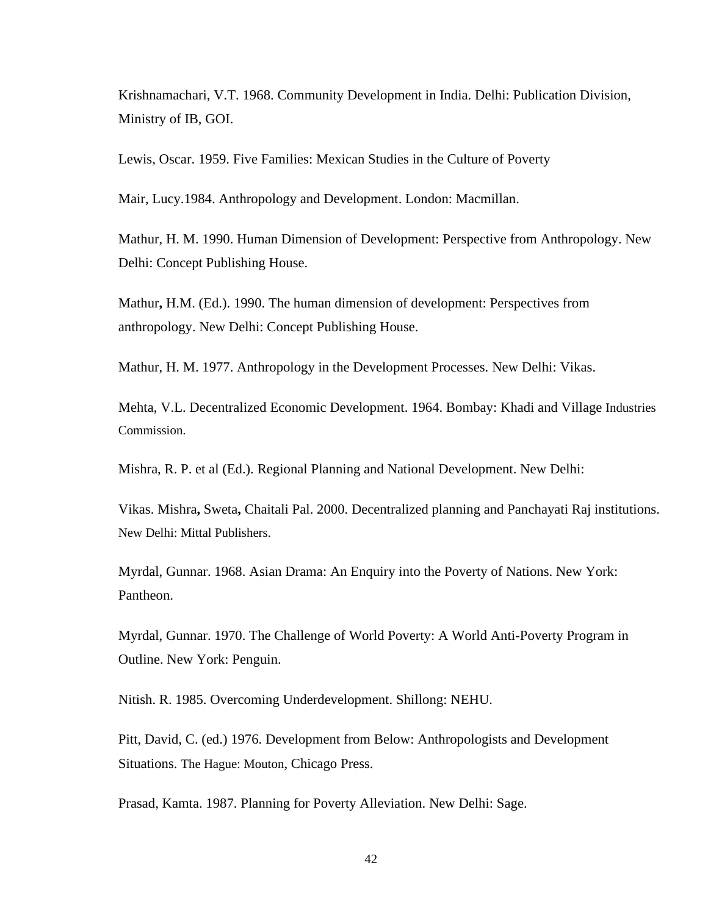Krishnamachari, V.T. 1968. Community Development in India. Delhi: Publication Division, Ministry of IB, GOI.

Lewis, Oscar. 1959. Five Families: Mexican Studies in the Culture of Poverty

Mair, Lucy.1984. Anthropology and Development. London: Macmillan.

Mathur, H. M. 1990. Human Dimension of Development: Perspective from Anthropology. New Delhi: Concept Publishing House.

Mathur**,** H.M. (Ed.). 1990. The human dimension of development: Perspectives from anthropology. New Delhi: Concept Publishing House.

Mathur, H. M. 1977. Anthropology in the Development Processes. New Delhi: Vikas.

Mehta, V.L. Decentralized Economic Development. 1964. Bombay: Khadi and Village Industries Commission.

Mishra, R. P. et al (Ed.). Regional Planning and National Development. New Delhi:

Vikas. Mishra**,** Sweta**,** Chaitali Pal. 2000. Decentralized planning and Panchayati Raj institutions. New Delhi: Mittal Publishers.

Myrdal, Gunnar. 1968. Asian Drama: An Enquiry into the Poverty of Nations. New York: Pantheon.

Myrdal, Gunnar. 1970. The Challenge of World Poverty: A World Anti-Poverty Program in Outline. New York: Penguin.

Nitish. R. 1985. Overcoming Underdevelopment. Shillong: NEHU.

Pitt, David, C. (ed.) 1976. Development from Below: Anthropologists and Development Situations. The Hague: Mouton, Chicago Press.

Prasad, Kamta. 1987. Planning for Poverty Alleviation. New Delhi: Sage.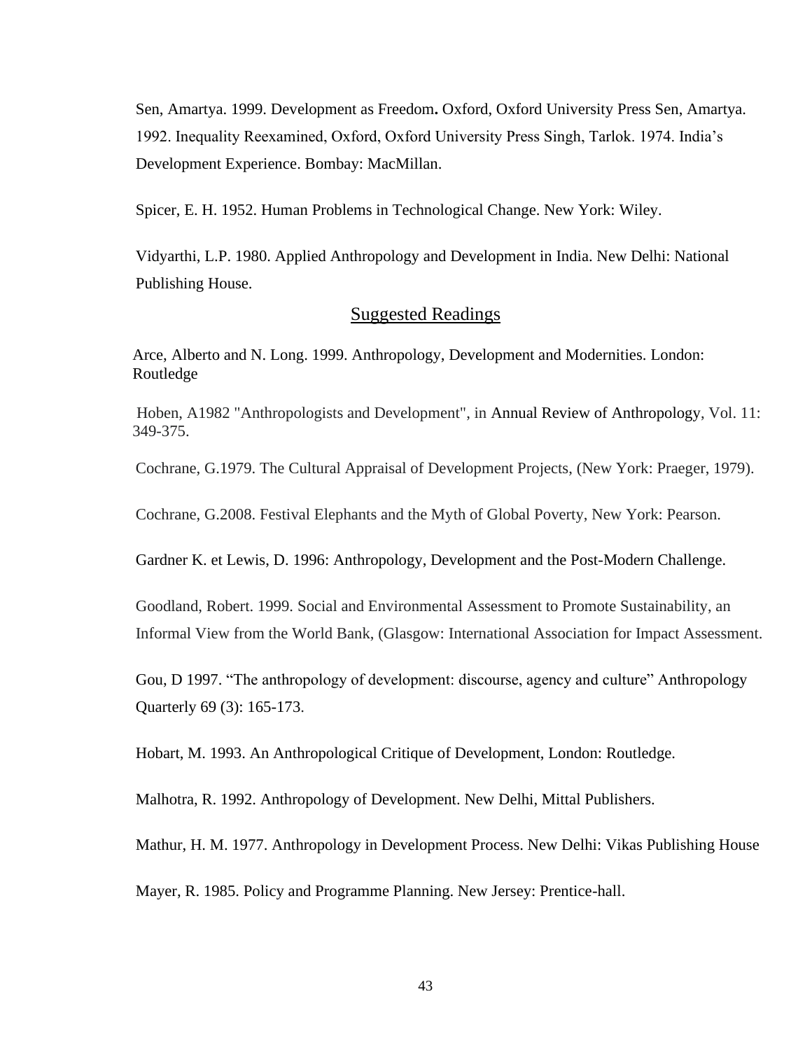Sen, Amartya. 1999. Development as Freedom**.** Oxford, Oxford University Press Sen, Amartya. 1992. Inequality Reexamined, Oxford, Oxford University Press Singh, Tarlok. 1974. India's Development Experience. Bombay: MacMillan.

Spicer, E. H. 1952. Human Problems in Technological Change. New York: Wiley.

Vidyarthi, L.P. 1980. Applied Anthropology and Development in India. New Delhi: National Publishing House.

## Suggested Readings

Arce, Alberto and N. Long. 1999. Anthropology, Development and Modernities. London: Routledge

Hoben, A1982 "Anthropologists and Development", in Annual Review of Anthropology, Vol. 11: 349-375.

Cochrane, G.1979. The Cultural Appraisal of Development Projects, (New York: Praeger, 1979).

Cochrane, G.2008. Festival Elephants and the Myth of Global Poverty, New York: Pearson.

Gardner K. et Lewis, D. 1996: Anthropology, Development and the Post-Modern Challenge.

Goodland, Robert. 1999. Social and Environmental Assessment to Promote Sustainability, an Informal View from the World Bank, (Glasgow: International Association for Impact Assessment.

Gou, D 1997. "The anthropology of development: discourse, agency and culture" Anthropology Quarterly 69 (3): 165-173.

Hobart, M. 1993. An Anthropological Critique of Development, London: Routledge.

Malhotra, R. 1992. Anthropology of Development. New Delhi, Mittal Publishers.

Mathur, H. M. 1977. Anthropology in Development Process. New Delhi: Vikas Publishing House

Mayer, R. 1985. Policy and Programme Planning. New Jersey: Prentice-hall.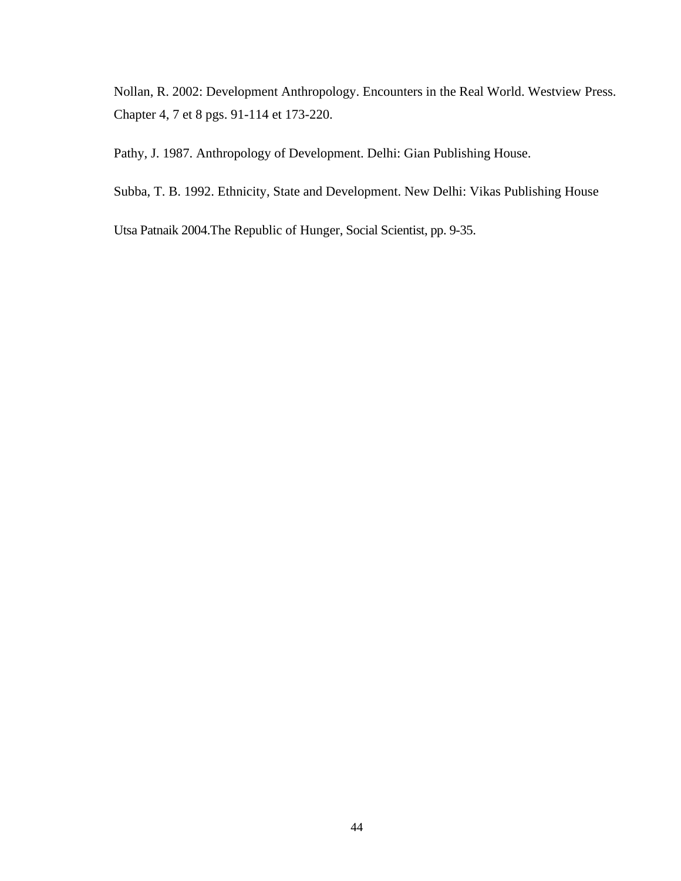Nollan, R. 2002: Development Anthropology. Encounters in the Real World. Westview Press. Chapter 4, 7 et 8 pgs. 91-114 et 173-220.

Pathy, J. 1987. Anthropology of Development. Delhi: Gian Publishing House.

Subba, T. B. 1992. Ethnicity, State and Development. New Delhi: Vikas Publishing House

Utsa Patnaik 2004.The Republic of Hunger, Social Scientist, pp. 9-35.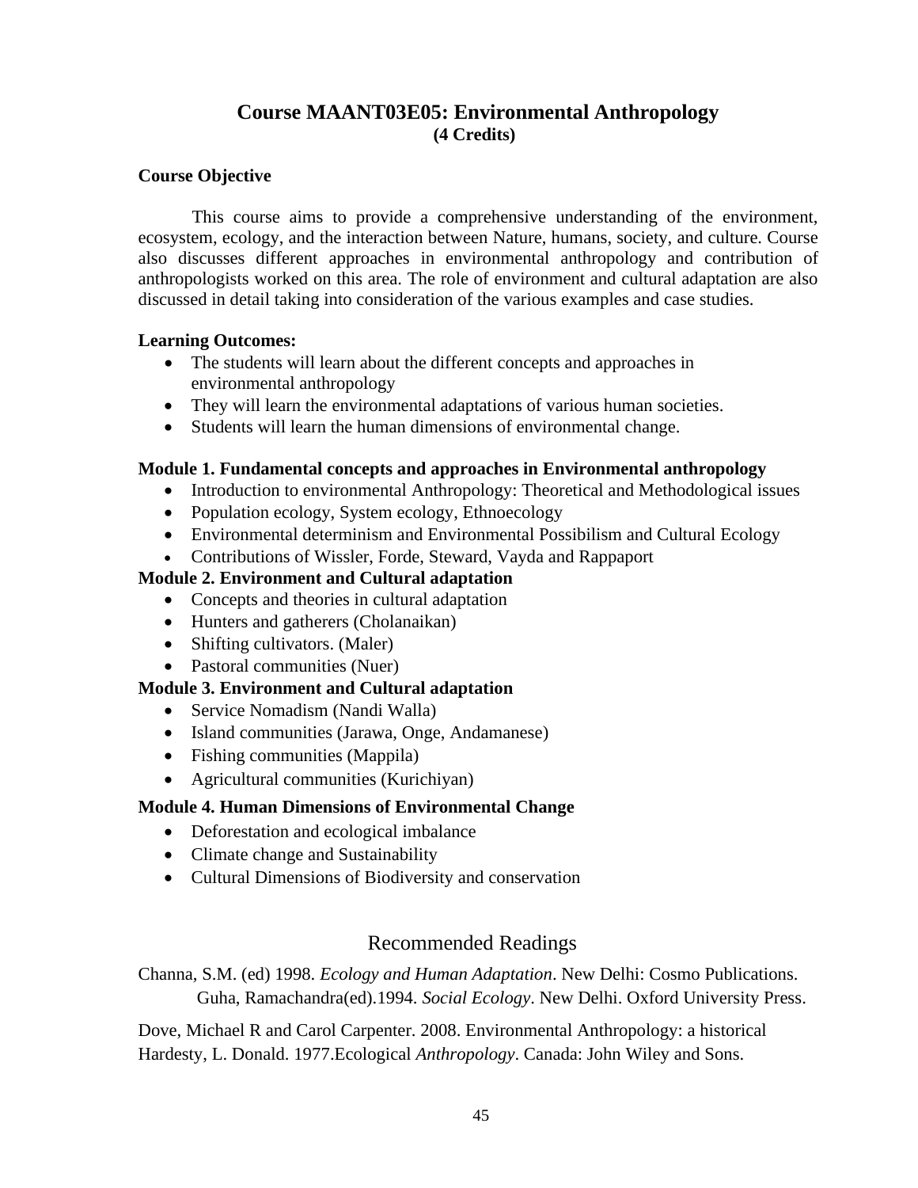## Course MAANT03E05: Environmental Anthropology

**(4 Credits)**

**Course Objective**

This course aims to provide a comprehensive understanding of the environment, ecosystem, ecology, and the interaction between Nature, humans, society, and culture. Course also discusses different approaches in environmental anthropology and contribution of anthropologists worked on this area. The role of environment and cultural adaptation are also discussed in detail taking into consideration of the various examples and case studies.

**Learning Outcomes:**

- The students will learn about the different concepts and approaches in environmental anthropology
- They will learn the environmental adaptations of various human societies.
- Students will learn the human dimensions of environmental change.

**Module 1. Fundamental concepts and approaches in Environmental anthropology**

- Introduction to environmental Anthropology: Theoretical and Methodological issues
- Population ecology, System ecology, Ethnoecology
- Environmental determinism and Environmental Possibilism and Cultural Ecology
- Contributions of Wissler, Forde, Steward, Vayda and Rappaport

**Module 2. Environment and Cultural adaptation**

- Concepts and theories in cultural adaptation
- Hunters and gatherers (Cholanaikan)
- Shifting cultivators. (Maler)
- Pastoral communities (Nuer)

**Module 3. Environment and Cultural adaptation**

- Service Nomadism (Nandi Walla)
- Island communities (Jarawa, Onge, Andamanese)
- Fishing communities (Mappila)
- Agricultural communities (Kurichiyan)

**Module 4. Human Dimensions of Environmental Change**

- Deforestation and ecological imbalance
- Climate change and Sustainability
- Cultural Dimensions of Biodiversity and conservation

### Recommended Readings

Channa, S.M. (ed) 1998. *Ecology and Human Adaptation*. New Delhi: Cosmo Publications.
Guha, Ramachandra(ed).1994. *Social Ecology*. New Delhi. Oxford University Press.

Dove, Michael R and Carol Carpenter. 2008. Environmental Anthropology: a historical
Hardesty, L. Donald. 1977.Ecological *Anthropology*. Canada: John Wiley and Sons.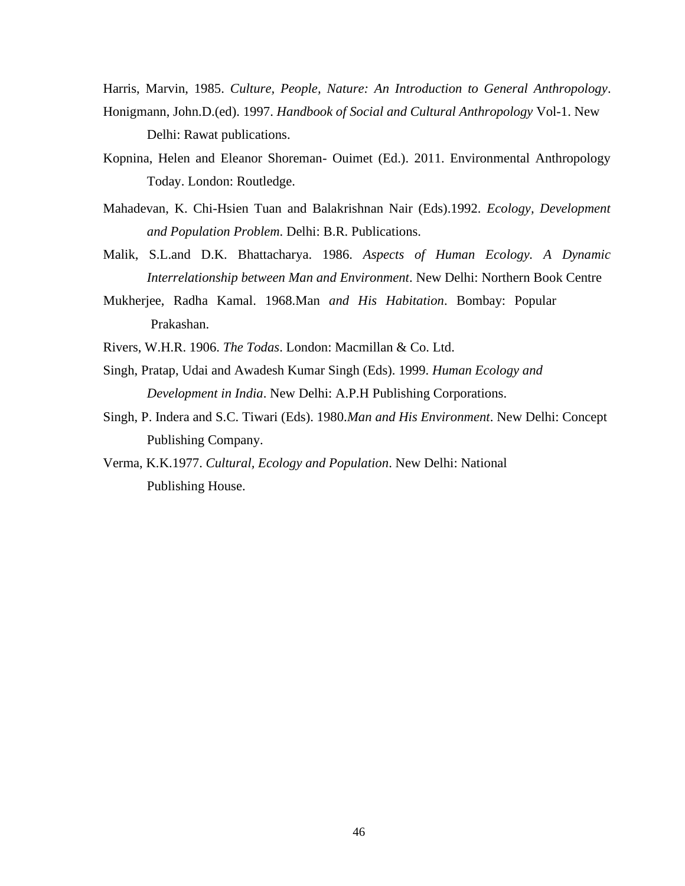Harris, Marvin, 1985. *Culture, People, Nature: An Introduction to General Anthropology*.

Honigmann, John.D.(ed). 1997. *Handbook of Social and Cultural Anthropology* Vol-1. New Delhi: Rawat publications.

Kopnina, Helen and Eleanor Shoreman- Ouimet (Ed.). 2011. Environmental Anthropology Today. London: Routledge.

Mahadevan, K. Chi-Hsien Tuan and Balakrishnan Nair (Eds).1992. *Ecology, Development and Population Problem*. Delhi: B.R. Publications.

Malik, S.L.and D.K. Bhattacharya. 1986. *Aspects of Human Ecology. A Dynamic Interrelationship between Man and Environment*. New Delhi: Northern Book Centre

Mukherjee, Radha Kamal. 1968.Man *and His Habitation*. Bombay: Popular Prakashan.

Rivers, W.H.R. 1906. *The Todas*. London: Macmillan & Co. Ltd.

Singh, Pratap, Udai and Awadesh Kumar Singh (Eds). 1999. *Human Ecology and Development in India*. New Delhi: A.P.H Publishing Corporations.

Singh, P. Indera and S.C. Tiwari (Eds). 1980.*Man and His Environment*. New Delhi: Concept Publishing Company.

Verma, K.K.1977. *Cultural, Ecology and Population*. New Delhi: National Publishing House.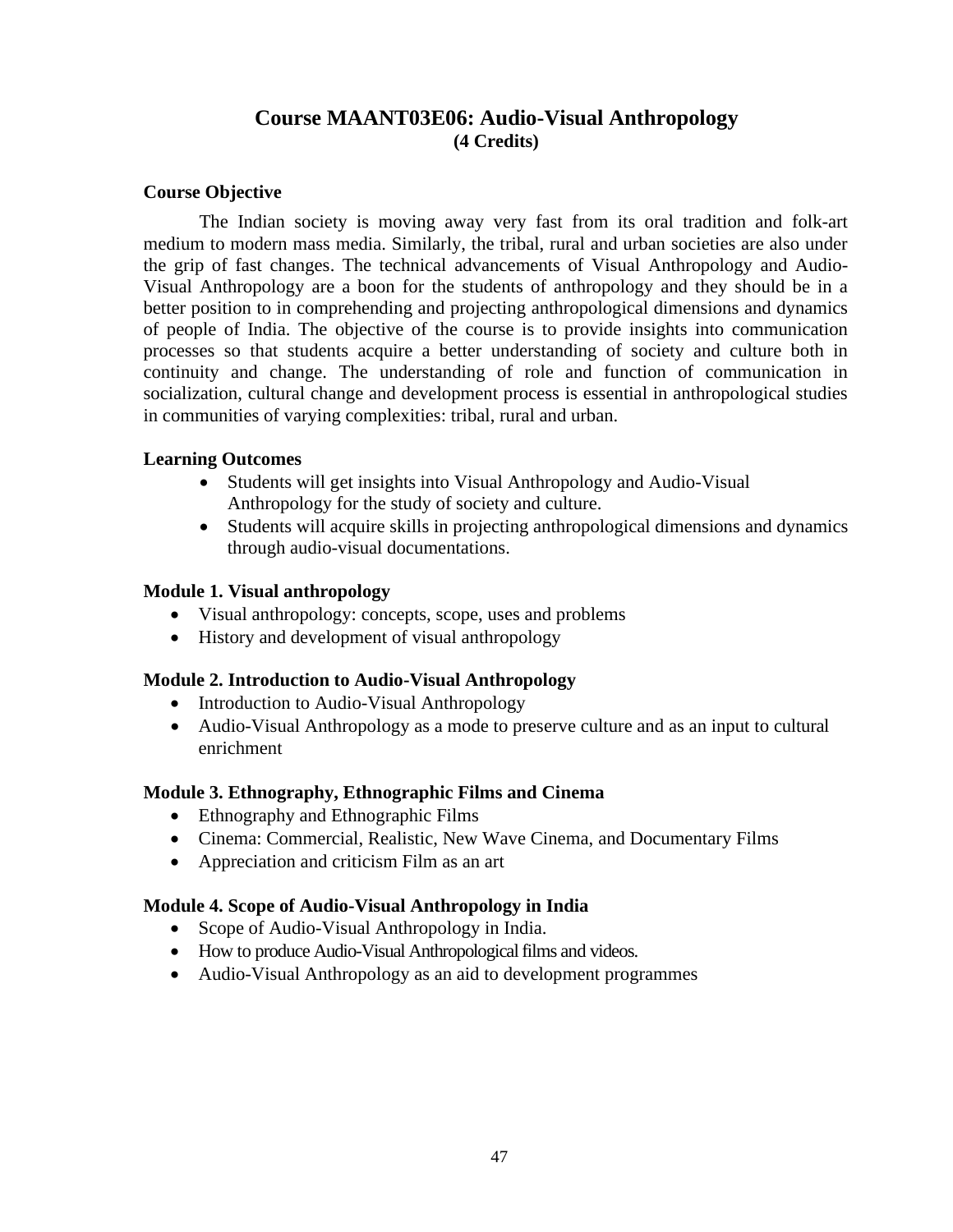# Course MAANT03E06: Audio-Visual Anthropology
**(4 Credits)**

**Course Objective**

The Indian society is moving away very fast from its oral tradition and folk-art medium to modern mass media. Similarly, the tribal, rural and urban societies are also under the grip of fast changes. The technical advancements of Visual Anthropology and Audio-Visual Anthropology are a boon for the students of anthropology and they should be in a better position to in comprehending and projecting anthropological dimensions and dynamics of people of India. The objective of the course is to provide insights into communication processes so that students acquire a better understanding of society and culture both in continuity and change. The understanding of role and function of communication in socialization, cultural change and development process is essential in anthropological studies in communities of varying complexities: tribal, rural and urban.

**Learning Outcomes**

- Students will get insights into Visual Anthropology and Audio-Visual Anthropology for the study of society and culture.
- Students will acquire skills in projecting anthropological dimensions and dynamics through audio-visual documentations.

**Module 1. Visual anthropology**

- Visual anthropology: concepts, scope, uses and problems
- History and development of visual anthropology

**Module 2. Introduction to Audio-Visual Anthropology**

- Introduction to Audio-Visual Anthropology
- Audio-Visual Anthropology as a mode to preserve culture and as an input to cultural enrichment

**Module 3. Ethnography, Ethnographic Films and Cinema**

- Ethnography and Ethnographic Films
- Cinema: Commercial, Realistic, New Wave Cinema, and Documentary Films
- Appreciation and criticism Film as an art

**Module 4. Scope of Audio-Visual Anthropology in India**

- Scope of Audio-Visual Anthropology in India.
- How to produce Audio-Visual Anthropological films and videos.
- Audio-Visual Anthropology as an aid to development programmes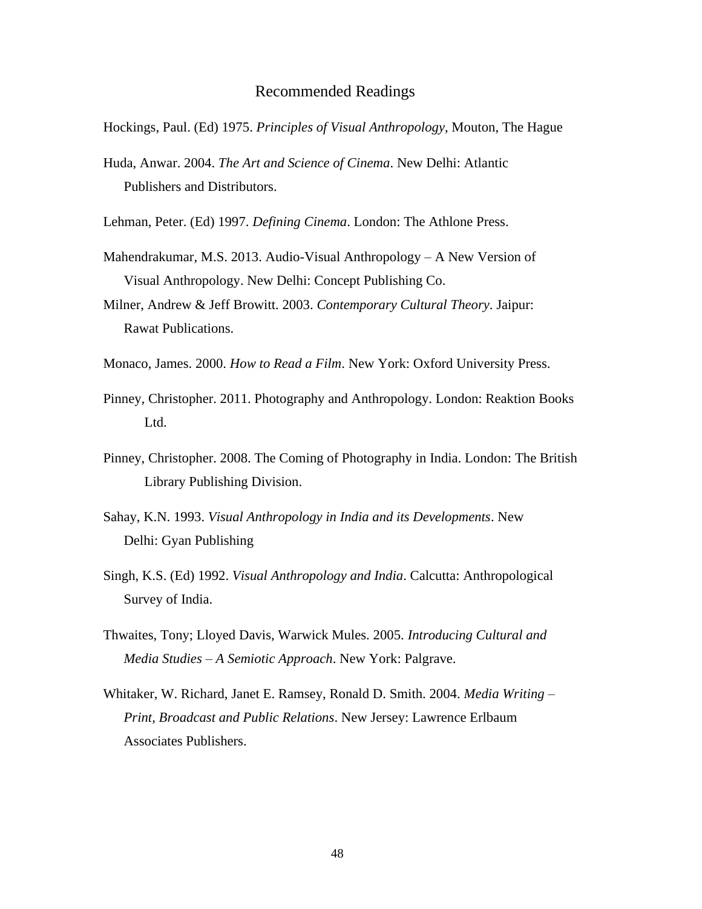# Recommended Readings

Hockings, Paul. (Ed) 1975. *Principles of Visual Anthropology*, Mouton, The Hague

Huda, Anwar. 2004. *The Art and Science of Cinema*. New Delhi: Atlantic Publishers and Distributors.

Lehman, Peter. (Ed) 1997. *Defining Cinema*. London: The Athlone Press.

Mahendrakumar, M.S. 2013. Audio-Visual Anthropology – A New Version of Visual Anthropology. New Delhi: Concept Publishing Co.

Milner, Andrew & Jeff Browitt. 2003. *Contemporary Cultural Theory*. Jaipur: Rawat Publications.

Monaco, James. 2000. *How to Read a Film*. New York: Oxford University Press.

Pinney, Christopher. 2011. Photography and Anthropology. London: Reaktion Books Ltd.

Pinney, Christopher. 2008. The Coming of Photography in India. London: The British Library Publishing Division.

Sahay, K.N. 1993. *Visual Anthropology in India and its Developments*. New Delhi: Gyan Publishing

Singh, K.S. (Ed) 1992. *Visual Anthropology and India*. Calcutta: Anthropological Survey of India.

Thwaites, Tony; Lloyed Davis, Warwick Mules. 2005. *Introducing Cultural and Media Studies – A Semiotic Approach*. New York: Palgrave.

Whitaker, W. Richard, Janet E. Ramsey, Ronald D. Smith. 2004. *Media Writing – Print, Broadcast and Public Relations*. New Jersey: Lawrence Erlbaum Associates Publishers.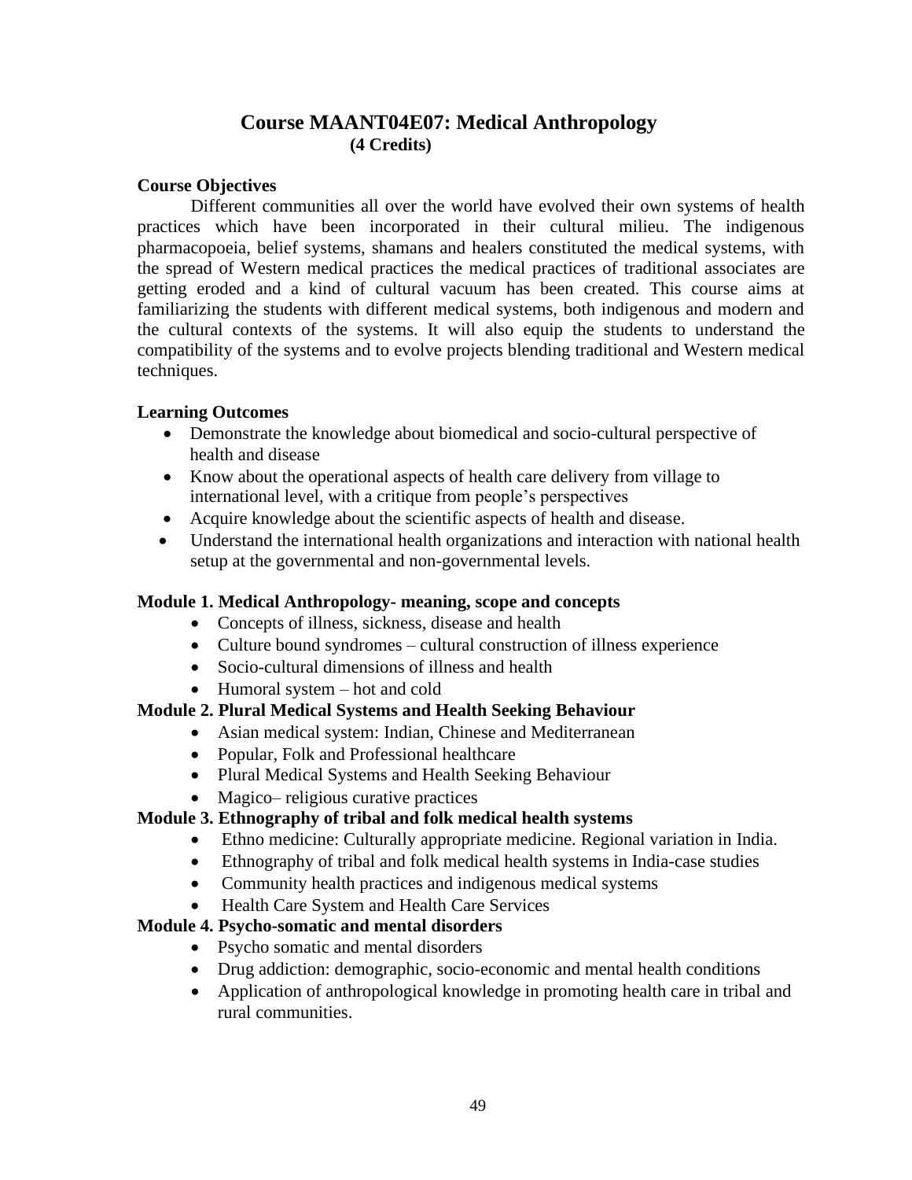# Course MAANT04E07: Medical Anthropology
**(4 Credits)**

### Course Objectives

Different communities all over the world have evolved their own systems of health practices which have been incorporated in their cultural milieu. The indigenous pharmacopoeia, belief systems, shamans and healers constituted the medical systems, with the spread of Western medical practices the medical practices of traditional associates are getting eroded and a kind of cultural vacuum has been created. This course aims at familiarizing the students with different medical systems, both indigenous and modern and the cultural contexts of the systems. It will also equip the students to understand the compatibility of the systems and to evolve projects blending traditional and Western medical techniques.

### Learning Outcomes

- Demonstrate the knowledge about biomedical and socio-cultural perspective of health and disease
- Know about the operational aspects of health care delivery from village to international level, with a critique from people's perspectives
- Acquire knowledge about the scientific aspects of health and disease.
- Understand the international health organizations and interaction with national health setup at the governmental and non-governmental levels.

### Module 1. Medical Anthropology- meaning, scope and concepts

- Concepts of illness, sickness, disease and health
- Culture bound syndromes – cultural construction of illness experience
- Socio-cultural dimensions of illness and health
- Humoral system – hot and cold

### Module 2. Plural Medical Systems and Health Seeking Behaviour

- Asian medical system: Indian, Chinese and Mediterranean
- Popular, Folk and Professional healthcare
- Plural Medical Systems and Health Seeking Behaviour
- Magico– religious curative practices

### Module 3. Ethnography of tribal and folk medical health systems

- Ethno medicine: Culturally appropriate medicine. Regional variation in India.
- Ethnography of tribal and folk medical health systems in India-case studies
- Community health practices and indigenous medical systems
- Health Care System and Health Care Services

### Module 4. Psycho-somatic and mental disorders

- Psycho somatic and mental disorders
- Drug addiction: demographic, socio-economic and mental health conditions
- Application of anthropological knowledge in promoting health care in tribal and rural communities.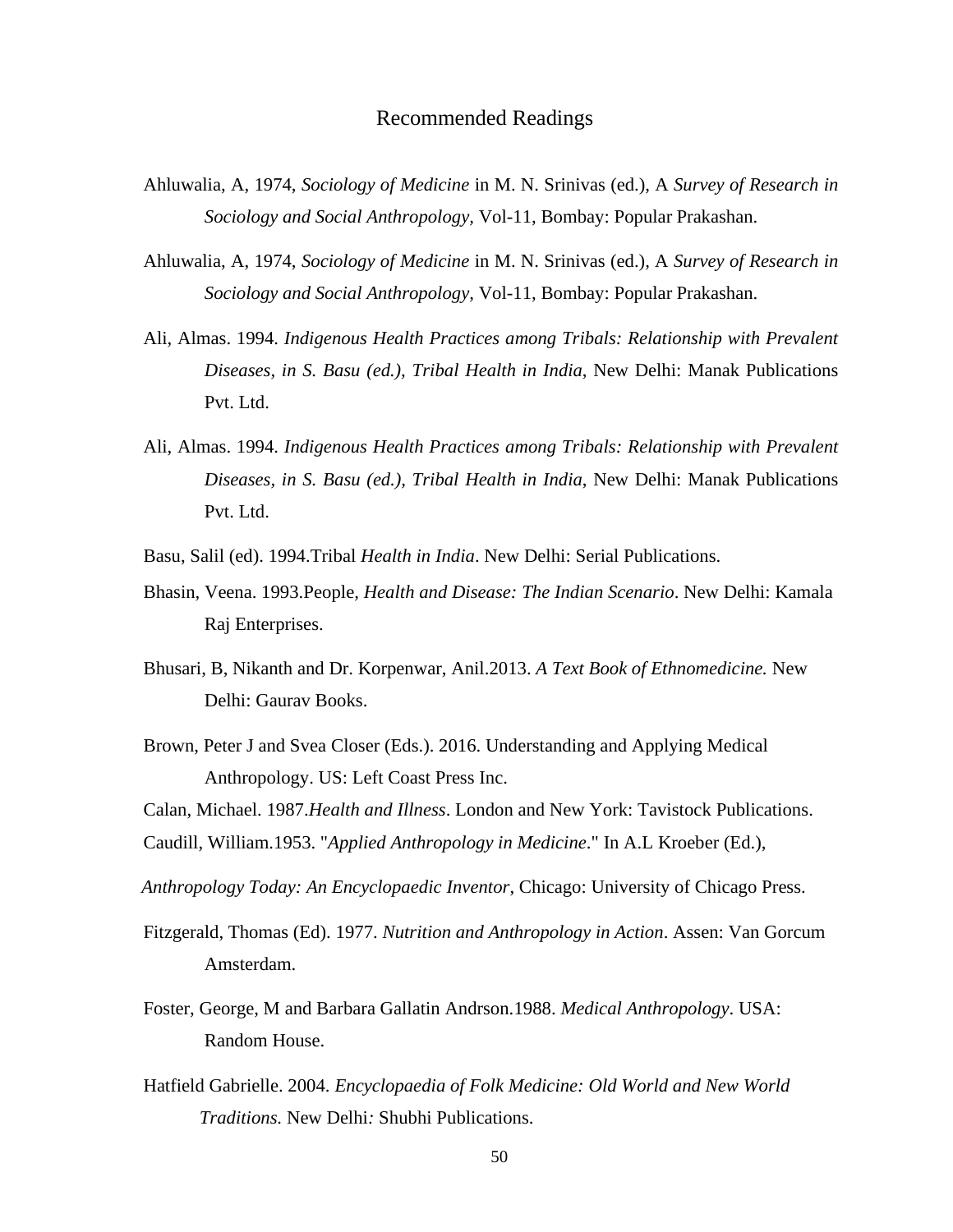# Recommended Readings

Ahluwalia, A, 1974, *Sociology of Medicine* in M. N. Srinivas (ed.), A *Survey of Research in Sociology and Social Anthropology*, Vol-11, Bombay: Popular Prakashan.

Ahluwalia, A, 1974, *Sociology of Medicine* in M. N. Srinivas (ed.), A *Survey of Research in Sociology and Social Anthropology*, Vol-11, Bombay: Popular Prakashan.

Ali, Almas. 1994. *Indigenous Health Practices among Tribals: Relationship with Prevalent Diseases, in S. Basu (ed.), Tribal Health in India*, New Delhi: Manak Publications Pvt. Ltd.

Ali, Almas. 1994. *Indigenous Health Practices among Tribals: Relationship with Prevalent Diseases, in S. Basu (ed.), Tribal Health in India*, New Delhi: Manak Publications Pvt. Ltd.

Basu, Salil (ed). 1994.Tribal *Health in India*. New Delhi: Serial Publications.

Bhasin, Veena. 1993.People, *Health and Disease: The Indian Scenario*. New Delhi: Kamala Raj Enterprises.

Bhusari, B, Nikanth and Dr. Korpenwar, Anil.2013. *A Text Book of Ethnomedicine.* New Delhi: Gaurav Books.

Brown, Peter J and Svea Closer (Eds.). 2016. Understanding and Applying Medical Anthropology. US: Left Coast Press Inc.

Calan, Michael. 1987.*Health and Illness*. London and New York: Tavistock Publications.

Caudill, William.1953. "*Applied Anthropology in Medicine*." In A.L Kroeber (Ed.),

*Anthropology Today: An Encyclopaedic Inventor*, Chicago: University of Chicago Press.

Fitzgerald, Thomas (Ed). 1977. *Nutrition and Anthropology in Action*. Assen: Van Gorcum Amsterdam.

Foster, George, M and Barbara Gallatin Andrson.1988. *Medical Anthropology*. USA: Random House.

Hatfield Gabrielle. 2004. *Encyclopaedia of Folk Medicine: Old World and New World Traditions.* New Delhi*:* Shubhi Publications.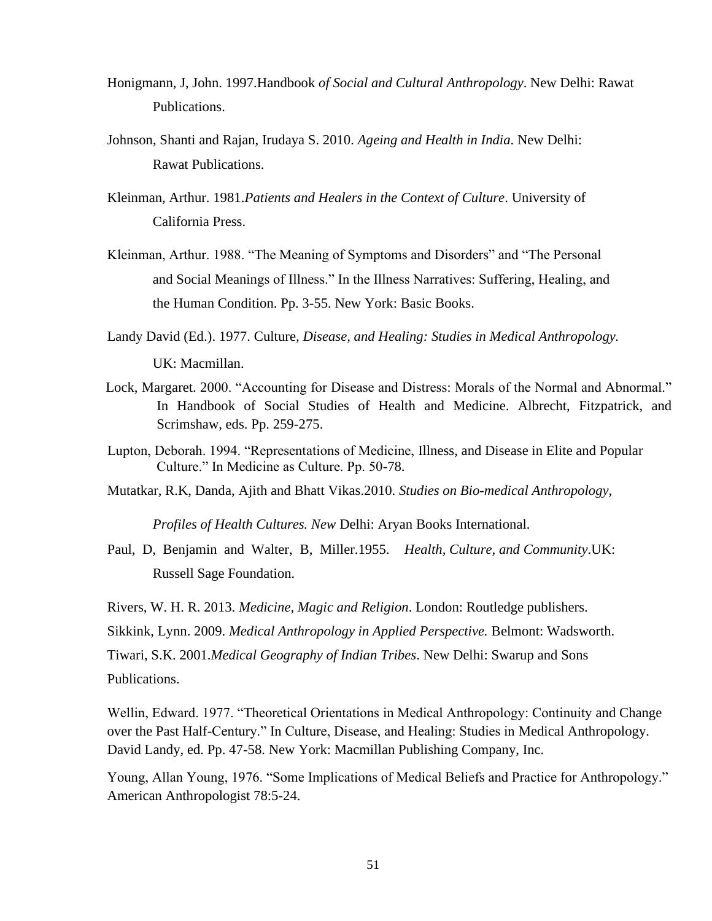Honigmann, J, John. 1997.Handbook *of Social and Cultural Anthropology*. New Delhi: Rawat Publications.

Johnson, Shanti and Rajan, Irudaya S. 2010. *Ageing and Health in India*. New Delhi: Rawat Publications.

Kleinman, Arthur. 1981.*Patients and Healers in the Context of Culture*. University of California Press.

Kleinman, Arthur. 1988. "The Meaning of Symptoms and Disorders" and "The Personal and Social Meanings of Illness." In the Illness Narratives: Suffering, Healing, and the Human Condition. Pp. 3-55. New York: Basic Books.

Landy David (Ed.). 1977. Culture*, Disease, and Healing: Studies in Medical Anthropology.* UK: Macmillan.

Lock, Margaret. 2000. "Accounting for Disease and Distress: Morals of the Normal and Abnormal." In Handbook of Social Studies of Health and Medicine. Albrecht, Fitzpatrick, and Scrimshaw, eds. Pp. 259-275.

Lupton, Deborah. 1994. "Representations of Medicine, Illness, and Disease in Elite and Popular Culture." In Medicine as Culture. Pp. 50-78.

Mutatkar, R.K, Danda, Ajith and Bhatt Vikas.2010. *Studies on Bio-medical Anthropology, Profiles of Health Cultures. New* Delhi: Aryan Books International.

Paul, D, Benjamin and Walter, B, Miller.1955. *Health, Culture, and Community*.UK: Russell Sage Foundation.

Rivers, W. H. R. 2013. *Medicine, Magic and Religion*. London: Routledge publishers.

Sikkink, Lynn. 2009. *Medical Anthropology in Applied Perspective.* Belmont: Wadsworth.

Tiwari, S.K. 2001.*Medical Geography of Indian Tribes*. New Delhi: Swarup and Sons Publications.

Wellin, Edward. 1977. "Theoretical Orientations in Medical Anthropology: Continuity and Change over the Past Half-Century." In Culture, Disease, and Healing: Studies in Medical Anthropology. David Landy, ed. Pp. 47-58. New York: Macmillan Publishing Company, Inc.

Young, Allan Young, 1976. "Some Implications of Medical Beliefs and Practice for Anthropology." American Anthropologist 78:5-24.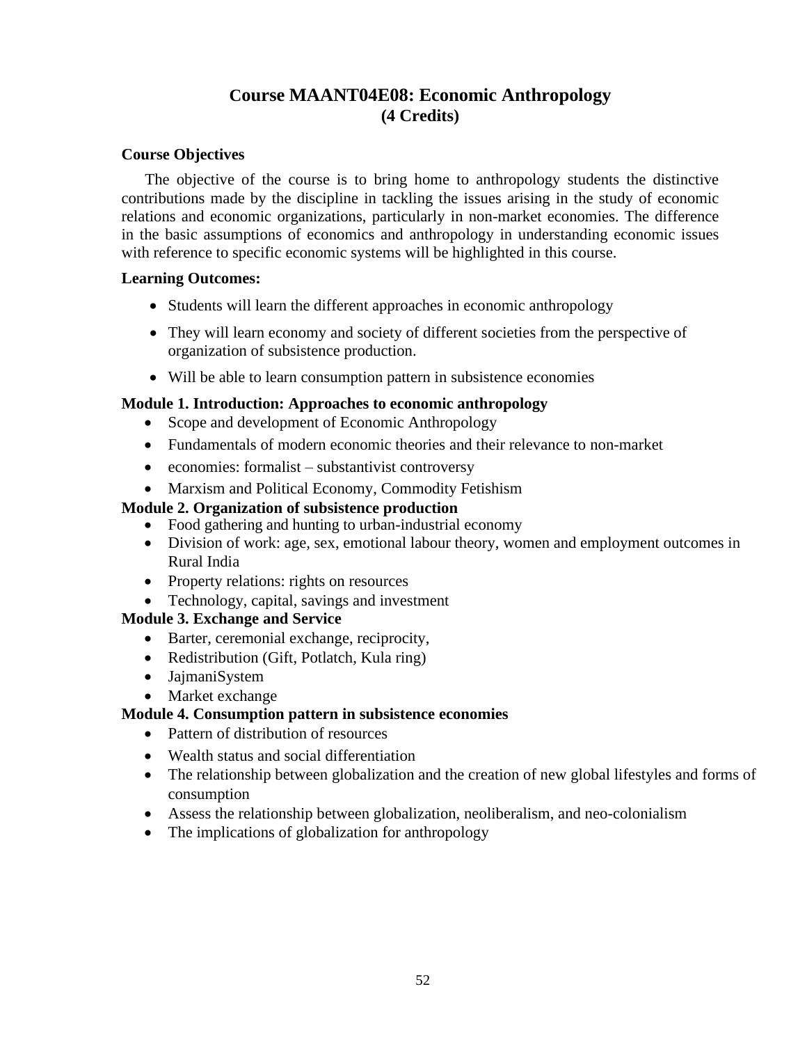## Course MAANT04E08: Economic Anthropology
**(4 Credits)**

**Course Objectives**

The objective of the course is to bring home to anthropology students the distinctive contributions made by the discipline in tackling the issues arising in the study of economic relations and economic organizations, particularly in non-market economies. The difference in the basic assumptions of economics and anthropology in understanding economic issues with reference to specific economic systems will be highlighted in this course.

**Learning Outcomes:**

- Students will learn the different approaches in economic anthropology
- They will learn economy and society of different societies from the perspective of organization of subsistence production.
- Will be able to learn consumption pattern in subsistence economies

**Module 1. Introduction: Approaches to economic anthropology**

- Scope and development of Economic Anthropology
- Fundamentals of modern economic theories and their relevance to non-market
- economies: formalist – substantivist controversy
- Marxism and Political Economy, Commodity Fetishism

**Module 2. Organization of subsistence production**

- Food gathering and hunting to urban-industrial economy
- Division of work: age, sex, emotional labour theory, women and employment outcomes in Rural India
- Property relations: rights on resources
- Technology, capital, savings and investment

**Module 3. Exchange and Service**

- Barter, ceremonial exchange, reciprocity,
- Redistribution (Gift, Potlatch, Kula ring)
- JajmaniSystem
- Market exchange

**Module 4. Consumption pattern in subsistence economies**

- Pattern of distribution of resources
- Wealth status and social differentiation
- The relationship between globalization and the creation of new global lifestyles and forms of consumption
- Assess the relationship between globalization, neoliberalism, and neo-colonialism
- The implications of globalization for anthropology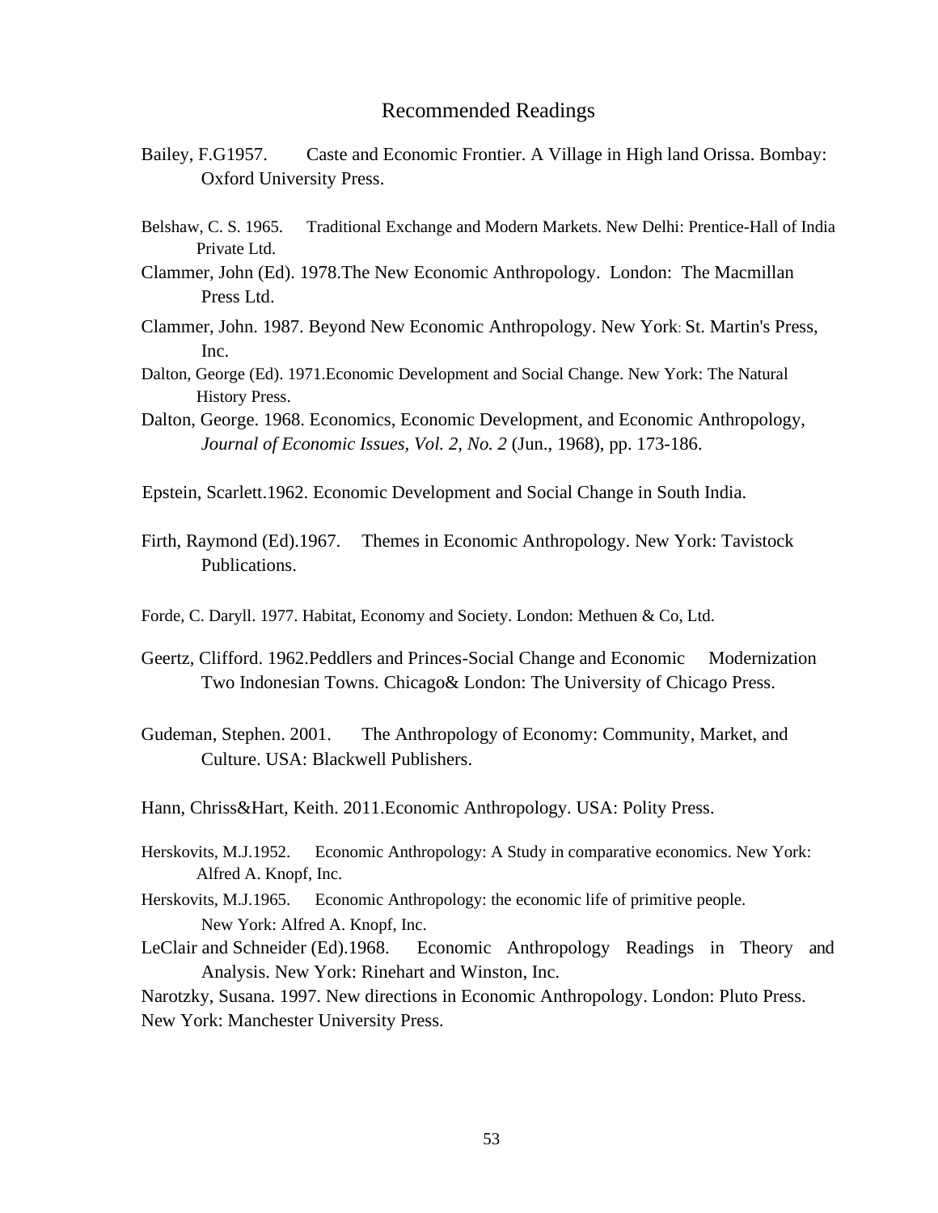## Recommended Readings

Bailey, F.G1957. Caste and Economic Frontier. A Village in High land Orissa. Bombay: Oxford University Press.

Belshaw, C. S. 1965. Traditional Exchange and Modern Markets. New Delhi: Prentice-Hall of India Private Ltd.

Clammer, John (Ed). 1978.The New Economic Anthropology. London: The Macmillan Press Ltd.

Clammer, John. 1987. Beyond New Economic Anthropology. New York: St. Martin's Press, Inc.

Dalton, George (Ed). 1971.Economic Development and Social Change. New York: The Natural History Press.

Dalton, George. 1968. Economics, Economic Development, and Economic Anthropology, *Journal of Economic Issues, Vol. 2, No. 2* (Jun., 1968), pp. 173-186.

Epstein, Scarlett.1962. Economic Development and Social Change in South India.

Firth, Raymond (Ed).1967. Themes in Economic Anthropology. New York: Tavistock Publications.

Forde, C. Daryll. 1977. Habitat, Economy and Society. London: Methuen & Co, Ltd.

Geertz, Clifford. 1962.Peddlers and Princes-Social Change and Economic Modernization Two Indonesian Towns. Chicago& London: The University of Chicago Press.

Gudeman, Stephen. 2001. The Anthropology of Economy: Community, Market, and Culture. USA: Blackwell Publishers.

Hann, Chriss&Hart, Keith. 2011.Economic Anthropology. USA: Polity Press.

Herskovits, M.J.1952. Economic Anthropology: A Study in comparative economics. New York: Alfred A. Knopf, Inc.

Herskovits, M.J.1965. Economic Anthropology: the economic life of primitive people. New York: Alfred A. Knopf, Inc.

LeClair and Schneider (Ed).1968. Economic Anthropology Readings in Theory and Analysis. New York: Rinehart and Winston, Inc.

Narotzky, Susana. 1997. New directions in Economic Anthropology. London: Pluto Press. New York: Manchester University Press.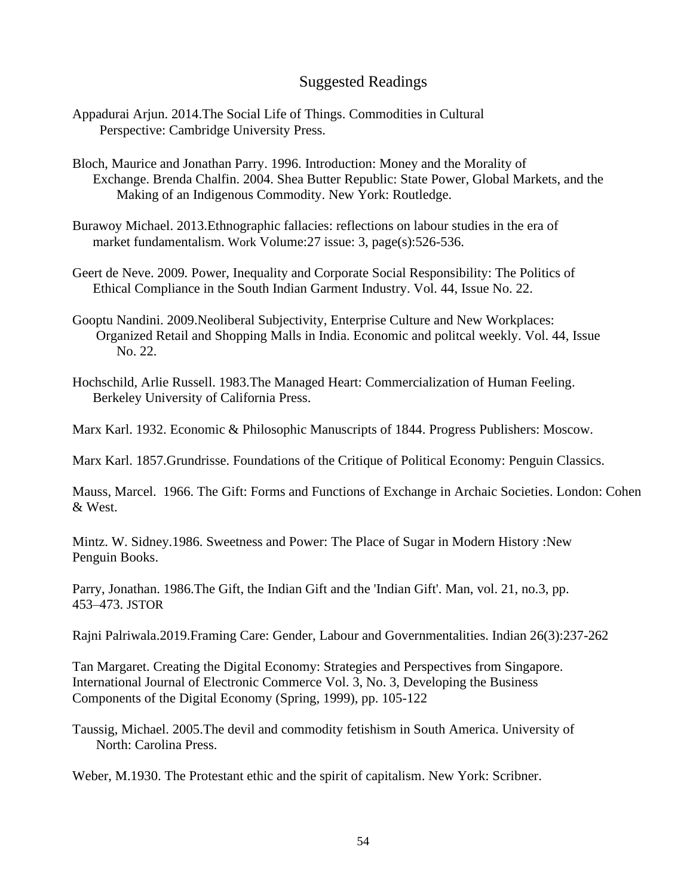## Suggested Readings

Appadurai Arjun. 2014.The Social Life of Things. Commodities in Cultural Perspective: Cambridge University Press.

Bloch, Maurice and Jonathan Parry. 1996. Introduction: Money and the Morality of Exchange. Brenda Chalfin. 2004. Shea Butter Republic: State Power, Global Markets, and the Making of an Indigenous Commodity. New York: Routledge.

Burawoy Michael. 2013.Ethnographic fallacies: reflections on labour studies in the era of market fundamentalism. Work Volume:27 issue: 3, page(s):526-536.

Geert de Neve. 2009. Power, Inequality and Corporate Social Responsibility: The Politics of Ethical Compliance in the South Indian Garment Industry. Vol. 44, Issue No. 22.

Gooptu Nandini. 2009.Neoliberal Subjectivity, Enterprise Culture and New Workplaces: Organized Retail and Shopping Malls in India. Economic and politcal weekly. Vol. 44, Issue No. 22.

Hochschild, Arlie Russell. 1983.The Managed Heart: Commercialization of Human Feeling. Berkeley University of California Press.

Marx Karl. 1932. Economic & Philosophic Manuscripts of 1844. Progress Publishers: Moscow.

Marx Karl. 1857.Grundrisse. Foundations of the Critique of Political Economy: Penguin Classics.

Mauss, Marcel. 1966. The Gift: Forms and Functions of Exchange in Archaic Societies. London: Cohen & West.

Mintz. W. Sidney.1986. Sweetness and Power: The Place of Sugar in Modern History :New Penguin Books.

Parry, Jonathan. 1986.The Gift, the Indian Gift and the 'Indian Gift'. Man, vol. 21, no.3, pp. 453–473. JSTOR

Rajni Palriwala.2019.Framing Care: Gender, Labour and Governmentalities. Indian 26(3):237-262

Tan Margaret. Creating the Digital Economy: Strategies and Perspectives from Singapore. International Journal of Electronic Commerce Vol. 3, No. 3, Developing the Business Components of the Digital Economy (Spring, 1999), pp. 105-122

Taussig, Michael. 2005.The devil and commodity fetishism in South America. University of North: Carolina Press.

Weber, M.1930. The Protestant ethic and the spirit of capitalism. New York: Scribner.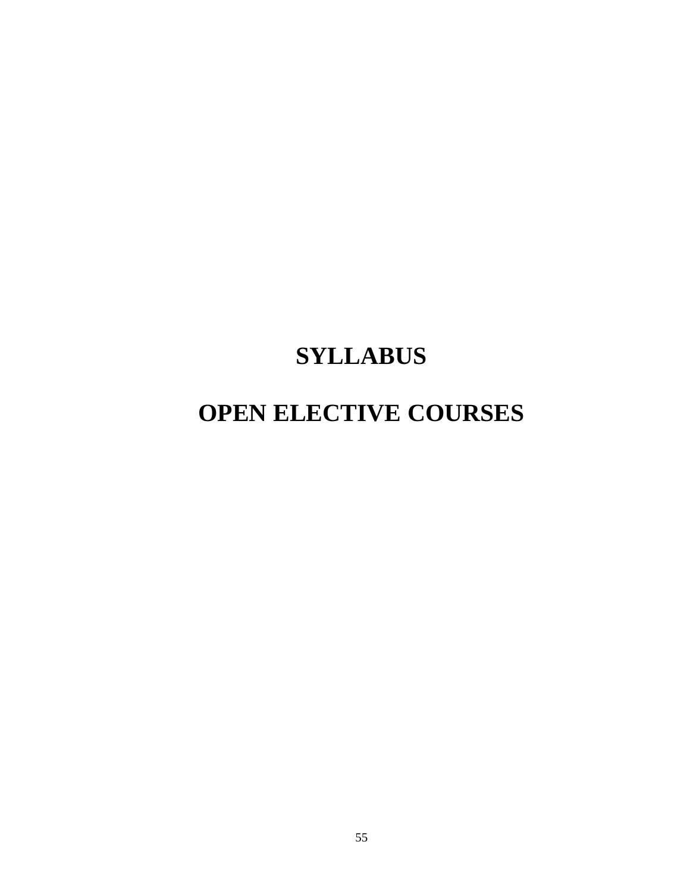# SYLLABUS

# OPEN ELECTIVE COURSES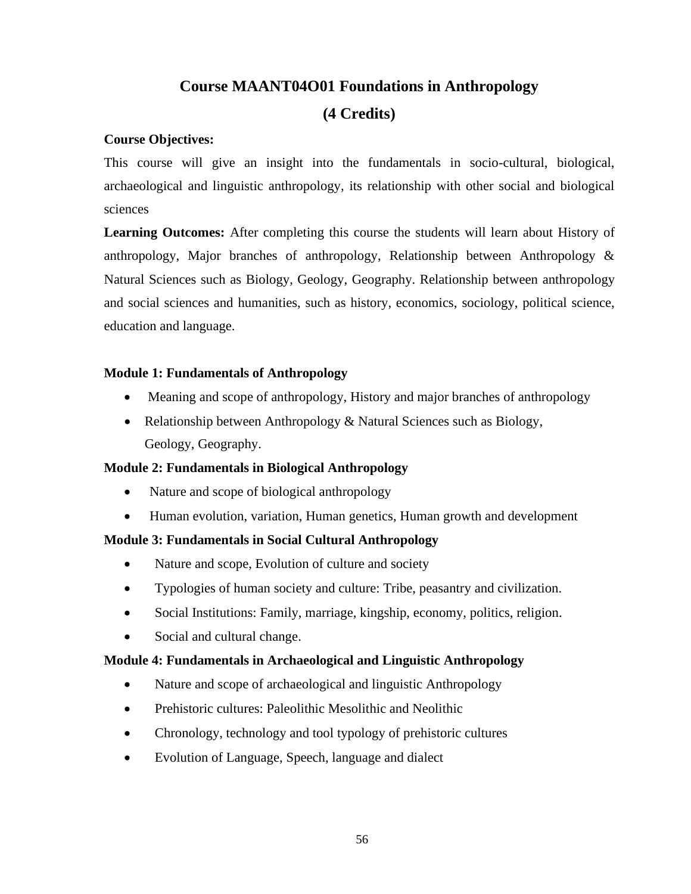# Course MAANT04O01 Foundations in Anthropology

# (4 Credits)

**Course Objectives:**

This course will give an insight into the fundamentals in socio-cultural, biological, archaeological and linguistic anthropology, its relationship with other social and biological sciences

**Learning Outcomes:** After completing this course the students will learn about History of anthropology, Major branches of anthropology, Relationship between Anthropology & Natural Sciences such as Biology, Geology, Geography. Relationship between anthropology and social sciences and humanities, such as history, economics, sociology, political science, education and language.

**Module 1: Fundamentals of Anthropology**

- Meaning and scope of anthropology, History and major branches of anthropology
- Relationship between Anthropology & Natural Sciences such as Biology, Geology, Geography.

**Module 2: Fundamentals in Biological Anthropology**

- Nature and scope of biological anthropology
- Human evolution, variation, Human genetics, Human growth and development

**Module 3: Fundamentals in Social Cultural Anthropology**

- Nature and scope, Evolution of culture and society
- Typologies of human society and culture: Tribe, peasantry and civilization.
- Social Institutions: Family, marriage, kingship, economy, politics, religion.
- Social and cultural change.

**Module 4: Fundamentals in Archaeological and Linguistic Anthropology**

- Nature and scope of archaeological and linguistic Anthropology
- Prehistoric cultures: Paleolithic Mesolithic and Neolithic
- Chronology, technology and tool typology of prehistoric cultures
- Evolution of Language, Speech, language and dialect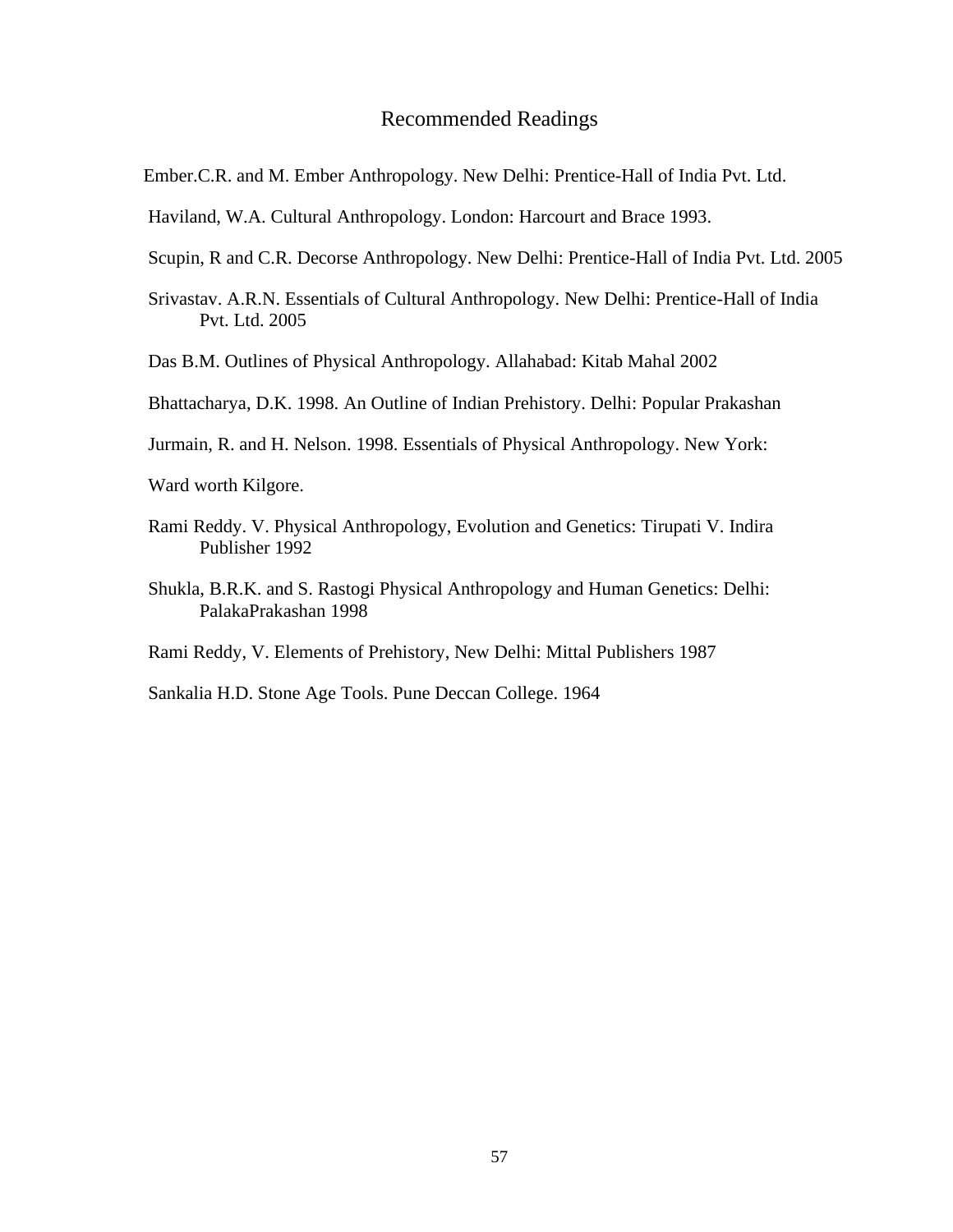# Recommended Readings

Ember.C.R. and M. Ember Anthropology. New Delhi: Prentice-Hall of India Pvt. Ltd.

Haviland, W.A. Cultural Anthropology. London: Harcourt and Brace 1993.

Scupin, R and C.R. Decorse Anthropology. New Delhi: Prentice-Hall of India Pvt. Ltd. 2005

Srivastav. A.R.N. Essentials of Cultural Anthropology. New Delhi: Prentice-Hall of India Pvt. Ltd. 2005

Das B.M. Outlines of Physical Anthropology. Allahabad: Kitab Mahal 2002

Bhattacharya, D.K. 1998. An Outline of Indian Prehistory. Delhi: Popular Prakashan

Jurmain, R. and H. Nelson. 1998. Essentials of Physical Anthropology. New York:

Ward worth Kilgore.

Rami Reddy. V. Physical Anthropology, Evolution and Genetics: Tirupati V. Indira Publisher 1992

Shukla, B.R.K. and S. Rastogi Physical Anthropology and Human Genetics: Delhi: PalakaPrakashan 1998

Rami Reddy, V. Elements of Prehistory, New Delhi: Mittal Publishers 1987

Sankalia H.D. Stone Age Tools. Pune Deccan College. 1964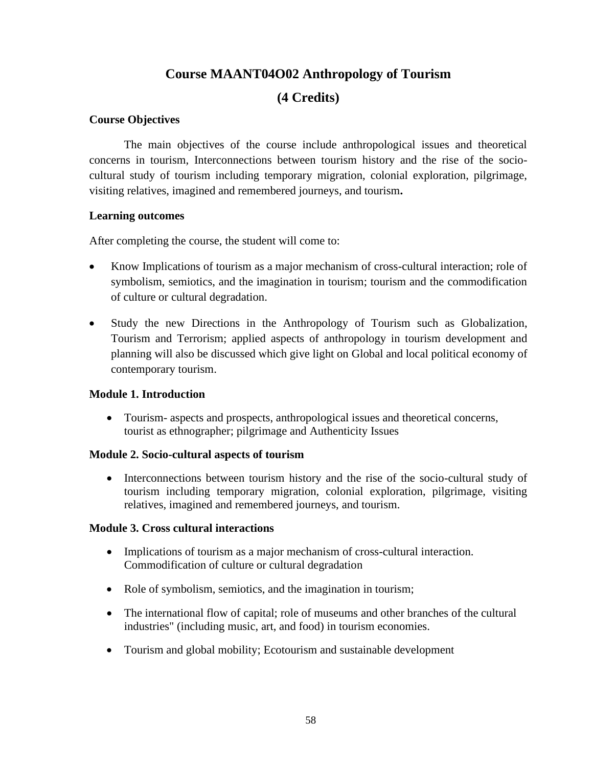# Course MAANT04O02 Anthropology of Tourism

## (4 Credits)

**Course Objectives**

The main objectives of the course include anthropological issues and theoretical concerns in tourism, Interconnections between tourism history and the rise of the socio-cultural study of tourism including temporary migration, colonial exploration, pilgrimage, visiting relatives, imagined and remembered journeys, and tourism**.**

**Learning outcomes**

After completing the course, the student will come to:

- Know Implications of tourism as a major mechanism of cross-cultural interaction; role of symbolism, semiotics, and the imagination in tourism; tourism and the commodification of culture or cultural degradation.
- Study the new Directions in the Anthropology of Tourism such as Globalization, Tourism and Terrorism; applied aspects of anthropology in tourism development and planning will also be discussed which give light on Global and local political economy of contemporary tourism.

**Module 1. Introduction**

- Tourism- aspects and prospects, anthropological issues and theoretical concerns, tourist as ethnographer; pilgrimage and Authenticity Issues

**Module 2. Socio-cultural aspects of tourism**

- Interconnections between tourism history and the rise of the socio-cultural study of tourism including temporary migration, colonial exploration, pilgrimage, visiting relatives, imagined and remembered journeys, and tourism.

**Module 3. Cross cultural interactions**

- Implications of tourism as a major mechanism of cross-cultural interaction. Commodification of culture or cultural degradation
- Role of symbolism, semiotics, and the imagination in tourism;
- The international flow of capital; role of museums and other branches of the cultural industries" (including music, art, and food) in tourism economies.
- Tourism and global mobility; Ecotourism and sustainable development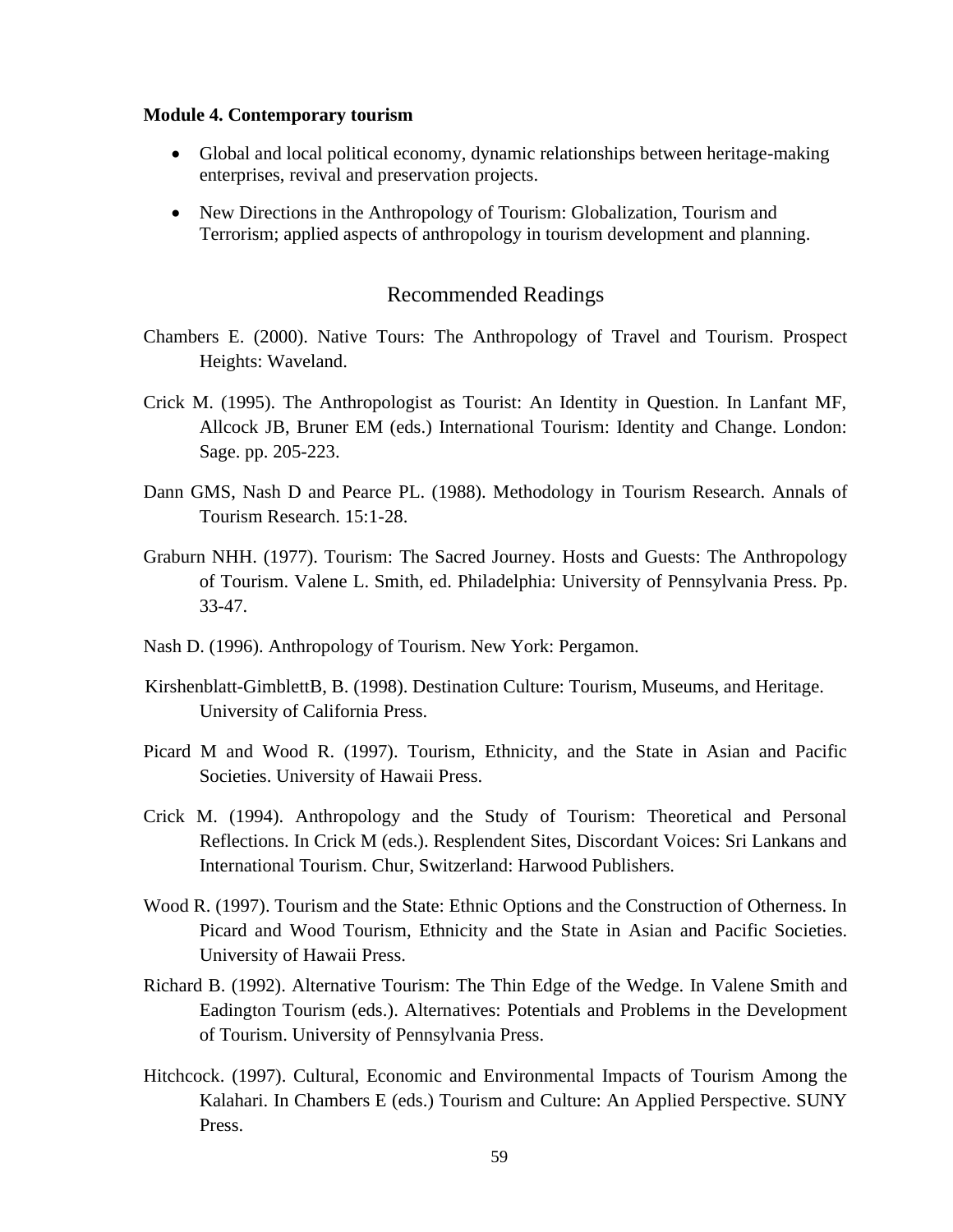**Module 4. Contemporary tourism**

- Global and local political economy, dynamic relationships between heritage-making enterprises, revival and preservation projects.
- New Directions in the Anthropology of Tourism: Globalization, Tourism and Terrorism; applied aspects of anthropology in tourism development and planning.

## Recommended Readings

Chambers E. (2000). Native Tours: The Anthropology of Travel and Tourism. Prospect Heights: Waveland.

Crick M. (1995). The Anthropologist as Tourist: An Identity in Question. In Lanfant MF, Allcock JB, Bruner EM (eds.) International Tourism: Identity and Change. London: Sage. pp. 205-223.

Dann GMS, Nash D and Pearce PL. (1988). Methodology in Tourism Research. Annals of Tourism Research. 15:1-28.

Graburn NHH. (1977). Tourism: The Sacred Journey. Hosts and Guests: The Anthropology of Tourism. Valene L. Smith, ed. Philadelphia: University of Pennsylvania Press. Pp. 33-47.

Nash D. (1996). Anthropology of Tourism. New York: Pergamon.

KirshenblattGimblettB, B. (1998). Destination Culture: Tourism, Museums, and Heritage. University of California Press.

Picard M and Wood R. (1997). Tourism, Ethnicity, and the State in Asian and Pacific Societies. University of Hawaii Press.

Crick M. (1994). Anthropology and the Study of Tourism: Theoretical and Personal Reflections. In Crick M (eds.). Resplendent Sites, Discordant Voices: Sri Lankans and International Tourism. Chur, Switzerland: Harwood Publishers.

Wood R. (1997). Tourism and the State: Ethnic Options and the Construction of Otherness. In Picard and Wood Tourism, Ethnicity and the State in Asian and Pacific Societies. University of Hawaii Press.

Richard B. (1992). Alternative Tourism: The Thin Edge of the Wedge. In Valene Smith and Eadington Tourism (eds.). Alternatives: Potentials and Problems in the Development of Tourism. University of Pennsylvania Press.

Hitchcock. (1997). Cultural, Economic and Environmental Impacts of Tourism Among the Kalahari. In Chambers E (eds.) Tourism and Culture: An Applied Perspective. SUNY Press.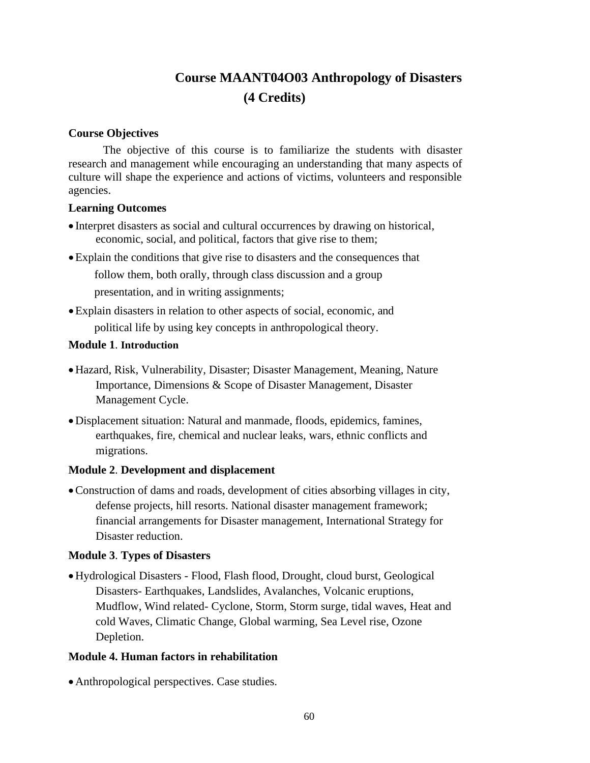# Course MAANT04O03 Anthropology of Disasters (4 Credits)

**Course Objectives**

The objective of this course is to familiarize the students with disaster research and management while encouraging an understanding that many aspects of culture will shape the experience and actions of victims, volunteers and responsible agencies.

**Learning Outcomes**

- Interpret disasters as social and cultural occurrences by drawing on historical, economic, social, and political, factors that give rise to them;
- Explain the conditions that give rise to disasters and the consequences that follow them, both orally, through class discussion and a group presentation, and in writing assignments;
- Explain disasters in relation to other aspects of social, economic, and political life by using key concepts in anthropological theory.

**Module 1**. **Introduction**

- Hazard, Risk, Vulnerability, Disaster; Disaster Management, Meaning, Nature Importance, Dimensions & Scope of Disaster Management, Disaster Management Cycle.
- Displacement situation: Natural and manmade, floods, epidemics, famines, earthquakes, fire, chemical and nuclear leaks, wars, ethnic conflicts and migrations.

**Module 2**. **Development and displacement**

- Construction of dams and roads, development of cities absorbing villages in city, defense projects, hill resorts. National disaster management framework; financial arrangements for Disaster management, International Strategy for Disaster reduction.

**Module 3**. **Types of Disasters**

- Hydrological Disasters - Flood, Flash flood, Drought, cloud burst, Geological Disasters- Earthquakes, Landslides, Avalanches, Volcanic eruptions, Mudflow, Wind related- Cyclone, Storm, Storm surge, tidal waves, Heat and cold Waves, Climatic Change, Global warming, Sea Level rise, Ozone Depletion.

**Module 4. Human factors in rehabilitation**

- Anthropological perspectives. Case studies.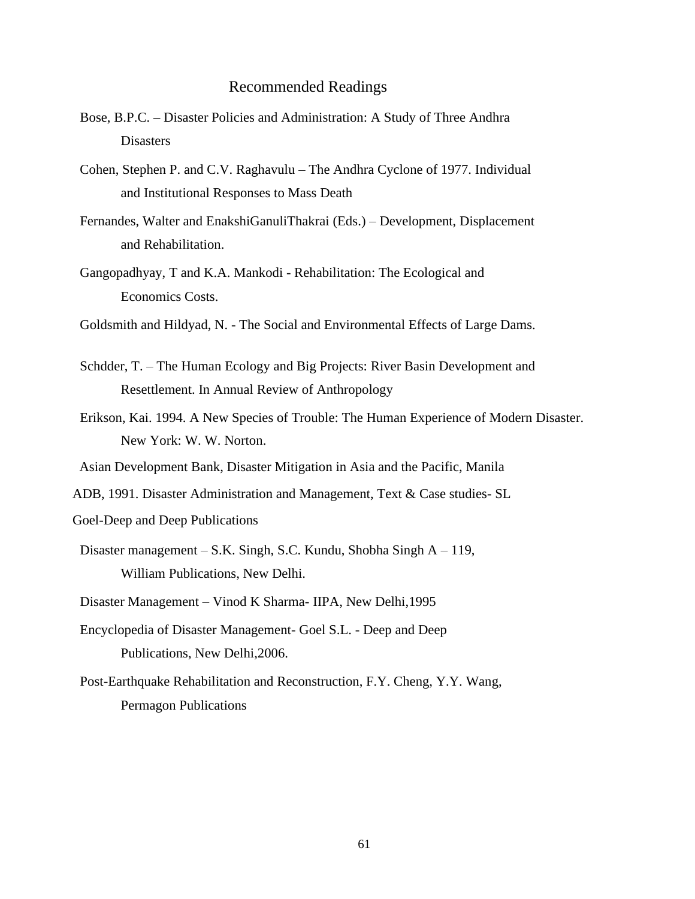## Recommended Readings

Bose, B.P.C. – Disaster Policies and Administration: A Study of Three Andhra Disasters

Cohen, Stephen P. and C.V. Raghavulu – The Andhra Cyclone of 1977. Individual and Institutional Responses to Mass Death

Fernandes, Walter and EnakshiGanuliThakrai (Eds.) – Development, Displacement and Rehabilitation.

Gangopadhyay, T and K.A. Mankodi - Rehabilitation: The Ecological and Economics Costs.

Goldsmith and Hildyad, N. - The Social and Environmental Effects of Large Dams.

Schdder, T. – The Human Ecology and Big Projects: River Basin Development and Resettlement. In Annual Review of Anthropology

Erikson, Kai. 1994. A New Species of Trouble: The Human Experience of Modern Disaster. New York: W. W. Norton.

Asian Development Bank, Disaster Mitigation in Asia and the Pacific, Manila

ADB, 1991. Disaster Administration and Management, Text & Case studies- SL

Goel-Deep and Deep Publications

Disaster management – S.K. Singh, S.C. Kundu, Shobha Singh A – 119, William Publications, New Delhi.

Disaster Management – Vinod K Sharma- IIPA, New Delhi,1995

Encyclopedia of Disaster Management- Goel S.L. - Deep and Deep Publications, New Delhi,2006.

Post-Earthquake Rehabilitation and Reconstruction, F.Y. Cheng, Y.Y. Wang, Permagon Publications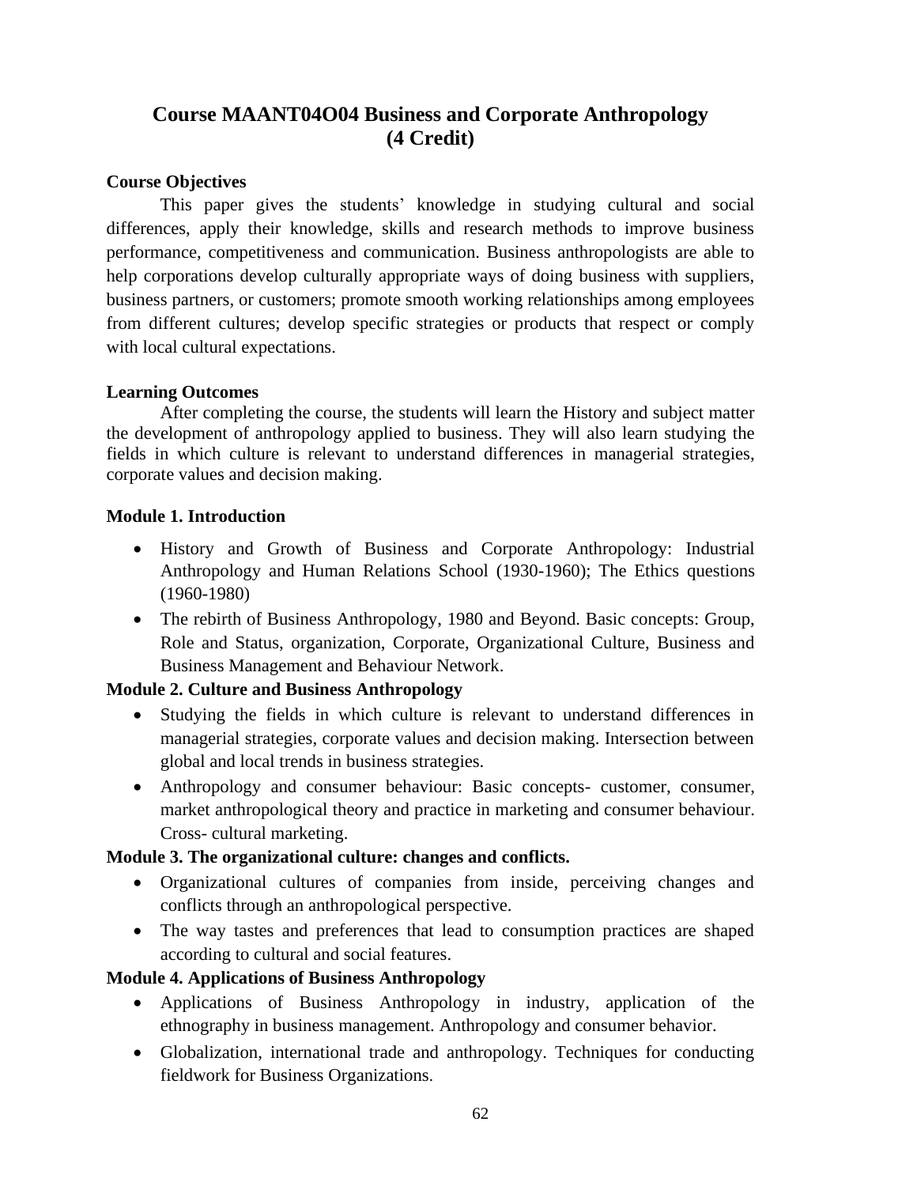# Course MAANT04O04 Business and Corporate Anthropology (4 Credit)

**Course Objectives**

This paper gives the students' knowledge in studying cultural and social differences, apply their knowledge, skills and research methods to improve business performance, competitiveness and communication. Business anthropologists are able to help corporations develop culturally appropriate ways of doing business with suppliers, business partners, or customers; promote smooth working relationships among employees from different cultures; develop specific strategies or products that respect or comply with local cultural expectations.

**Learning Outcomes**

After completing the course, the students will learn the History and subject matter the development of anthropology applied to business. They will also learn studying the fields in which culture is relevant to understand differences in managerial strategies, corporate values and decision making.

**Module 1. Introduction**

- History and Growth of Business and Corporate Anthropology: Industrial Anthropology and Human Relations School (1930-1960); The Ethics questions (1960-1980)
- The rebirth of Business Anthropology, 1980 and Beyond. Basic concepts: Group, Role and Status, organization, Corporate, Organizational Culture, Business and Business Management and Behaviour Network.

**Module 2. Culture and Business Anthropology**

- Studying the fields in which culture is relevant to understand differences in managerial strategies, corporate values and decision making. Intersection between global and local trends in business strategies.
- Anthropology and consumer behaviour: Basic concepts- customer, consumer, market anthropological theory and practice in marketing and consumer behaviour. Cross- cultural marketing.

**Module 3. The organizational culture: changes and conflicts.**

- Organizational cultures of companies from inside, perceiving changes and conflicts through an anthropological perspective.
- The way tastes and preferences that lead to consumption practices are shaped according to cultural and social features.

**Module 4. Applications of Business Anthropology**

- Applications of Business Anthropology in industry, application of the ethnography in business management. Anthropology and consumer behavior.
- Globalization, international trade and anthropology. Techniques for conducting fieldwork for Business Organizations.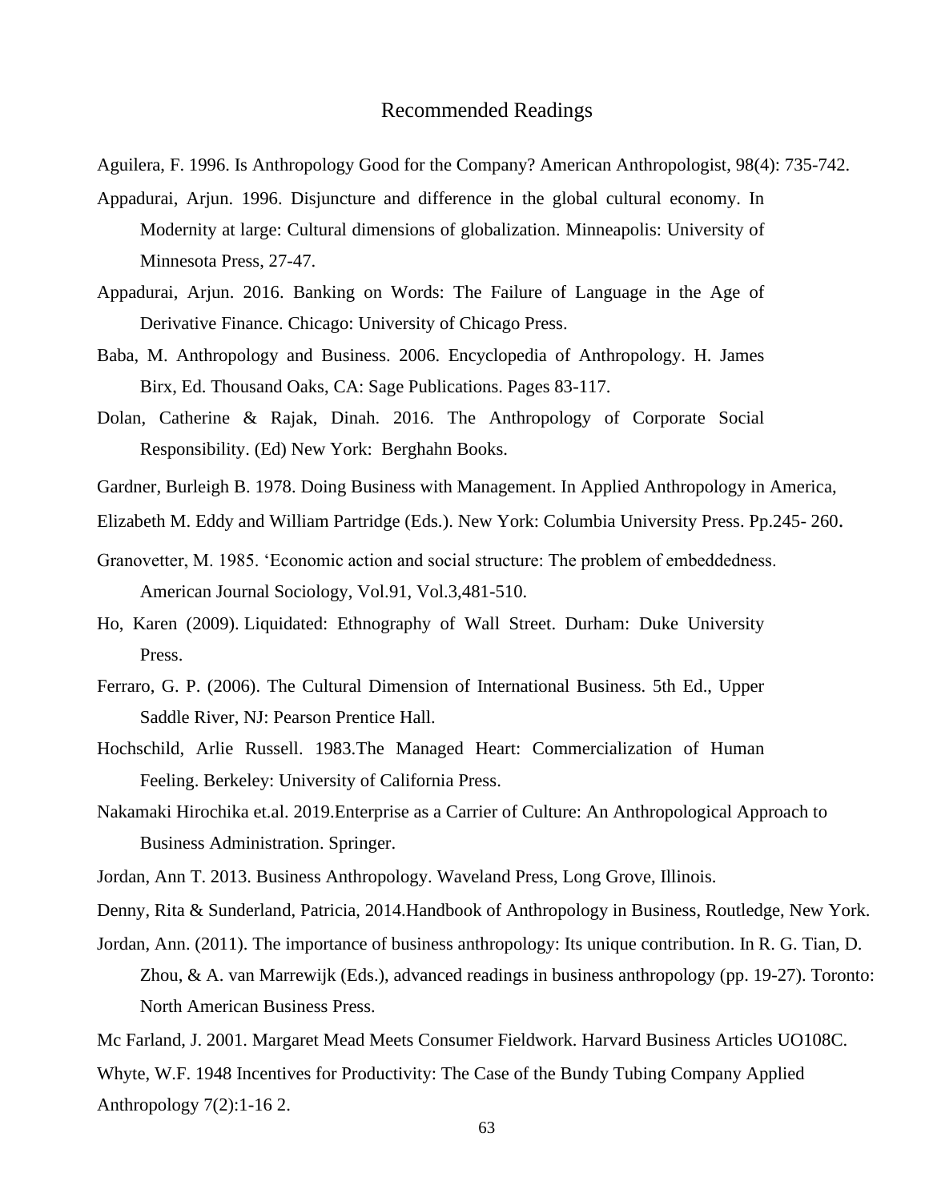## Recommended Readings

Aguilera, F. 1996. Is Anthropology Good for the Company? American Anthropologist, 98(4): 735-742.

Appadurai, Arjun. 1996. Disjuncture and difference in the global cultural economy. In Modernity at large: Cultural dimensions of globalization. Minneapolis: University of Minnesota Press, 27-47.

Appadurai, Arjun. 2016. Banking on Words: The Failure of Language in the Age of Derivative Finance. Chicago: University of Chicago Press.

Baba, M. Anthropology and Business. 2006. Encyclopedia of Anthropology. H. James Birx, Ed. Thousand Oaks, CA: Sage Publications. Pages 83-117.

Dolan, Catherine & Rajak, Dinah. 2016. The Anthropology of Corporate Social Responsibility. (Ed) New York: Berghahn Books.

Gardner, Burleigh B. 1978. Doing Business with Management. In Applied Anthropology in America, Elizabeth M. Eddy and William Partridge (Eds.). New York: Columbia University Press. Pp.245- 260.

Granovetter, M. 1985. 'Economic action and social structure: The problem of embeddedness. American Journal Sociology, Vol.91, Vol.3,481-510.

Ho, Karen (2009). Liquidated: Ethnography of Wall Street. Durham: Duke University Press.

Ferraro, G. P. (2006). The Cultural Dimension of International Business. 5th Ed., Upper Saddle River, NJ: Pearson Prentice Hall.

Hochschild, Arlie Russell. 1983.The Managed Heart: Commercialization of Human Feeling. Berkeley: University of California Press.

Nakamaki Hirochika et.al. 2019.Enterprise as a Carrier of Culture: An Anthropological Approach to Business Administration. Springer.

Jordan, Ann T. 2013. Business Anthropology. Waveland Press, Long Grove, Illinois.

Denny, Rita & Sunderland, Patricia, 2014.Handbook of Anthropology in Business, Routledge, New York.

Jordan, Ann. (2011). The importance of business anthropology: Its unique contribution. In R. G. Tian, D. Zhou, & A. van Marrewijk (Eds.), advanced readings in business anthropology (pp. 19-27). Toronto: North American Business Press.

Mc Farland, J. 2001. Margaret Mead Meets Consumer Fieldwork. Harvard Business Articles UO108C.

Whyte, W.F. 1948 Incentives for Productivity: The Case of the Bundy Tubing Company Applied Anthropology 7(2):1-16 2.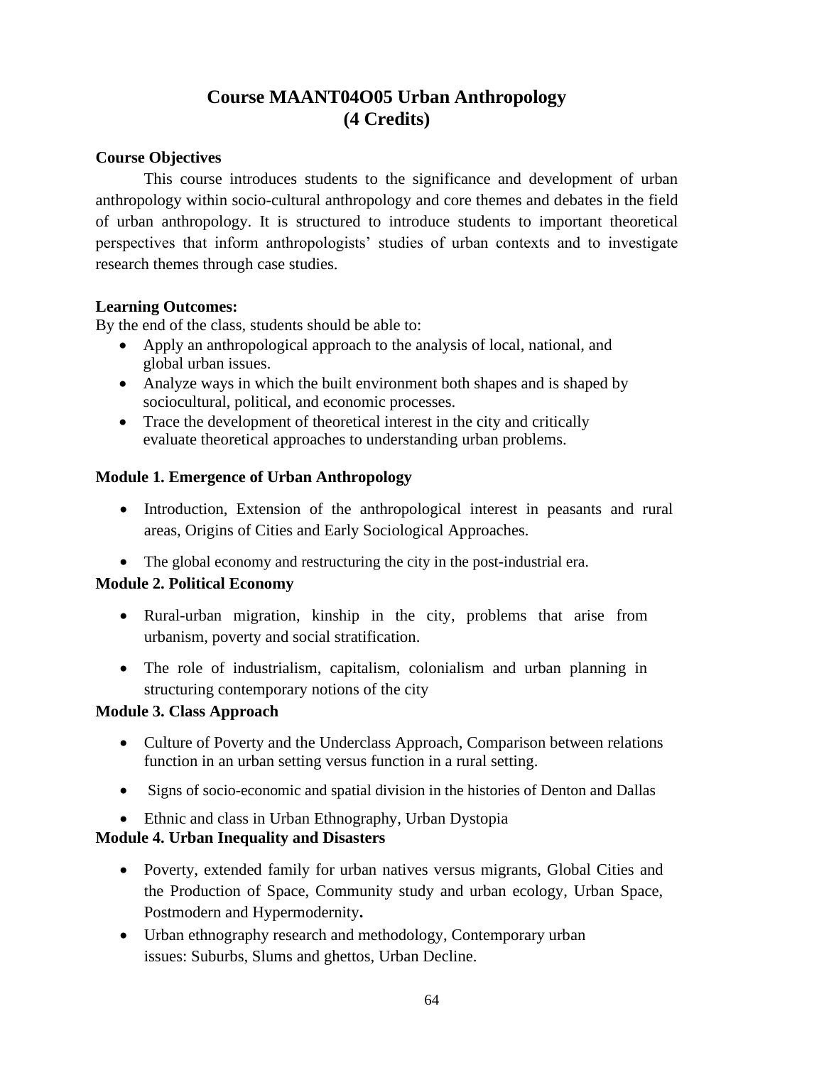# Course MAANT04O05 Urban Anthropology (4 Credits)

**Course Objectives**

This course introduces students to the significance and development of urban anthropology within socio-cultural anthropology and core themes and debates in the field of urban anthropology. It is structured to introduce students to important theoretical perspectives that inform anthropologists' studies of urban contexts and to investigate research themes through case studies.

**Learning Outcomes:**

By the end of the class, students should be able to:

- Apply an anthropological approach to the analysis of local, national, and global urban issues.
- Analyze ways in which the built environment both shapes and is shaped by sociocultural, political, and economic processes.
- Trace the development of theoretical interest in the city and critically evaluate theoretical approaches to understanding urban problems.

**Module 1. Emergence of Urban Anthropology**

- Introduction, Extension of the anthropological interest in peasants and rural areas, Origins of Cities and Early Sociological Approaches.
- The global economy and restructuring the city in the post-industrial era.

**Module 2. Political Economy**

- Rural-urban migration, kinship in the city, problems that arise from urbanism, poverty and social stratification.
- The role of industrialism, capitalism, colonialism and urban planning in structuring contemporary notions of the city

**Module 3. Class Approach**

- Culture of Poverty and the Underclass Approach, Comparison between relations function in an urban setting versus function in a rural setting.
- Signs of socio-economic and spatial division in the histories of Denton and Dallas
- Ethnic and class in Urban Ethnography, Urban Dystopia

**Module 4. Urban Inequality and Disasters**

- Poverty, extended family for urban natives versus migrants, Global Cities and the Production of Space, Community study and urban ecology, Urban Space, Postmodern and Hypermodernity**.**
- Urban ethnography research and methodology, Contemporary urban issues: Suburbs, Slums and ghettos, Urban Decline.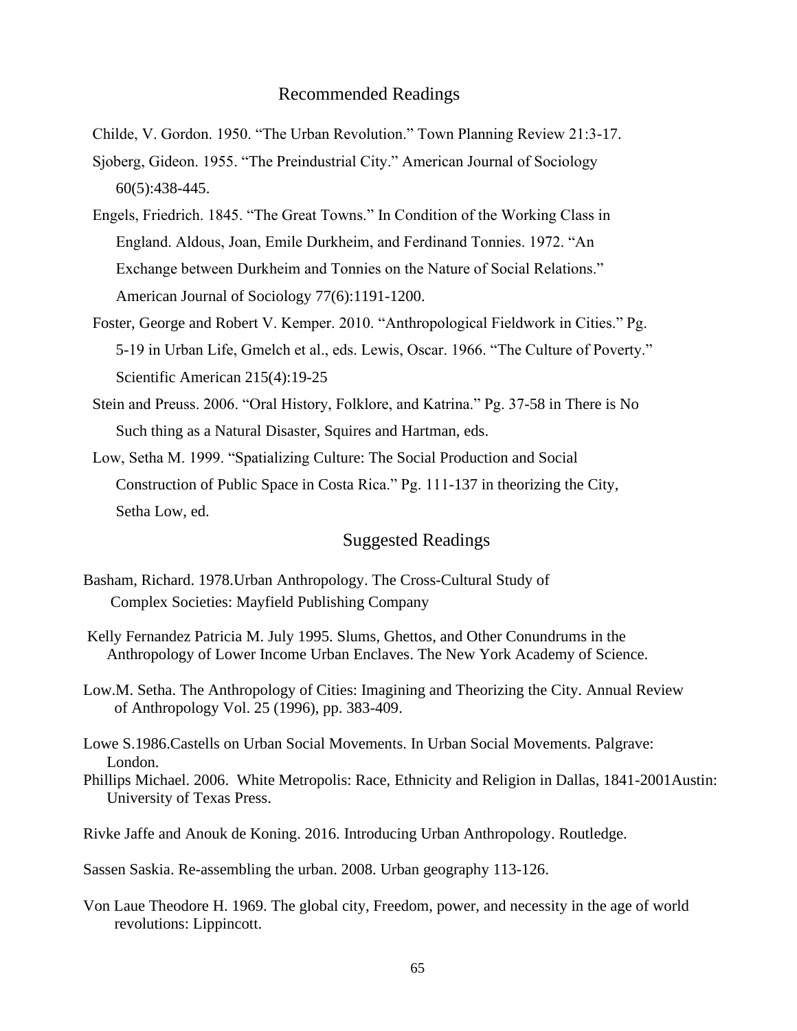## Recommended Readings

Childe, V. Gordon. 1950. “The Urban Revolution.” Town Planning Review 21:3-17.

Sjoberg, Gideon. 1955. “The Preindustrial City.” American Journal of Sociology 60(5):438-445.

Engels, Friedrich. 1845. “The Great Towns.” In Condition of the Working Class in England. Aldous, Joan, Emile Durkheim, and Ferdinand Tonnies. 1972. “An Exchange between Durkheim and Tonnies on the Nature of Social Relations.” American Journal of Sociology 77(6):1191-1200.

Foster, George and Robert V. Kemper. 2010. “Anthropological Fieldwork in Cities.” Pg. 5-19 in Urban Life, Gmelch et al., eds. Lewis, Oscar. 1966. “The Culture of Poverty.” Scientific American 215(4):19-25

Stein and Preuss. 2006. “Oral History, Folklore, and Katrina.” Pg. 37-58 in There is No Such thing as a Natural Disaster, Squires and Hartman, eds.

Low, Setha M. 1999. “Spatializing Culture: The Social Production and Social Construction of Public Space in Costa Rica.” Pg. 111-137 in theorizing the City, Setha Low, ed.

## Suggested Readings

Basham, Richard. 1978.Urban Anthropology. The Cross-Cultural Study of Complex Societies: Mayfield Publishing Company

Kelly Fernandez Patricia M. July 1995. Slums, Ghettos, and Other Conundrums in the Anthropology of Lower Income Urban Enclaves. The New York Academy of Science.

Low.M. Setha. The Anthropology of Cities: Imagining and Theorizing the City. Annual Review of Anthropology Vol. 25 (1996), pp. 383-409.

Lowe S.1986.Castells on Urban Social Movements. In Urban Social Movements. Palgrave: London.

Phillips Michael. 2006. White Metropolis: Race, Ethnicity and Religion in Dallas, 1841-2001Austin: University of Texas Press.

Rivke Jaffe and Anouk de Koning. 2016. Introducing Urban Anthropology. Routledge.

Sassen Saskia. Re-assembling the urban. 2008. Urban geography 113-126.

Von Laue Theodore H. 1969. The global city, Freedom, power, and necessity in the age of world revolutions: Lippincott.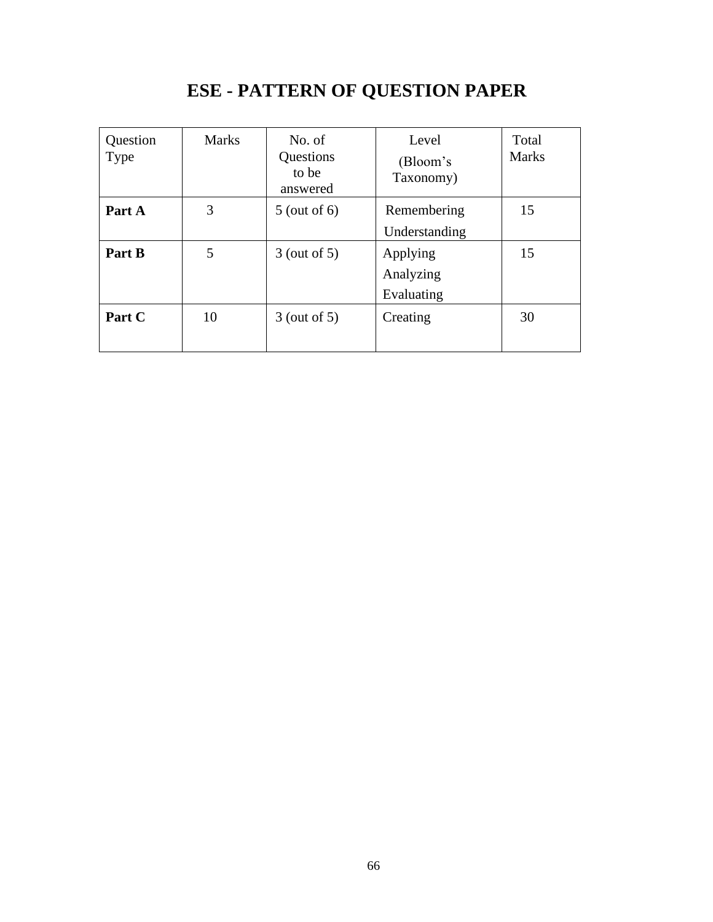# ESE - PATTERN OF QUESTION PAPER

| Question Type | Marks | No. of Questions to be answered | Level (Bloom's Taxonomy) | Total Marks |
|---|---|---|---|---|
| **Part A** | 3 | 5 (out of 6) | Remembering<br>Understanding | 15 |
| **Part B** | 5 | 3 (out of 5) | Applying<br>Analyzing<br>Evaluating | 15 |
| **Part C** | 10 | 3 (out of 5) | Creating | 30 |